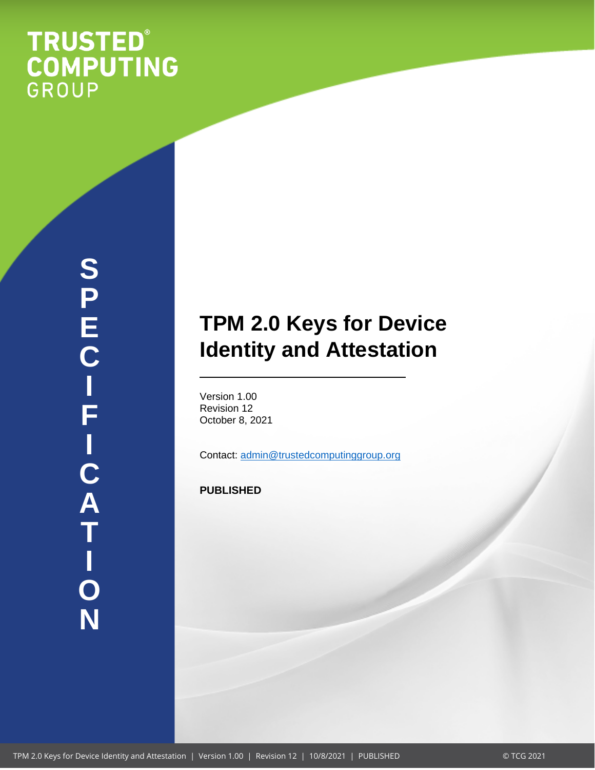TRUSTED® COMPUTING GROUP

SPECIFICATION

# TPM 2.0 Keys for Device Identity and Attestation

Version 1.00
Revision 12
October 8, 2021

Contact: admin@trustedcomputinggroup.org

**PUBLISHED**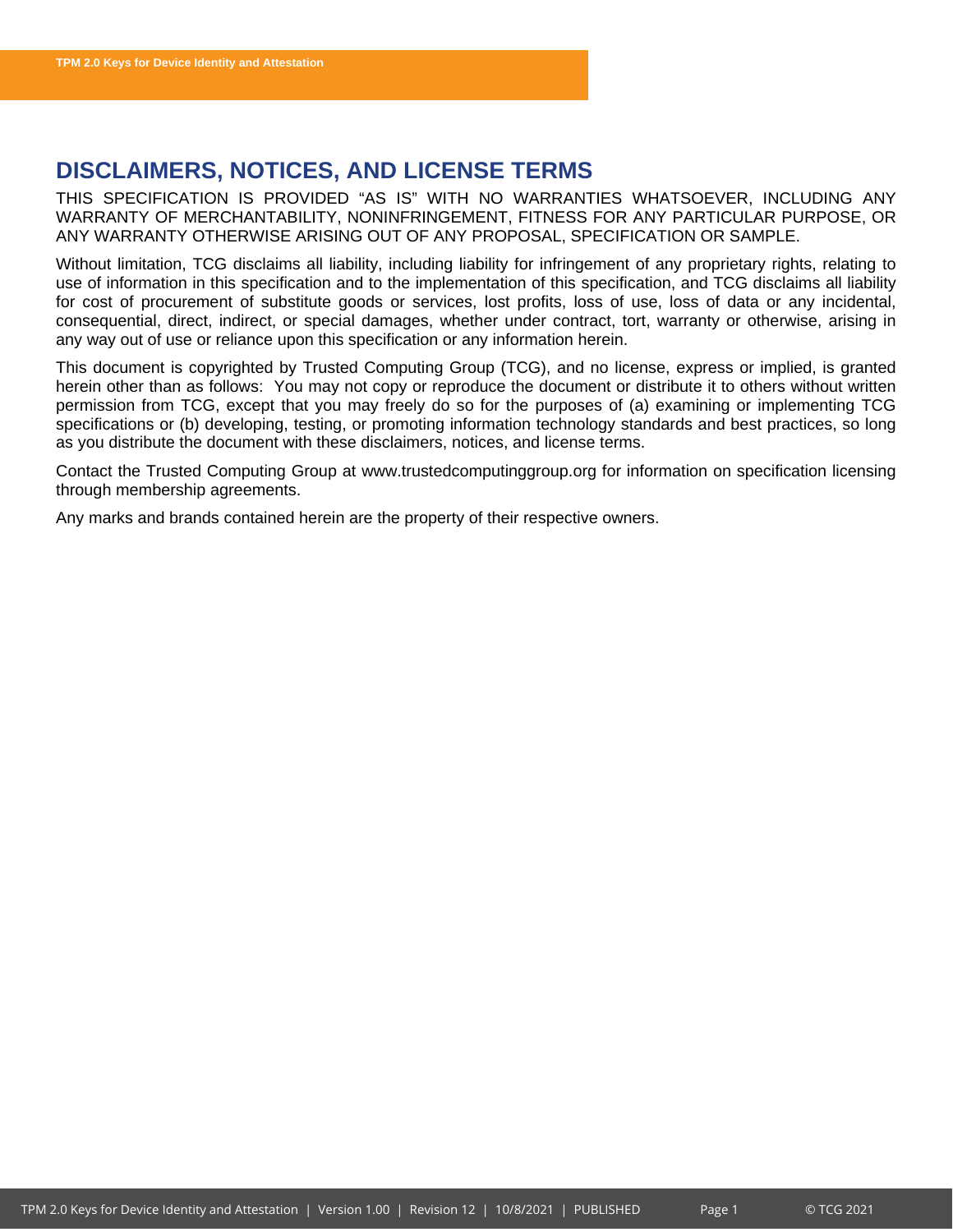## DISCLAIMERS, NOTICES, AND LICENSE TERMS

THIS SPECIFICATION IS PROVIDED “AS IS” WITH NO WARRANTIES WHATSOEVER, INCLUDING ANY WARRANTY OF MERCHANTABILITY, NONINFRINGEMENT, FITNESS FOR ANY PARTICULAR PURPOSE, OR ANY WARRANTY OTHERWISE ARISING OUT OF ANY PROPOSAL, SPECIFICATION OR SAMPLE.

Without limitation, TCG disclaims all liability, including liability for infringement of any proprietary rights, relating to use of information in this specification and to the implementation of this specification, and TCG disclaims all liability for cost of procurement of substitute goods or services, lost profits, loss of use, loss of data or any incidental, consequential, direct, indirect, or special damages, whether under contract, tort, warranty or otherwise, arising in any way out of use or reliance upon this specification or any information herein.

This document is copyrighted by Trusted Computing Group (TCG), and no license, express or implied, is granted herein other than as follows: You may not copy or reproduce the document or distribute it to others without written permission from TCG, except that you may freely do so for the purposes of (a) examining or implementing TCG specifications or (b) developing, testing, or promoting information technology standards and best practices, so long as you distribute the document with these disclaimers, notices, and license terms.

Contact the Trusted Computing Group at www.trustedcomputinggroup.org for information on specification licensing through membership agreements.

Any marks and brands contained herein are the property of their respective owners.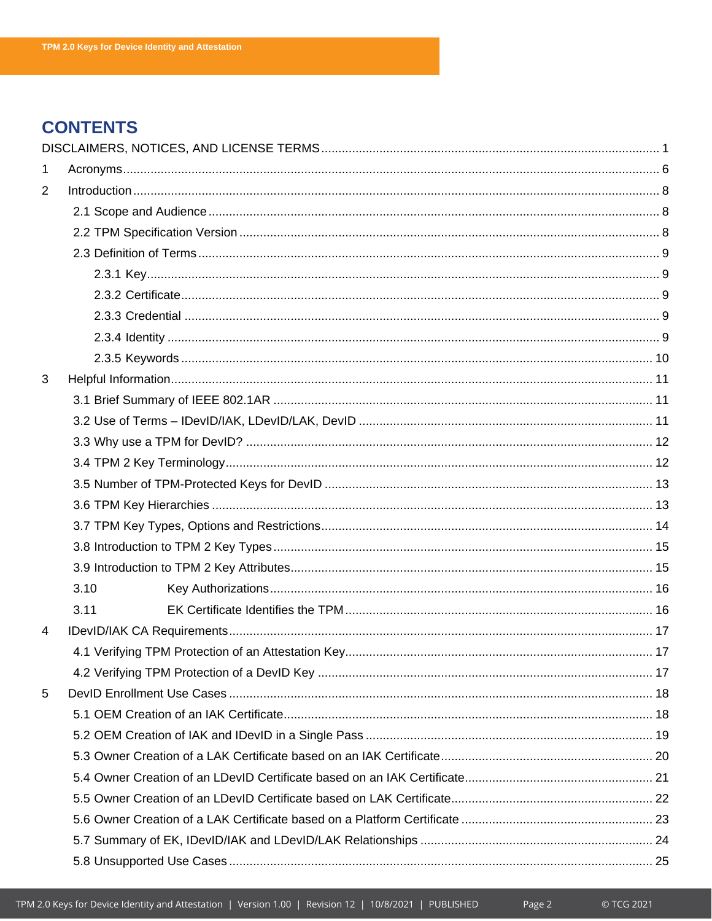# CONTENTS

DISCLAIMERS, NOTICES, AND LICENSE TERMS .................................................. 1

1 Acronyms .................................................. 6

2 Introduction .................................................. 8

- 2.1 Scope and Audience .................................................. 8
- 2.2 TPM Specification Version .................................................. 8
- 2.3 Definition of Terms .................................................. 9
  - 2.3.1 Key .................................................. 9
  - 2.3.2 Certificate .................................................. 9
  - 2.3.3 Credential .................................................. 9
  - 2.3.4 Identity .................................................. 9
  - 2.3.5 Keywords .................................................. 10

3 Helpful Information .................................................. 11

- 3.1 Brief Summary of IEEE 802.1AR .................................................. 11
- 3.2 Use of Terms – IDevID/IAK, LDevID/LAK, DevID .................................................. 11
- 3.3 Why use a TPM for DevID? .................................................. 12
- 3.4 TPM 2 Key Terminology .................................................. 12
- 3.5 Number of TPM-Protected Keys for DevID .................................................. 13
- 3.6 TPM Key Hierarchies .................................................. 13
- 3.7 TPM Key Types, Options and Restrictions .................................................. 14
- 3.8 Introduction to TPM 2 Key Types .................................................. 15
- 3.9 Introduction to TPM 2 Key Attributes .................................................. 15
- 3.10 Key Authorizations .................................................. 16
- 3.11 EK Certificate Identifies the TPM .................................................. 16

4 IDevID/IAK CA Requirements .................................................. 17

- 4.1 Verifying TPM Protection of an Attestation Key .................................................. 17
- 4.2 Verifying TPM Protection of a DevID Key .................................................. 17

5 DevID Enrollment Use Cases .................................................. 18

- 5.1 OEM Creation of an IAK Certificate .................................................. 18
- 5.2 OEM Creation of IAK and IDevID in a Single Pass .................................................. 19
- 5.3 Owner Creation of a LAK Certificate based on an IAK Certificate .................................................. 20
- 5.4 Owner Creation of an LDevID Certificate based on an IAK Certificate .................................................. 21
- 5.5 Owner Creation of an LDevID Certificate based on LAK Certificate .................................................. 22
- 5.6 Owner Creation of a LAK Certificate based on a Platform Certificate .................................................. 23
- 5.7 Summary of EK, IDevID/IAK and LDevID/LAK Relationships .................................................. 24
- 5.8 Unsupported Use Cases .................................................. 25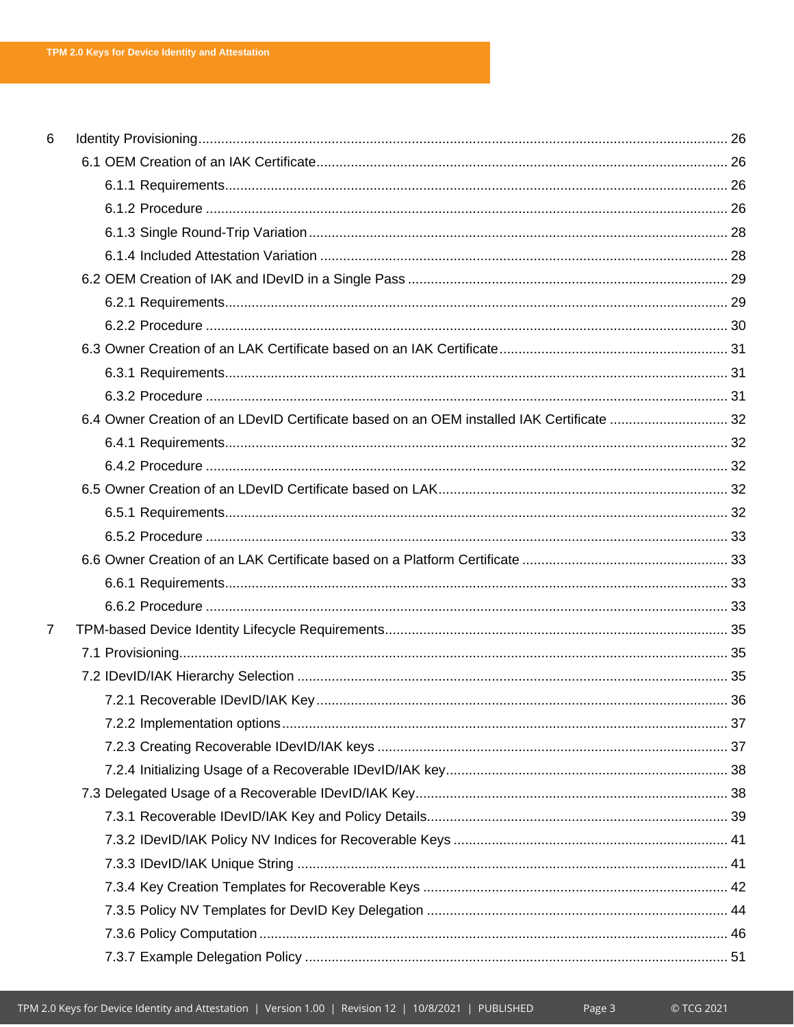6 Identity Provisioning .......... 26
- 6.1 OEM Creation of an IAK Certificate .......... 26
  - 6.1.1 Requirements .......... 26
  - 6.1.2 Procedure .......... 26
  - 6.1.3 Single Round-Trip Variation .......... 28
  - 6.1.4 Included Attestation Variation .......... 28
- 6.2 OEM Creation of IAK and IDevID in a Single Pass .......... 29
  - 6.2.1 Requirements .......... 29
  - 6.2.2 Procedure .......... 30
- 6.3 Owner Creation of an LAK Certificate based on an IAK Certificate .......... 31
  - 6.3.1 Requirements .......... 31
  - 6.3.2 Procedure .......... 31
- 6.4 Owner Creation of an LDevID Certificate based on an OEM installed IAK Certificate .......... 32
  - 6.4.1 Requirements .......... 32
  - 6.4.2 Procedure .......... 32
- 6.5 Owner Creation of an LDevID Certificate based on LAK .......... 32
  - 6.5.1 Requirements .......... 32
  - 6.5.2 Procedure .......... 33
- 6.6 Owner Creation of an LAK Certificate based on a Platform Certificate .......... 33
  - 6.6.1 Requirements .......... 33
  - 6.6.2 Procedure .......... 33

7 TPM-based Device Identity Lifecycle Requirements .......... 35
- 7.1 Provisioning .......... 35
- 7.2 IDevID/IAK Hierarchy Selection .......... 35
  - 7.2.1 Recoverable IDevID/IAK Key .......... 36
  - 7.2.2 Implementation options .......... 37
  - 7.2.3 Creating Recoverable IDevID/IAK keys .......... 37
  - 7.2.4 Initializing Usage of a Recoverable IDevID/IAK key .......... 38
- 7.3 Delegated Usage of a Recoverable IDevID/IAK Key .......... 38
  - 7.3.1 Recoverable IDevID/IAK Key and Policy Details .......... 39
  - 7.3.2 IDevID/IAK Policy NV Indices for Recoverable Keys .......... 41
  - 7.3.3 IDevID/IAK Unique String .......... 41
  - 7.3.4 Key Creation Templates for Recoverable Keys .......... 42
  - 7.3.5 Policy NV Templates for DevID Key Delegation .......... 44
  - 7.3.6 Policy Computation .......... 46
  - 7.3.7 Example Delegation Policy .......... 51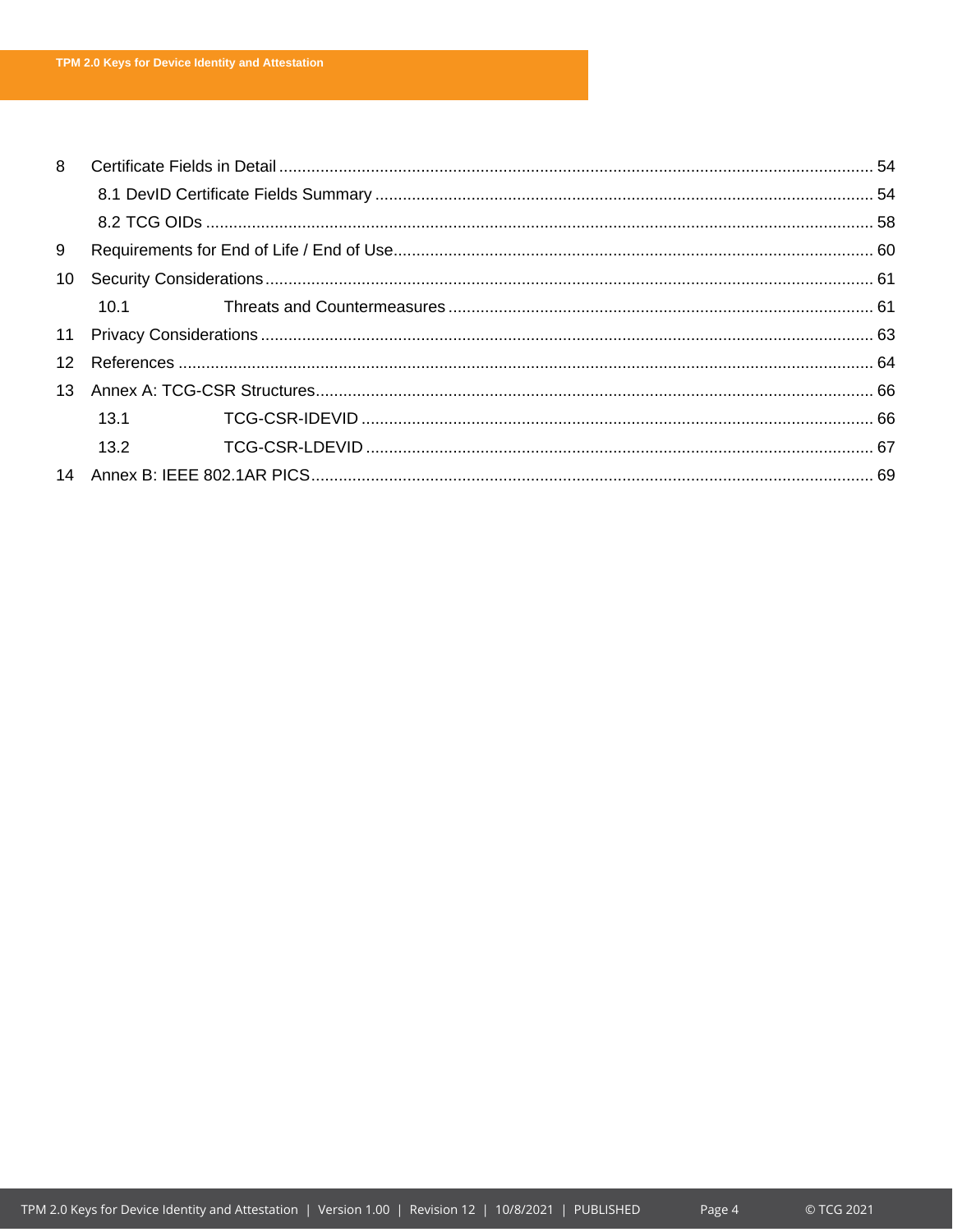8 Certificate Fields in Detail ............................................................................................................................ 54

8.1 DevID Certificate Fields Summary ............................................................................................ 54

8.2 TCG OIDs ................................................................................................................................. 58

9 Requirements for End of Life / End of Use........................................................................................ 60

10 Security Considerations ................................................................................................................... 61

10.1 Threats and Countermeasures ............................................................................................ 61

11 Privacy Considerations .................................................................................................................... 63

12 References ...................................................................................................................................... 64

13 Annex A: TCG-CSR Structures........................................................................................................ 66

13.1 TCG-CSR-IDEVID ............................................................................................................... 66

13.2 TCG-CSR-LDEVID .............................................................................................................. 67

14 Annex B: IEEE 802.1AR PICS.......................................................................................................... 69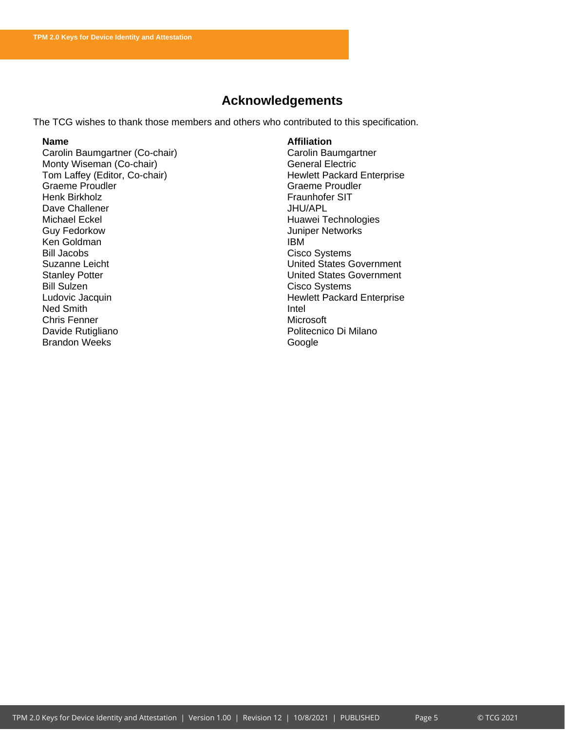# Acknowledgements

The TCG wishes to thank those members and others who contributed to this specification.

| Name | Affiliation |
| --- | --- |
| Carolin Baumgartner (Co-chair) | Carolin Baumgartner |
| Monty Wiseman (Co-chair) | General Electric |
| Tom Laffey (Editor, Co-chair) | Hewlett Packard Enterprise |
| Graeme Proudler | Graeme Proudler |
| Henk Birkholz | Fraunhofer SIT |
| Dave Challener | JHU/APL |
| Michael Eckel | Huawei Technologies |
| Guy Fedorkow | Juniper Networks |
| Ken Goldman | IBM |
| Bill Jacobs | Cisco Systems |
| Suzanne Leicht | United States Government |
| Stanley Potter | United States Government |
| Bill Sulzen | Cisco Systems |
| Ludovic Jacquin | Hewlett Packard Enterprise |
| Ned Smith | Intel |
| Chris Fenner | Microsoft |
| Davide Rutigliano | Politecnico Di Milano |
| Brandon Weeks | Google |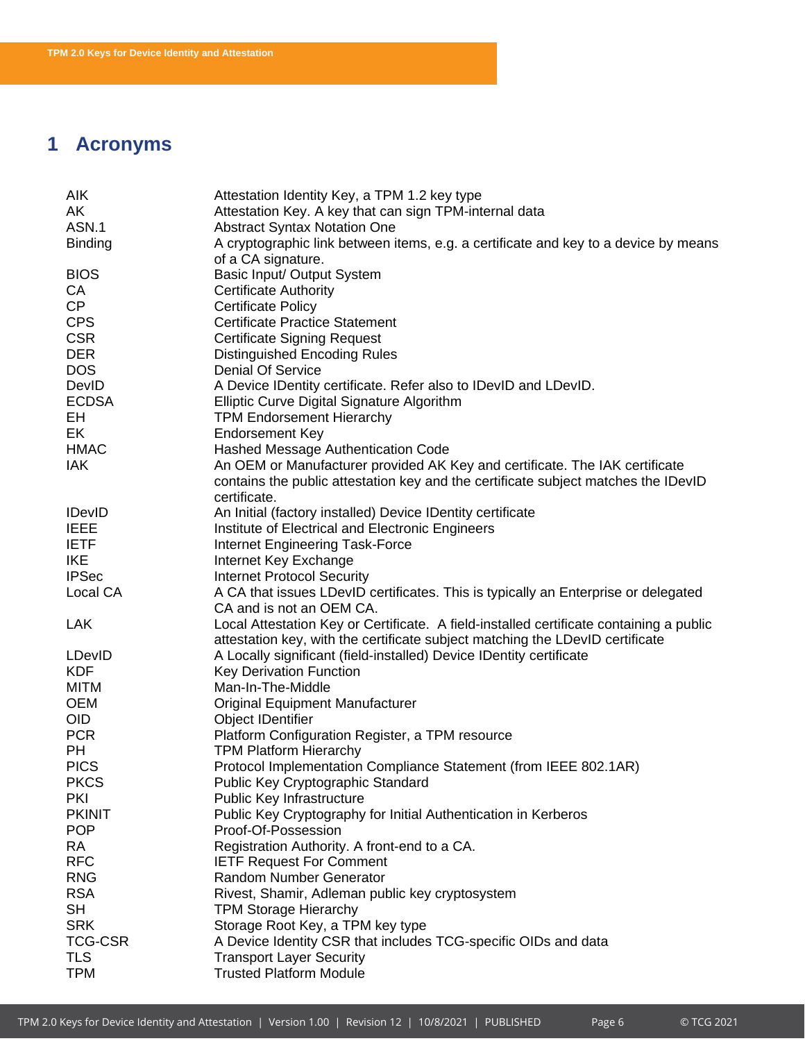# 1 Acronyms

| | |
|---|---|
| AIK | Attestation Identity Key, a TPM 1.2 key type |
| AK | Attestation Key. A key that can sign TPM-internal data |
| ASN.1 | Abstract Syntax Notation One |
| Binding | A cryptographic link between items, e.g. a certificate and key to a device by means of a CA signature. |
| BIOS | Basic Input/ Output System |
| CA | Certificate Authority |
| CP | Certificate Policy |
| CPS | Certificate Practice Statement |
| CSR | Certificate Signing Request |
| DER | Distinguished Encoding Rules |
| DOS | Denial Of Service |
| DevID | A Device IDentity certificate. Refer also to IDevID and LDevID. |
| ECDSA | Elliptic Curve Digital Signature Algorithm |
| EH | TPM Endorsement Hierarchy |
| EK | Endorsement Key |
| HMAC | Hashed Message Authentication Code |
| IAK | An OEM or Manufacturer provided AK Key and certificate. The IAK certificate contains the public attestation key and the certificate subject matches the IDevID certificate. |
| IDevID | An Initial (factory installed) Device IDentity certificate |
| IEEE | Institute of Electrical and Electronic Engineers |
| IETF | Internet Engineering Task-Force |
| IKE | Internet Key Exchange |
| IPSec | Internet Protocol Security |
| Local CA | A CA that issues LDevID certificates. This is typically an Enterprise or delegated CA and is not an OEM CA. |
| LAK | Local Attestation Key or Certificate. A field-installed certificate containing a public attestation key, with the certificate subject matching the LDevID certificate |
| LDevID | A Locally significant (field-installed) Device IDentity certificate |
| KDF | Key Derivation Function |
| MITM | Man-In-The-Middle |
| OEM | Original Equipment Manufacturer |
| OID | Object IDentifier |
| PCR | Platform Configuration Register, a TPM resource |
| PH | TPM Platform Hierarchy |
| PICS | Protocol Implementation Compliance Statement (from IEEE 802.1AR) |
| PKCS | Public Key Cryptographic Standard |
| PKI | Public Key Infrastructure |
| PKINIT | Public Key Cryptography for Initial Authentication in Kerberos |
| POP | Proof-Of-Possession |
| RA | Registration Authority. A front-end to a CA. |
| RFC | IETF Request For Comment |
| RNG | Random Number Generator |
| RSA | Rivest, Shamir, Adleman public key cryptosystem |
| SH | TPM Storage Hierarchy |
| SRK | Storage Root Key, a TPM key type |
| TCG-CSR | A Device Identity CSR that includes TCG-specific OIDs and data |
| TLS | Transport Layer Security |
| TPM | Trusted Platform Module |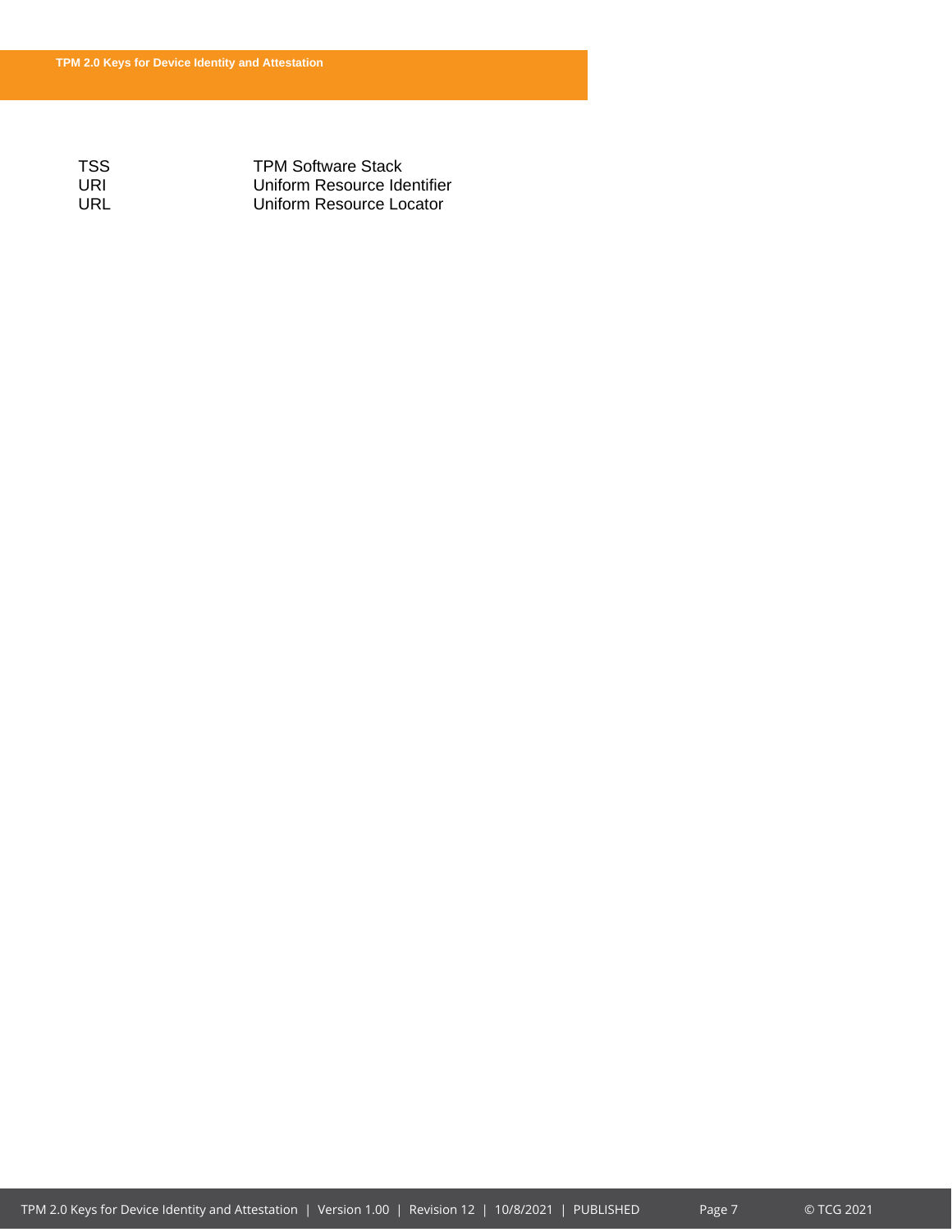| | |
|---|---|
| TSS | TPM Software Stack |
| URI | Uniform Resource Identifier |
| URL | Uniform Resource Locator |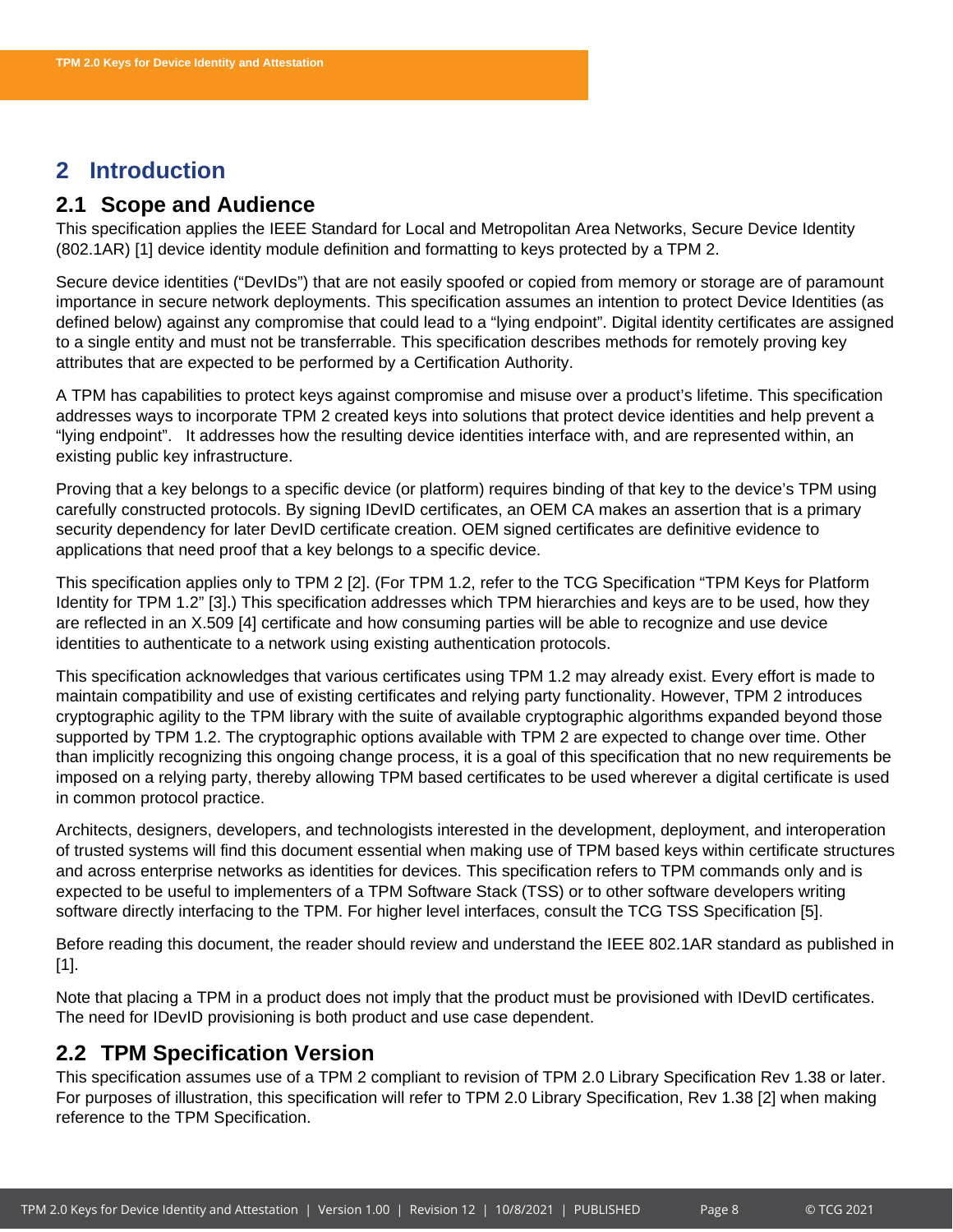# 2 Introduction

## 2.1 Scope and Audience

This specification applies the IEEE Standard for Local and Metropolitan Area Networks, Secure Device Identity (802.1AR) [1] device identity module definition and formatting to keys protected by a TPM 2.

Secure device identities ("DevIDs") that are not easily spoofed or copied from memory or storage are of paramount importance in secure network deployments. This specification assumes an intention to protect Device Identities (as defined below) against any compromise that could lead to a "lying endpoint". Digital identity certificates are assigned to a single entity and must not be transferrable. This specification describes methods for remotely proving key attributes that are expected to be performed by a Certification Authority.

A TPM has capabilities to protect keys against compromise and misuse over a product's lifetime. This specification addresses ways to incorporate TPM 2 created keys into solutions that protect device identities and help prevent a "lying endpoint". It addresses how the resulting device identities interface with, and are represented within, an existing public key infrastructure.

Proving that a key belongs to a specific device (or platform) requires binding of that key to the device's TPM using carefully constructed protocols. By signing IDevID certificates, an OEM CA makes an assertion that is a primary security dependency for later DevID certificate creation. OEM signed certificates are definitive evidence to applications that need proof that a key belongs to a specific device.

This specification applies only to TPM 2 [2]. (For TPM 1.2, refer to the TCG Specification "TPM Keys for Platform Identity for TPM 1.2" [3].) This specification addresses which TPM hierarchies and keys are to be used, how they are reflected in an X.509 [4] certificate and how consuming parties will be able to recognize and use device identities to authenticate to a network using existing authentication protocols.

This specification acknowledges that various certificates using TPM 1.2 may already exist. Every effort is made to maintain compatibility and use of existing certificates and relying party functionality. However, TPM 2 introduces cryptographic agility to the TPM library with the suite of available cryptographic algorithms expanded beyond those supported by TPM 1.2. The cryptographic options available with TPM 2 are expected to change over time. Other than implicitly recognizing this ongoing change process, it is a goal of this specification that no new requirements be imposed on a relying party, thereby allowing TPM based certificates to be used wherever a digital certificate is used in common protocol practice.

Architects, designers, developers, and technologists interested in the development, deployment, and interoperation of trusted systems will find this document essential when making use of TPM based keys within certificate structures and across enterprise networks as identities for devices. This specification refers to TPM commands only and is expected to be useful to implementers of a TPM Software Stack (TSS) or to other software developers writing software directly interfacing to the TPM. For higher level interfaces, consult the TCG TSS Specification [5].

Before reading this document, the reader should review and understand the IEEE 802.1AR standard as published in [1].

Note that placing a TPM in a product does not imply that the product must be provisioned with IDevID certificates. The need for IDevID provisioning is both product and use case dependent.

## 2.2 TPM Specification Version

This specification assumes use of a TPM 2 compliant to revision of TPM 2.0 Library Specification Rev 1.38 or later. For purposes of illustration, this specification will refer to TPM 2.0 Library Specification, Rev 1.38 [2] when making reference to the TPM Specification.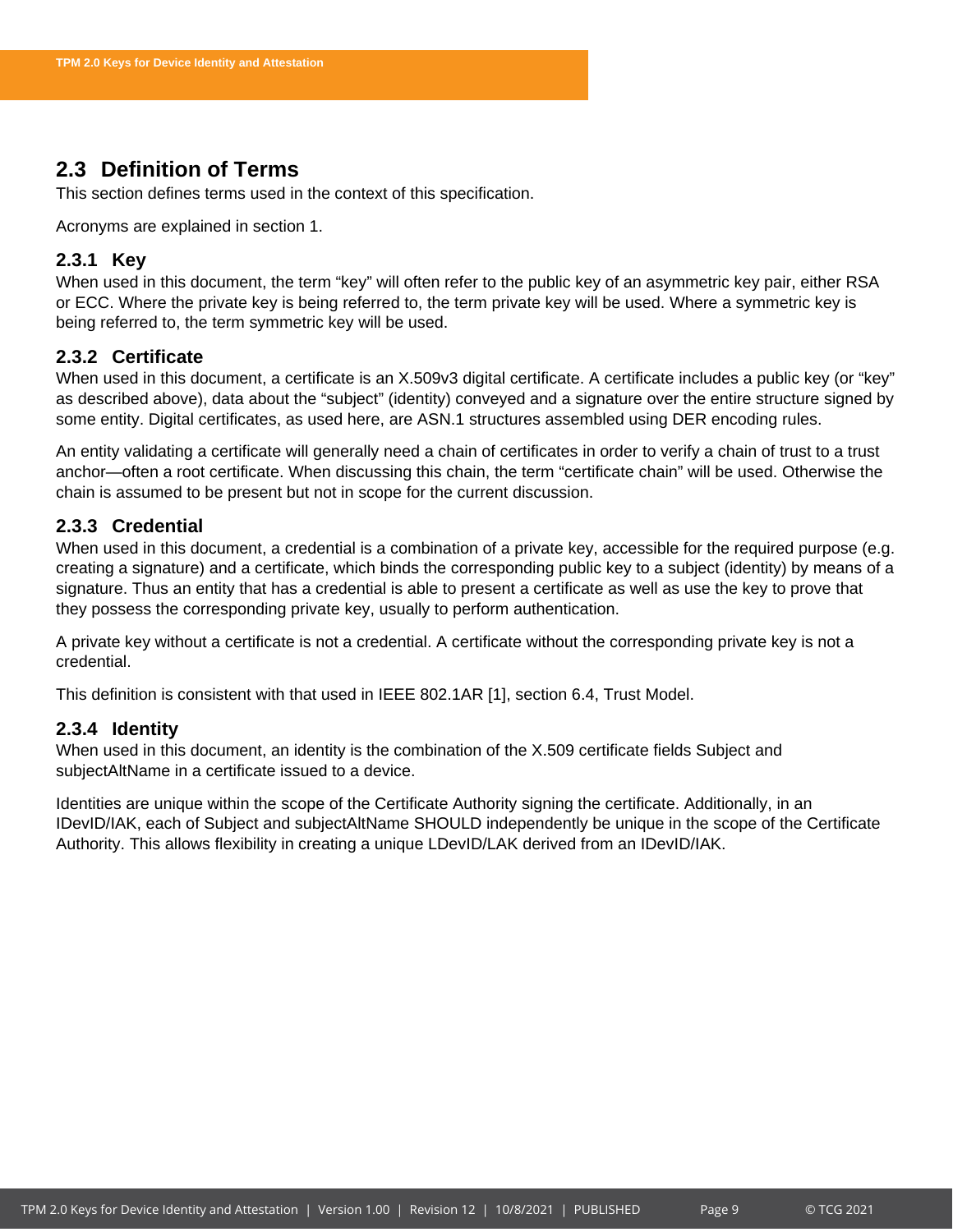## 2.3 Definition of Terms

This section defines terms used in the context of this specification.

Acronyms are explained in section 1.

### 2.3.1 Key

When used in this document, the term “key” will often refer to the public key of an asymmetric key pair, either RSA or ECC. Where the private key is being referred to, the term private key will be used. Where a symmetric key is being referred to, the term symmetric key will be used.

### 2.3.2 Certificate

When used in this document, a certificate is an X.509v3 digital certificate. A certificate includes a public key (or “key” as described above), data about the “subject” (identity) conveyed and a signature over the entire structure signed by some entity. Digital certificates, as used here, are ASN.1 structures assembled using DER encoding rules.

An entity validating a certificate will generally need a chain of certificates in order to verify a chain of trust to a trust anchor—often a root certificate. When discussing this chain, the term “certificate chain” will be used. Otherwise the chain is assumed to be present but not in scope for the current discussion.

### 2.3.3 Credential

When used in this document, a credential is a combination of a private key, accessible for the required purpose (e.g. creating a signature) and a certificate, which binds the corresponding public key to a subject (identity) by means of a signature. Thus an entity that has a credential is able to present a certificate as well as use the key to prove that they possess the corresponding private key, usually to perform authentication.

A private key without a certificate is not a credential. A certificate without the corresponding private key is not a credential.

This definition is consistent with that used in IEEE 802.1AR [1], section 6.4, Trust Model.

### 2.3.4 Identity

When used in this document, an identity is the combination of the X.509 certificate fields Subject and subjectAltName in a certificate issued to a device.

Identities are unique within the scope of the Certificate Authority signing the certificate. Additionally, in an IDevID/IAK, each of Subject and subjectAltName SHOULD independently be unique in the scope of the Certificate Authority. This allows flexibility in creating a unique LDevID/LAK derived from an IDevID/IAK.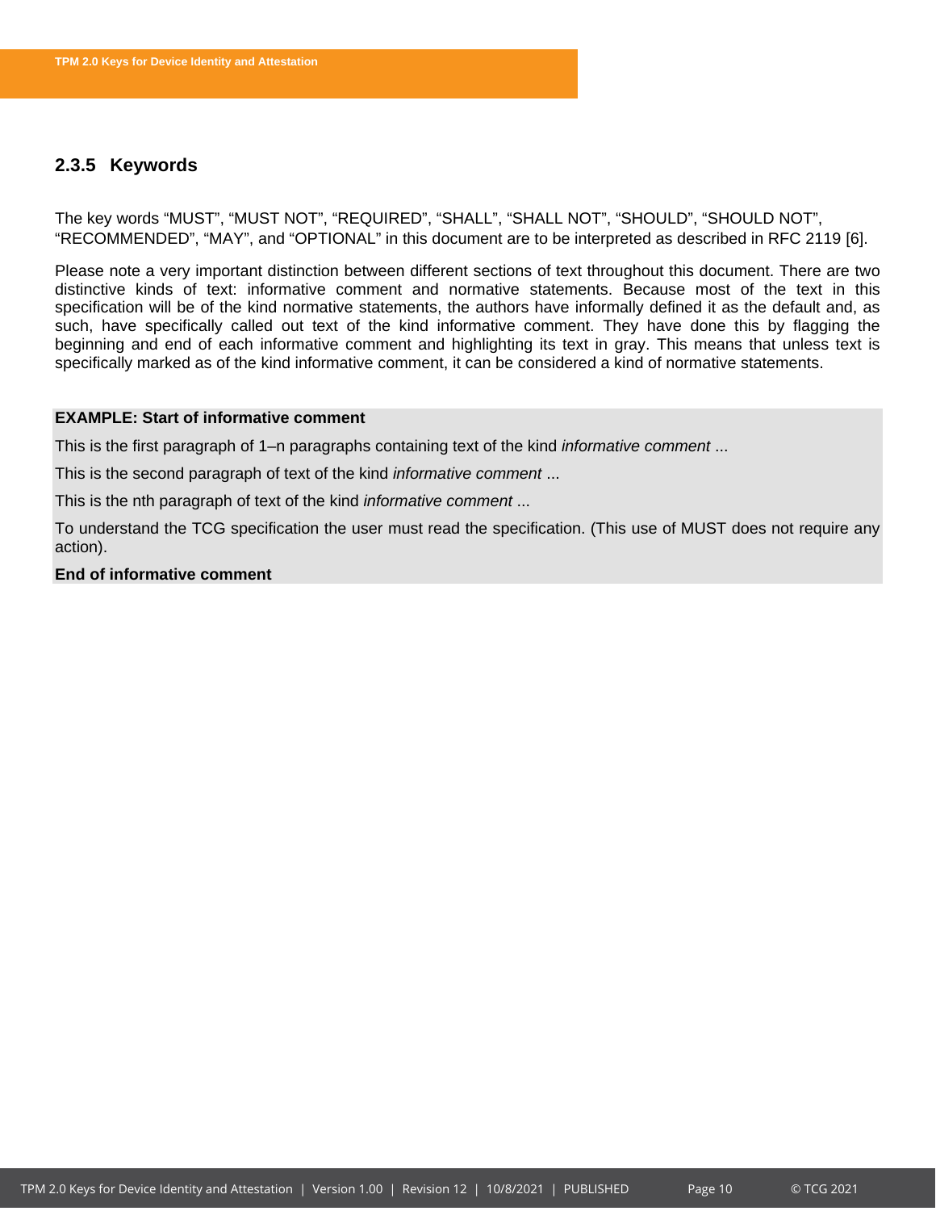### 2.3.5 Keywords

The key words “MUST”, “MUST NOT”, “REQUIRED”, “SHALL”, “SHALL NOT”, “SHOULD”, “SHOULD NOT”, “RECOMMENDED”, “MAY”, and “OPTIONAL” in this document are to be interpreted as described in RFC 2119 [6].

Please note a very important distinction between different sections of text throughout this document. There are two distinctive kinds of text: informative comment and normative statements. Because most of the text in this specification will be of the kind normative statements, the authors have informally defined it as the default and, as such, have specifically called out text of the kind informative comment. They have done this by flagging the beginning and end of each informative comment and highlighting its text in gray. This means that unless text is specifically marked as of the kind informative comment, it can be considered a kind of normative statements.

**EXAMPLE: Start of informative comment**

This is the first paragraph of 1–n paragraphs containing text of the kind *informative comment* ...

This is the second paragraph of text of the kind *informative comment* ...

This is the nth paragraph of text of the kind *informative comment* ...

To understand the TCG specification the user must read the specification. (This use of MUST does not require any action).

**End of informative comment**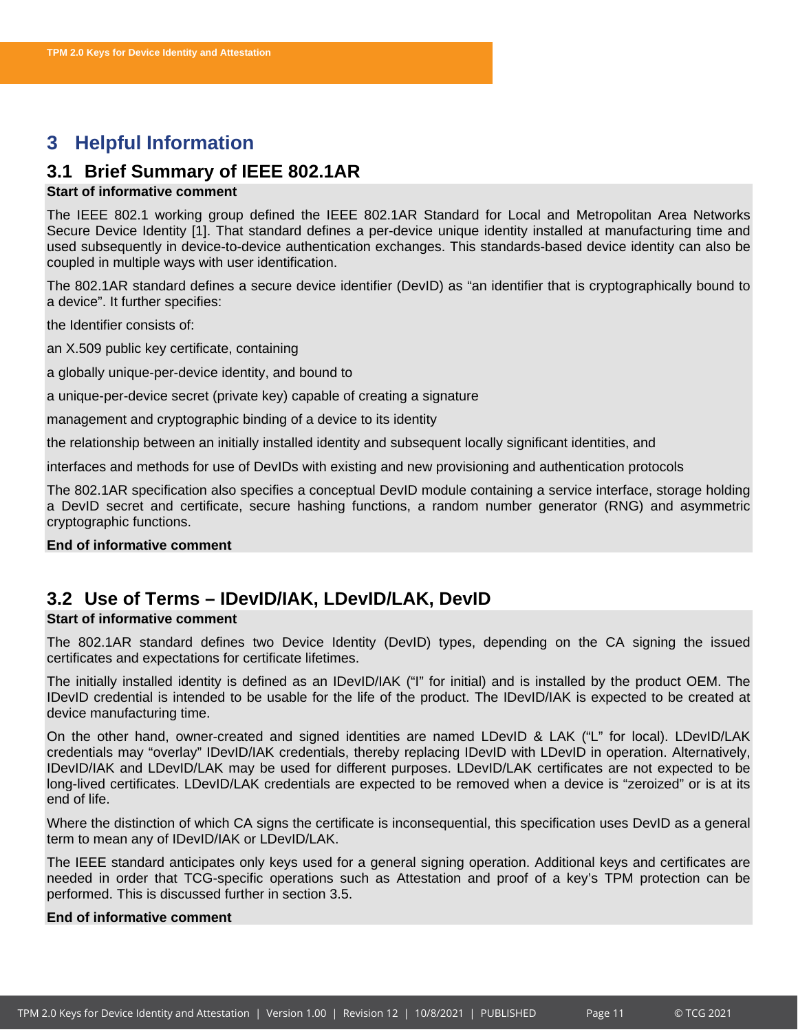# 3 Helpful Information

## 3.1 Brief Summary of IEEE 802.1AR

**Start of informative comment**

The IEEE 802.1 working group defined the IEEE 802.1AR Standard for Local and Metropolitan Area Networks Secure Device Identity [1]. That standard defines a per-device unique identity installed at manufacturing time and used subsequently in device-to-device authentication exchanges. This standards-based device identity can also be coupled in multiple ways with user identification.

The 802.1AR standard defines a secure device identifier (DevID) as "an identifier that is cryptographically bound to a device". It further specifies:

the Identifier consists of:

an X.509 public key certificate, containing

a globally unique-per-device identity, and bound to

a unique-per-device secret (private key) capable of creating a signature

management and cryptographic binding of a device to its identity

the relationship between an initially installed identity and subsequent locally significant identities, and

interfaces and methods for use of DevIDs with existing and new provisioning and authentication protocols

The 802.1AR specification also specifies a conceptual DevID module containing a service interface, storage holding a DevID secret and certificate, secure hashing functions, a random number generator (RNG) and asymmetric cryptographic functions.

**End of informative comment**

## 3.2 Use of Terms – IDevID/IAK, LDevID/LAK, DevID

**Start of informative comment**

The 802.1AR standard defines two Device Identity (DevID) types, depending on the CA signing the issued certificates and expectations for certificate lifetimes.

The initially installed identity is defined as an IDevID/IAK ("I" for initial) and is installed by the product OEM. The IDevID credential is intended to be usable for the life of the product. The IDevID/IAK is expected to be created at device manufacturing time.

On the other hand, owner-created and signed identities are named LDevID & LAK ("L" for local). LDevID/LAK credentials may "overlay" IDevID/IAK credentials, thereby replacing IDevID with LDevID in operation. Alternatively, IDevID/IAK and LDevID/LAK may be used for different purposes. LDevID/LAK certificates are not expected to be long-lived certificates. LDevID/LAK credentials are expected to be removed when a device is "zeroized" or is at its end of life.

Where the distinction of which CA signs the certificate is inconsequential, this specification uses DevID as a general term to mean any of IDevID/IAK or LDevID/LAK.

The IEEE standard anticipates only keys used for a general signing operation. Additional keys and certificates are needed in order that TCG-specific operations such as Attestation and proof of a key's TPM protection can be performed. This is discussed further in section 3.5.

**End of informative comment**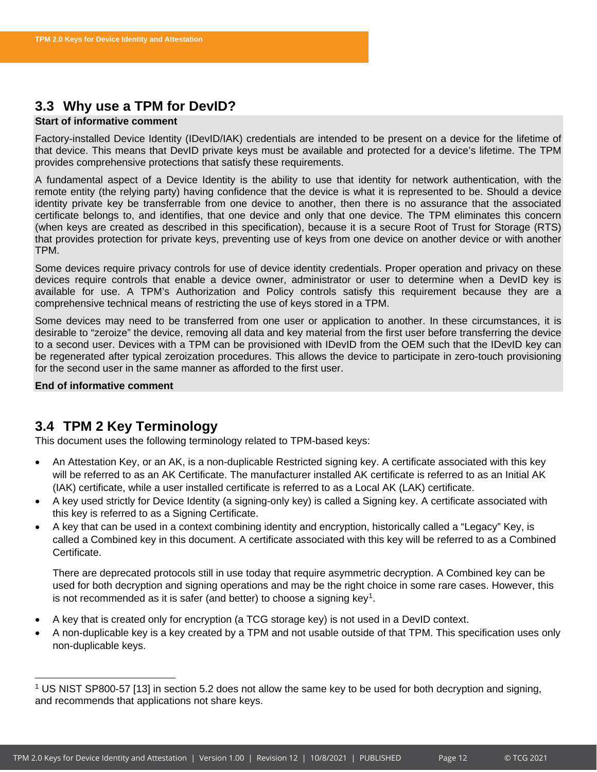## 3.3 Why use a TPM for DevID?

**Start of informative comment**

Factory-installed Device Identity (IDevID/IAK) credentials are intended to be present on a device for the lifetime of that device. This means that DevID private keys must be available and protected for a device's lifetime. The TPM provides comprehensive protections that satisfy these requirements.

A fundamental aspect of a Device Identity is the ability to use that identity for network authentication, with the remote entity (the relying party) having confidence that the device is what it is represented to be. Should a device identity private key be transferrable from one device to another, then there is no assurance that the associated certificate belongs to, and identifies, that one device and only that one device. The TPM eliminates this concern (when keys are created as described in this specification), because it is a secure Root of Trust for Storage (RTS) that provides protection for private keys, preventing use of keys from one device on another device or with another TPM.

Some devices require privacy controls for use of device identity credentials. Proper operation and privacy on these devices require controls that enable a device owner, administrator or user to determine when a DevID key is available for use. A TPM's Authorization and Policy controls satisfy this requirement because they are a comprehensive technical means of restricting the use of keys stored in a TPM.

Some devices may need to be transferred from one user or application to another. In these circumstances, it is desirable to "zeroize" the device, removing all data and key material from the first user before transferring the device to a second user. Devices with a TPM can be provisioned with IDevID from the OEM such that the IDevID key can be regenerated after typical zeroization procedures. This allows the device to participate in zero-touch provisioning for the second user in the same manner as afforded to the first user.

**End of informative comment**

## 3.4 TPM 2 Key Terminology

This document uses the following terminology related to TPM-based keys:

- An Attestation Key, or an AK, is a non-duplicable Restricted signing key. A certificate associated with this key will be referred to as an AK Certificate. The manufacturer installed AK certificate is referred to as an Initial AK (IAK) certificate, while a user installed certificate is referred to as a Local AK (LAK) certificate.
- A key used strictly for Device Identity (a signing-only key) is called a Signing key. A certificate associated with this key is referred to as a Signing Certificate.
- A key that can be used in a context combining identity and encryption, historically called a "Legacy" Key, is called a Combined key in this document. A certificate associated with this key will be referred to as a Combined Certificate.

  There are deprecated protocols still in use today that require asymmetric decryption. A Combined key can be used for both decryption and signing operations and may be the right choice in some rare cases. However, this is not recommended as it is safer (and better) to choose a signing key[1].

- A key that is created only for encryption (a TCG storage key) is not used in a DevID context.
- A non-duplicable key is a key created by a TPM and not usable outside of that TPM. This specification uses only non-duplicable keys.

---

[1] US NIST SP800-57 [13] in section 5.2 does not allow the same key to be used for both decryption and signing, and recommends that applications not share keys.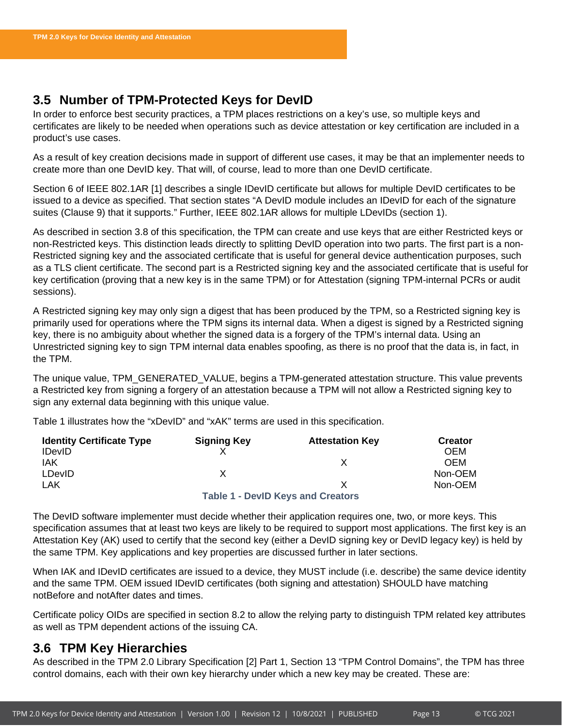## 3.5 Number of TPM-Protected Keys for DevID

In order to enforce best security practices, a TPM places restrictions on a key's use, so multiple keys and certificates are likely to be needed when operations such as device attestation or key certification are included in a product's use cases.

As a result of key creation decisions made in support of different use cases, it may be that an implementer needs to create more than one DevID key. That will, of course, lead to more than one DevID certificate.

Section 6 of IEEE 802.1AR [1] describes a single IDevID certificate but allows for multiple DevID certificates to be issued to a device as specified. That section states "A DevID module includes an IDevID for each of the signature suites (Clause 9) that it supports." Further, IEEE 802.1AR allows for multiple LDevIDs (section 1).

As described in section 3.8 of this specification, the TPM can create and use keys that are either Restricted keys or non-Restricted keys. This distinction leads directly to splitting DevID operation into two parts. The first part is a non-Restricted signing key and the associated certificate that is useful for general device authentication purposes, such as a TLS client certificate. The second part is a Restricted signing key and the associated certificate that is useful for key certification (proving that a new key is in the same TPM) or for Attestation (signing TPM-internal PCRs or audit sessions).

A Restricted signing key may only sign a digest that has been produced by the TPM, so a Restricted signing key is primarily used for operations where the TPM signs its internal data. When a digest is signed by a Restricted signing key, there is no ambiguity about whether the signed data is a forgery of the TPM's internal data. Using an Unrestricted signing key to sign TPM internal data enables spoofing, as there is no proof that the data is, in fact, in the TPM.

The unique value, TPM_GENERATED_VALUE, begins a TPM-generated attestation structure. This value prevents a Restricted key from signing a forgery of an attestation because a TPM will not allow a Restricted signing key to sign any external data beginning with this unique value.

Table 1 illustrates how the "xDevID" and "xAK" terms are used in this specification.

| Identity Certificate Type | Signing Key | Attestation Key | Creator |
|---|---|---|---|
| IDevID | X | | OEM |
| IAK | | X | OEM |
| LDevID | X | | Non-OEM |
| LAK | | X | Non-OEM |

**Table 1 - DevID Keys and Creators**

The DevID software implementer must decide whether their application requires one, two, or more keys. This specification assumes that at least two keys are likely to be required to support most applications. The first key is an Attestation Key (AK) used to certify that the second key (either a DevID signing key or DevID legacy key) is held by the same TPM. Key applications and key properties are discussed further in later sections.

When IAK and IDevID certificates are issued to a device, they MUST include (i.e. describe) the same device identity and the same TPM. OEM issued IDevID certificates (both signing and attestation) SHOULD have matching notBefore and notAfter dates and times.

Certificate policy OIDs are specified in section 8.2 to allow the relying party to distinguish TPM related key attributes as well as TPM dependent actions of the issuing CA.

## 3.6 TPM Key Hierarchies

As described in the TPM 2.0 Library Specification [2] Part 1, Section 13 "TPM Control Domains", the TPM has three control domains, each with their own key hierarchy under which a new key may be created. These are: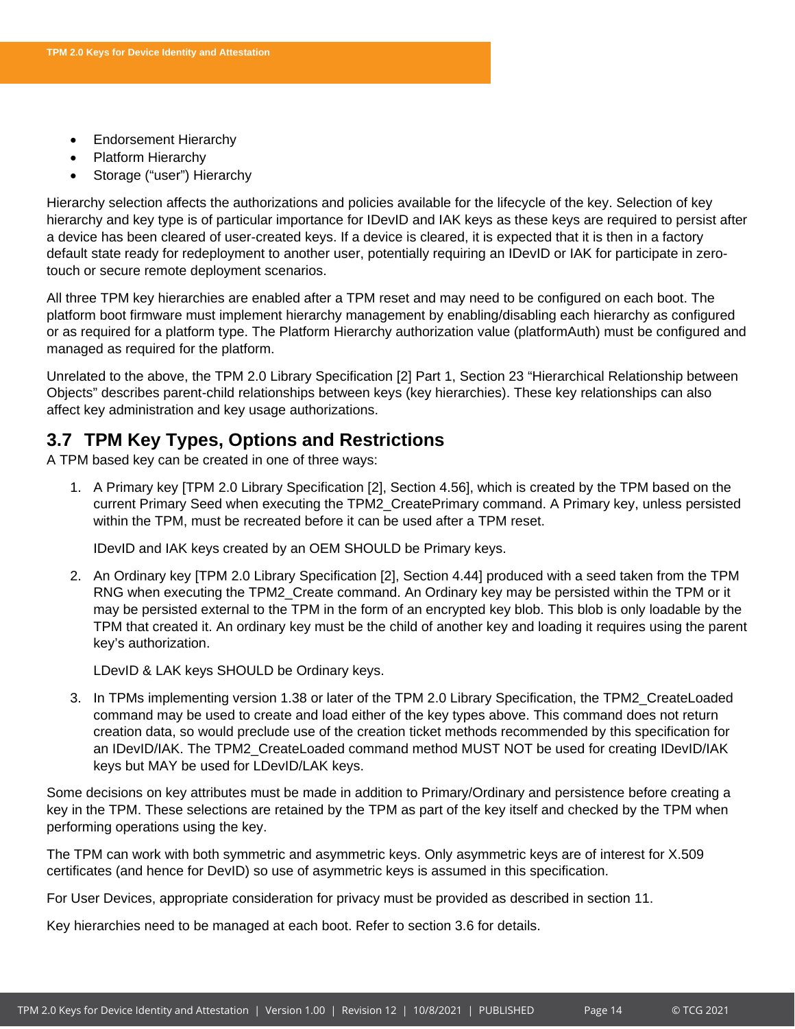- Endorsement Hierarchy
- Platform Hierarchy
- Storage ("user") Hierarchy

Hierarchy selection affects the authorizations and policies available for the lifecycle of the key. Selection of key hierarchy and key type is of particular importance for IDevID and IAK keys as these keys are required to persist after a device has been cleared of user-created keys. If a device is cleared, it is expected that it is then in a factory default state ready for redeployment to another user, potentially requiring an IDevID or IAK for participate in zero-touch or secure remote deployment scenarios.

All three TPM key hierarchies are enabled after a TPM reset and may need to be configured on each boot. The platform boot firmware must implement hierarchy management by enabling/disabling each hierarchy as configured or as required for a platform type. The Platform Hierarchy authorization value (platformAuth) must be configured and managed as required for the platform.

Unrelated to the above, the TPM 2.0 Library Specification [2] Part 1, Section 23 "Hierarchical Relationship between Objects" describes parent-child relationships between keys (key hierarchies). These key relationships can also affect key administration and key usage authorizations.

## 3.7 TPM Key Types, Options and Restrictions

A TPM based key can be created in one of three ways:

1. A Primary key [TPM 2.0 Library Specification [2], Section 4.56], which is created by the TPM based on the current Primary Seed when executing the TPM2_CreatePrimary command. A Primary key, unless persisted within the TPM, must be recreated before it can be used after a TPM reset.

   IDevID and IAK keys created by an OEM SHOULD be Primary keys.

2. An Ordinary key [TPM 2.0 Library Specification [2], Section 4.44] produced with a seed taken from the TPM RNG when executing the TPM2_Create command. An Ordinary key may be persisted within the TPM or it may be persisted external to the TPM in the form of an encrypted key blob. This blob is only loadable by the TPM that created it. An ordinary key must be the child of another key and loading it requires using the parent key's authorization.

   LDevID & LAK keys SHOULD be Ordinary keys.

3. In TPMs implementing version 1.38 or later of the TPM 2.0 Library Specification, the TPM2_CreateLoaded command may be used to create and load either of the key types above. This command does not return creation data, so would preclude use of the creation ticket methods recommended by this specification for an IDevID/IAK. The TPM2_CreateLoaded command method MUST NOT be used for creating IDevID/IAK keys but MAY be used for LDevID/LAK keys.

Some decisions on key attributes must be made in addition to Primary/Ordinary and persistence before creating a key in the TPM. These selections are retained by the TPM as part of the key itself and checked by the TPM when performing operations using the key.

The TPM can work with both symmetric and asymmetric keys. Only asymmetric keys are of interest for X.509 certificates (and hence for DevID) so use of asymmetric keys is assumed in this specification.

For User Devices, appropriate consideration for privacy must be provided as described in section 11.

Key hierarchies need to be managed at each boot. Refer to section 3.6 for details.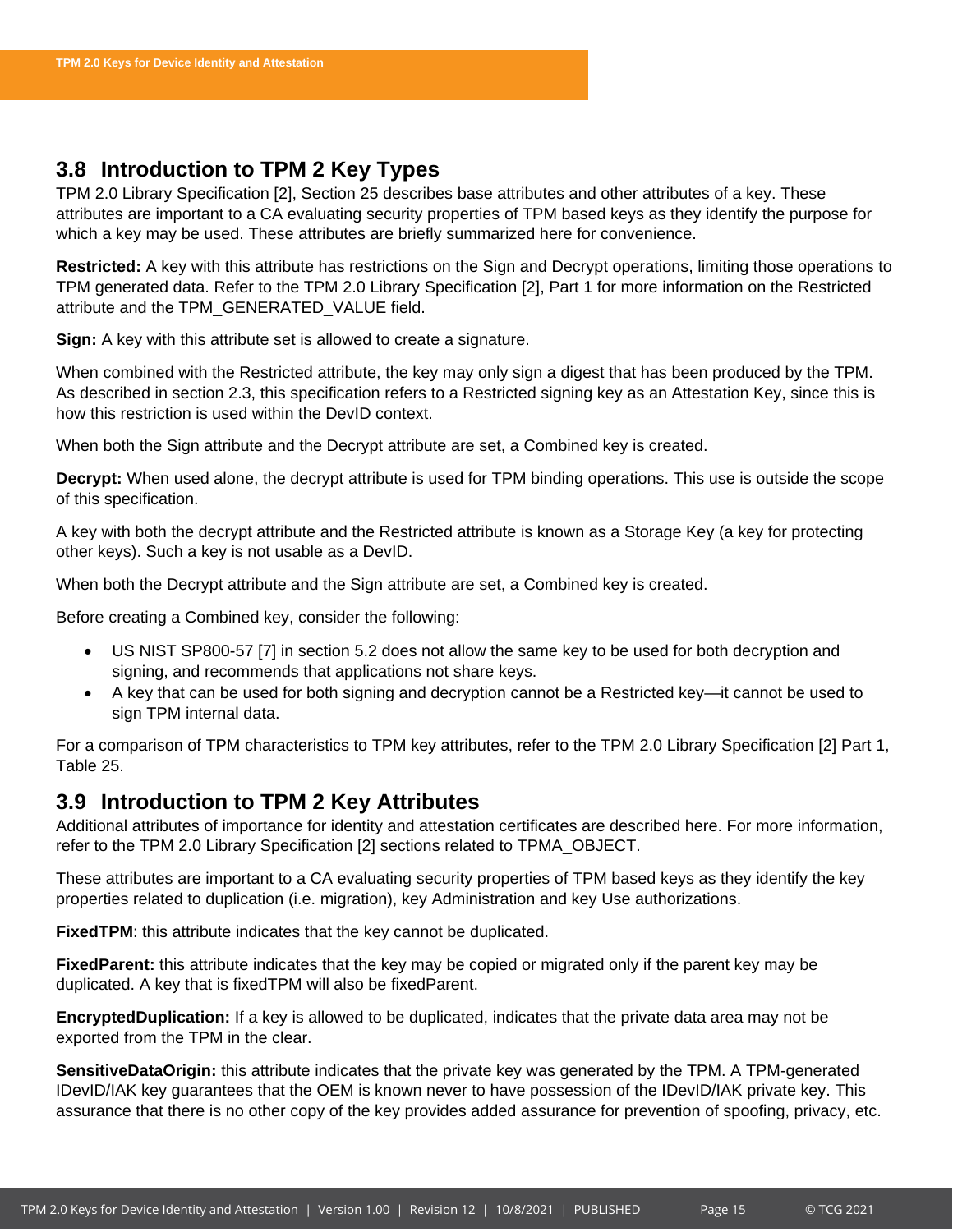## 3.8 Introduction to TPM 2 Key Types

TPM 2.0 Library Specification [2], Section 25 describes base attributes and other attributes of a key. These attributes are important to a CA evaluating security properties of TPM based keys as they identify the purpose for which a key may be used. These attributes are briefly summarized here for convenience.

**Restricted:** A key with this attribute has restrictions on the Sign and Decrypt operations, limiting those operations to TPM generated data. Refer to the TPM 2.0 Library Specification [2], Part 1 for more information on the Restricted attribute and the TPM_GENERATED_VALUE field.

**Sign:** A key with this attribute set is allowed to create a signature.

When combined with the Restricted attribute, the key may only sign a digest that has been produced by the TPM. As described in section 2.3, this specification refers to a Restricted signing key as an Attestation Key, since this is how this restriction is used within the DevID context.

When both the Sign attribute and the Decrypt attribute are set, a Combined key is created.

**Decrypt:** When used alone, the decrypt attribute is used for TPM binding operations. This use is outside the scope of this specification.

A key with both the decrypt attribute and the Restricted attribute is known as a Storage Key (a key for protecting other keys). Such a key is not usable as a DevID.

When both the Decrypt attribute and the Sign attribute are set, a Combined key is created.

Before creating a Combined key, consider the following:

- US NIST SP800-57 [7] in section 5.2 does not allow the same key to be used for both decryption and signing, and recommends that applications not share keys.
- A key that can be used for both signing and decryption cannot be a Restricted key—it cannot be used to sign TPM internal data.

For a comparison of TPM characteristics to TPM key attributes, refer to the TPM 2.0 Library Specification [2] Part 1, Table 25.

## 3.9 Introduction to TPM 2 Key Attributes

Additional attributes of importance for identity and attestation certificates are described here. For more information, refer to the TPM 2.0 Library Specification [2] sections related to TPMA_OBJECT.

These attributes are important to a CA evaluating security properties of TPM based keys as they identify the key properties related to duplication (i.e. migration), key Administration and key Use authorizations.

**FixedTPM**: this attribute indicates that the key cannot be duplicated.

**FixedParent:** this attribute indicates that the key may be copied or migrated only if the parent key may be duplicated. A key that is fixedTPM will also be fixedParent.

**EncryptedDuplication:** If a key is allowed to be duplicated, indicates that the private data area may not be exported from the TPM in the clear.

**SensitiveDataOrigin:** this attribute indicates that the private key was generated by the TPM. A TPM-generated IDevID/IAK key guarantees that the OEM is known never to have possession of the IDevID/IAK private key. This assurance that there is no other copy of the key provides added assurance for prevention of spoofing, privacy, etc.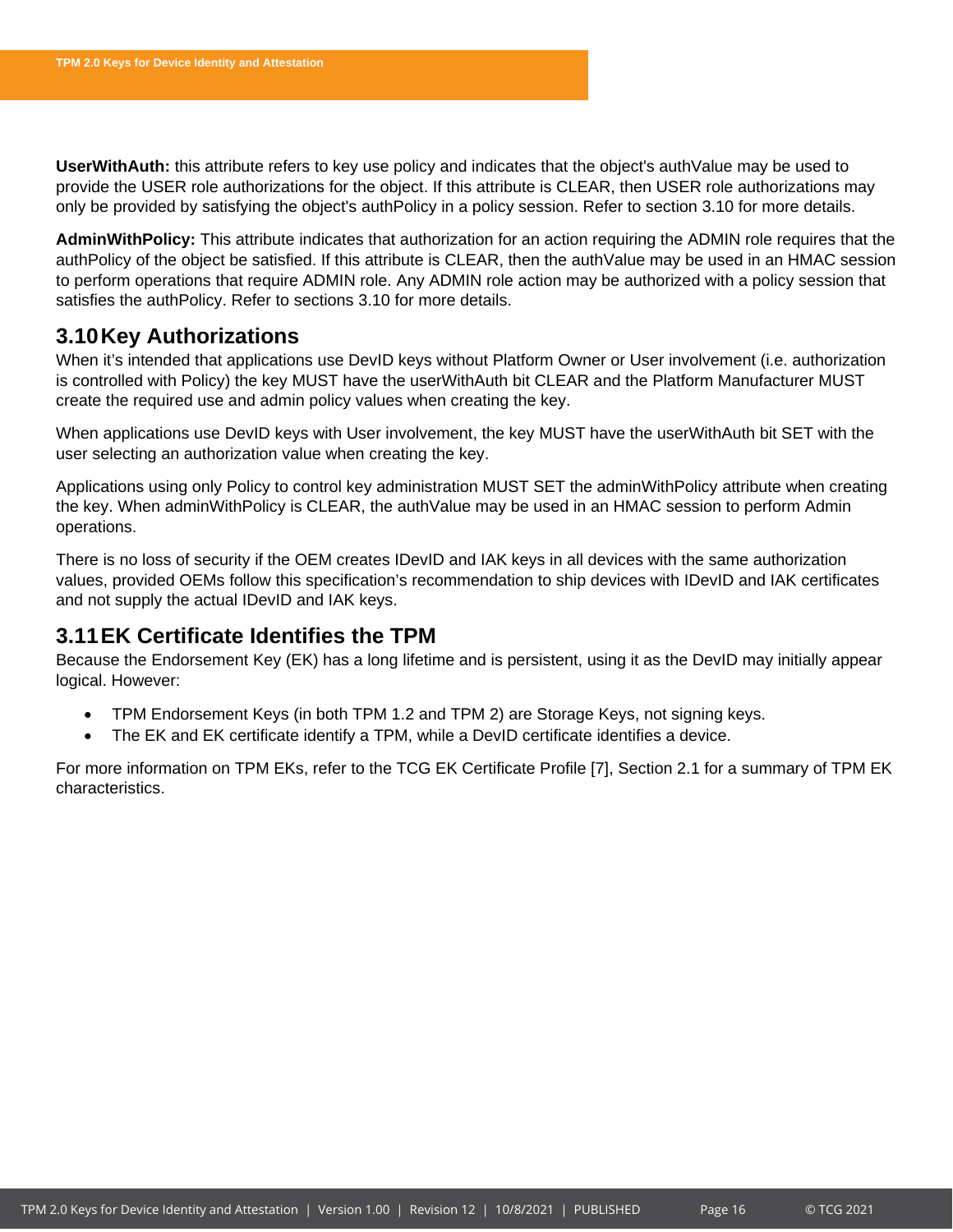**UserWithAuth:** this attribute refers to key use policy and indicates that the object's authValue may be used to provide the USER role authorizations for the object. If this attribute is CLEAR, then USER role authorizations may only be provided by satisfying the object's authPolicy in a policy session. Refer to section 3.10 for more details.

**AdminWithPolicy:** This attribute indicates that authorization for an action requiring the ADMIN role requires that the authPolicy of the object be satisfied. If this attribute is CLEAR, then the authValue may be used in an HMAC session to perform operations that require ADMIN role. Any ADMIN role action may be authorized with a policy session that satisfies the authPolicy. Refer to sections 3.10 for more details.

## 3.10 Key Authorizations

When it's intended that applications use DevID keys without Platform Owner or User involvement (i.e. authorization is controlled with Policy) the key MUST have the userWithAuth bit CLEAR and the Platform Manufacturer MUST create the required use and admin policy values when creating the key.

When applications use DevID keys with User involvement, the key MUST have the userWithAuth bit SET with the user selecting an authorization value when creating the key.

Applications using only Policy to control key administration MUST SET the adminWithPolicy attribute when creating the key. When adminWithPolicy is CLEAR, the authValue may be used in an HMAC session to perform Admin operations.

There is no loss of security if the OEM creates IDevID and IAK keys in all devices with the same authorization values, provided OEMs follow this specification's recommendation to ship devices with IDevID and IAK certificates and not supply the actual IDevID and IAK keys.

## 3.11 EK Certificate Identifies the TPM

Because the Endorsement Key (EK) has a long lifetime and is persistent, using it as the DevID may initially appear logical. However:

- TPM Endorsement Keys (in both TPM 1.2 and TPM 2) are Storage Keys, not signing keys.
- The EK and EK certificate identify a TPM, while a DevID certificate identifies a device.

For more information on TPM EKs, refer to the TCG EK Certificate Profile [7], Section 2.1 for a summary of TPM EK characteristics.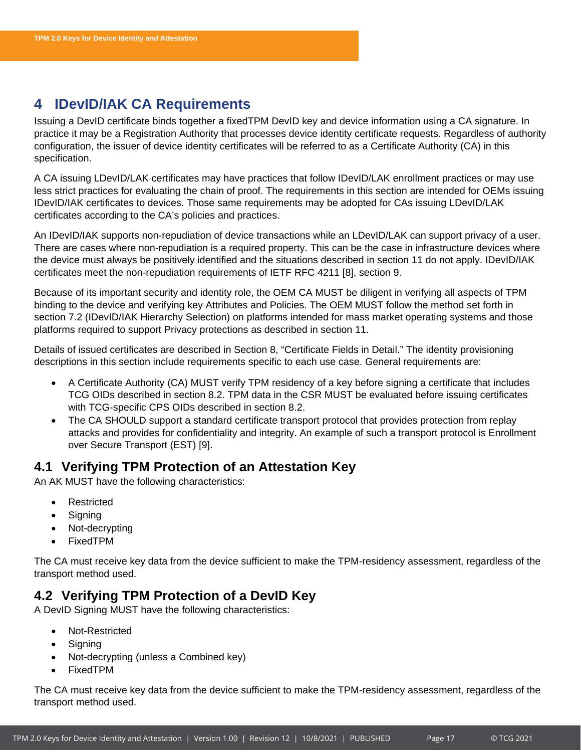# 4 IDevID/IAK CA Requirements

Issuing a DevID certificate binds together a fixedTPM DevID key and device information using a CA signature. In practice it may be a Registration Authority that processes device identity certificate requests. Regardless of authority configuration, the issuer of device identity certificates will be referred to as a Certificate Authority (CA) in this specification.

A CA issuing LDevID/LAK certificates may have practices that follow IDevID/LAK enrollment practices or may use less strict practices for evaluating the chain of proof. The requirements in this section are intended for OEMs issuing IDevID/IAK certificates to devices. Those same requirements may be adopted for CAs issuing LDevID/LAK certificates according to the CA's policies and practices.

An IDevID/IAK supports non-repudiation of device transactions while an LDevID/LAK can support privacy of a user. There are cases where non-repudiation is a required property. This can be the case in infrastructure devices where the device must always be positively identified and the situations described in section 11 do not apply. IDevID/IAK certificates meet the non-repudiation requirements of IETF RFC 4211 [8], section 9.

Because of its important security and identity role, the OEM CA MUST be diligent in verifying all aspects of TPM binding to the device and verifying key Attributes and Policies. The OEM MUST follow the method set forth in section 7.2 (IDevID/IAK Hierarchy Selection) on platforms intended for mass market operating systems and those platforms required to support Privacy protections as described in section 11.

Details of issued certificates are described in Section 8, "Certificate Fields in Detail." The identity provisioning descriptions in this section include requirements specific to each use case. General requirements are:

- A Certificate Authority (CA) MUST verify TPM residency of a key before signing a certificate that includes TCG OIDs described in section 8.2. TPM data in the CSR MUST be evaluated before issuing certificates with TCG-specific CPS OIDs described in section 8.2.
- The CA SHOULD support a standard certificate transport protocol that provides protection from replay attacks and provides for confidentiality and integrity. An example of such a transport protocol is Enrollment over Secure Transport (EST) [9].

## 4.1 Verifying TPM Protection of an Attestation Key

An AK MUST have the following characteristics:

- Restricted
- Signing
- Not-decrypting
- FixedTPM

The CA must receive key data from the device sufficient to make the TPM-residency assessment, regardless of the transport method used.

## 4.2 Verifying TPM Protection of a DevID Key

A DevID Signing MUST have the following characteristics:

- Not-Restricted
- Signing
- Not-decrypting (unless a Combined key)
- FixedTPM

The CA must receive key data from the device sufficient to make the TPM-residency assessment, regardless of the transport method used.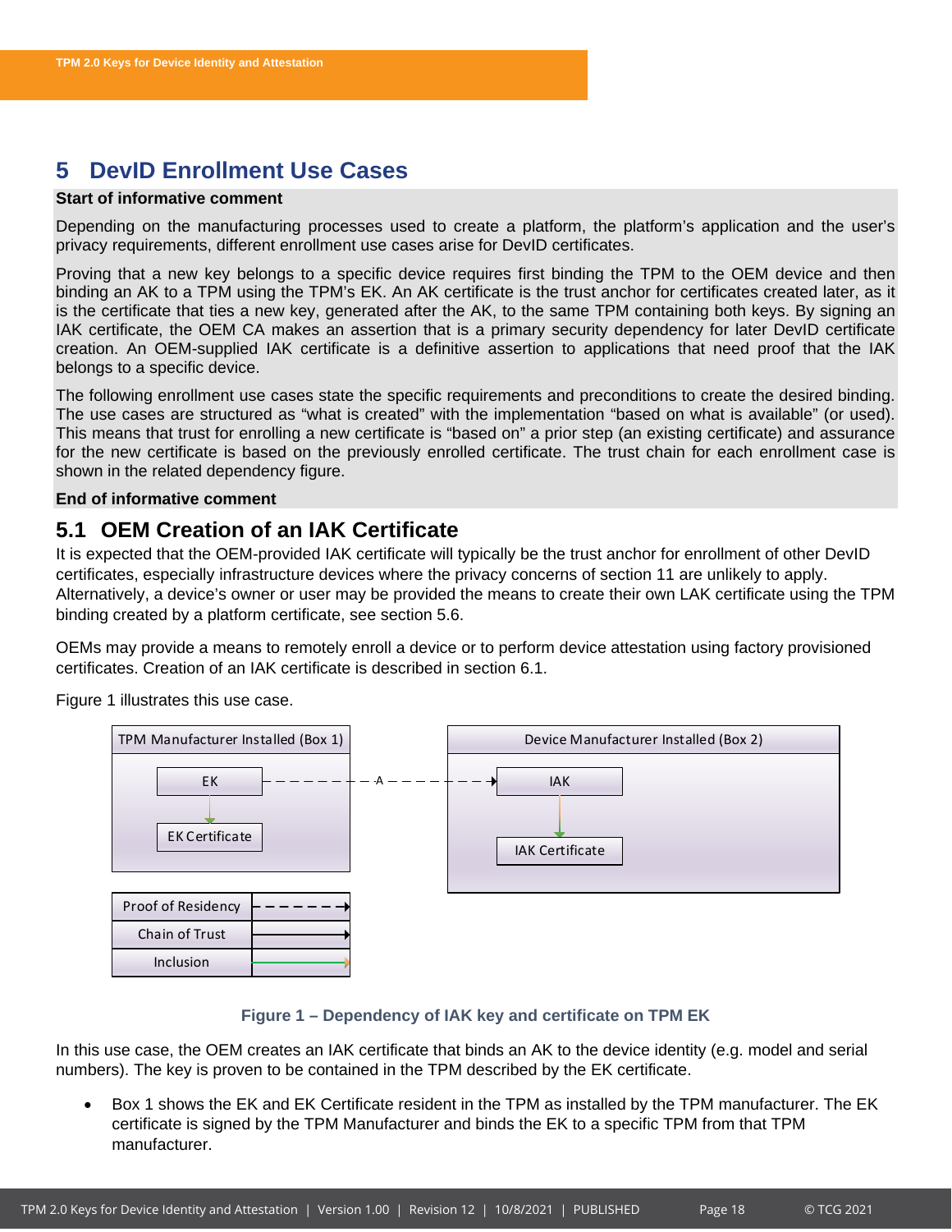# 5 DevID Enrollment Use Cases

**Start of informative comment**

Depending on the manufacturing processes used to create a platform, the platform's application and the user's privacy requirements, different enrollment use cases arise for DevID certificates.

Proving that a new key belongs to a specific device requires first binding the TPM to the OEM device and then binding an AK to a TPM using the TPM's EK. An AK certificate is the trust anchor for certificates created later, as it is the certificate that ties a new key, generated after the AK, to the same TPM containing both keys. By signing an IAK certificate, the OEM CA makes an assertion that is a primary security dependency for later DevID certificate creation. An OEM-supplied IAK certificate is a definitive assertion to applications that need proof that the IAK belongs to a specific device.

The following enrollment use cases state the specific requirements and preconditions to create the desired binding. The use cases are structured as "what is created" with the implementation "based on what is available" (or used). This means that trust for enrolling a new certificate is "based on" a prior step (an existing certificate) and assurance for the new certificate is based on the previously enrolled certificate. The trust chain for each enrollment case is shown in the related dependency figure.

**End of informative comment**

## 5.1 OEM Creation of an IAK Certificate

It is expected that the OEM-provided IAK certificate will typically be the trust anchor for enrollment of other DevID certificates, especially infrastructure devices where the privacy concerns of section 11 are unlikely to apply. Alternatively, a device's owner or user may be provided the means to create their own LAK certificate using the TPM binding created by a platform certificate, see section 5.6.

OEMs may provide a means to remotely enroll a device or to perform device attestation using factory provisioned certificates. Creation of an IAK certificate is described in section 6.1.

Figure 1 illustrates this use case.

TPM Manufacturer Installed (Box 1): EK → EK Certificate

Device Manufacturer Installed (Box 2): IAK → IAK Certificate

EK - - - A - - -> IAK

| Proof of Residency | - - - - - -> |
|---|---|
| Chain of Trust | ——> |
| Inclusion | ——> (green) |

Figure 1 – Dependency of IAK key and certificate on TPM EK

In this use case, the OEM creates an IAK certificate that binds an AK to the device identity (e.g. model and serial numbers). The key is proven to be contained in the TPM described by the EK certificate.

- Box 1 shows the EK and EK Certificate resident in the TPM as installed by the TPM manufacturer. The EK certificate is signed by the TPM Manufacturer and binds the EK to a specific TPM from that TPM manufacturer.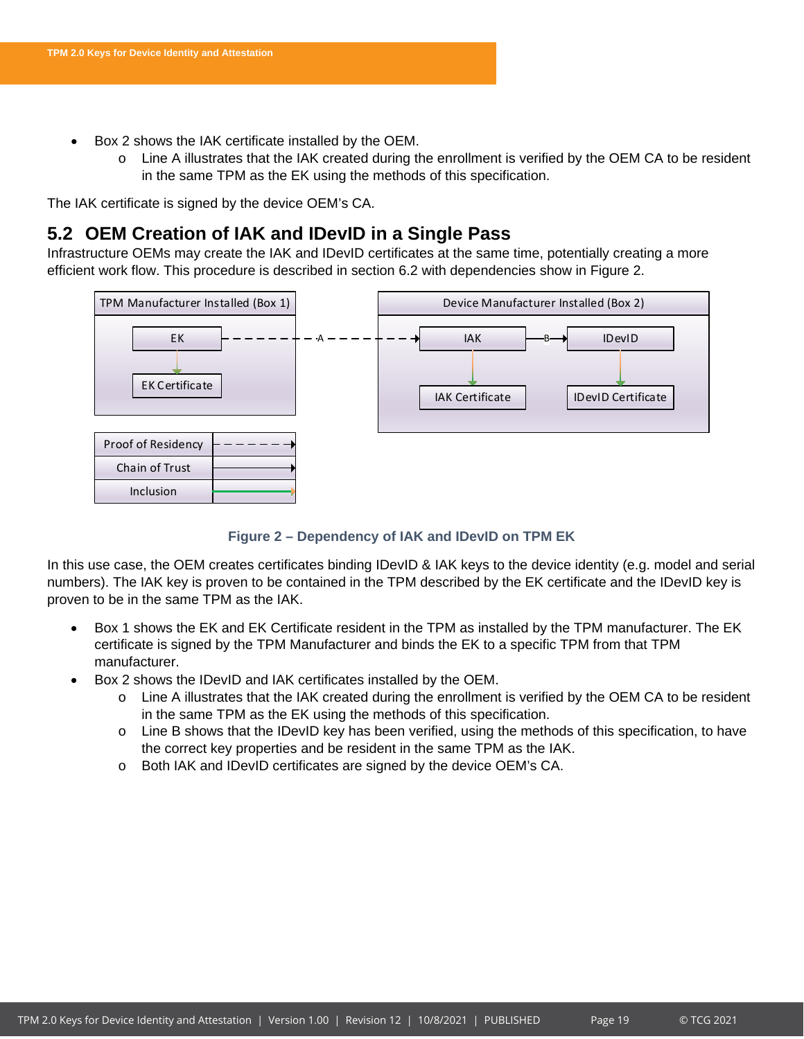- Box 2 shows the IAK certificate installed by the OEM.
  - Line A illustrates that the IAK created during the enrollment is verified by the OEM CA to be resident in the same TPM as the EK using the methods of this specification.

The IAK certificate is signed by the device OEM's CA.

## 5.2 OEM Creation of IAK and IDevID in a Single Pass

Infrastructure OEMs may create the IAK and IDevID certificates at the same time, potentially creating a more efficient work flow. This procedure is described in section 6.2 with dependencies show in Figure 2.

Figure 2 – Dependency of IAK and IDevID on TPM EK

In this use case, the OEM creates certificates binding IDevID & IAK keys to the device identity (e.g. model and serial numbers). The IAK key is proven to be contained in the TPM described by the EK certificate and the IDevID key is proven to be in the same TPM as the IAK.

- Box 1 shows the EK and EK Certificate resident in the TPM as installed by the TPM manufacturer. The EK certificate is signed by the TPM Manufacturer and binds the EK to a specific TPM from that TPM manufacturer.
- Box 2 shows the IDevID and IAK certificates installed by the OEM.
  - Line A illustrates that the IAK created during the enrollment is verified by the OEM CA to be resident in the same TPM as the EK using the methods of this specification.
  - Line B shows that the IDevID key has been verified, using the methods of this specification, to have the correct key properties and be resident in the same TPM as the IAK.
  - Both IAK and IDevID certificates are signed by the device OEM's CA.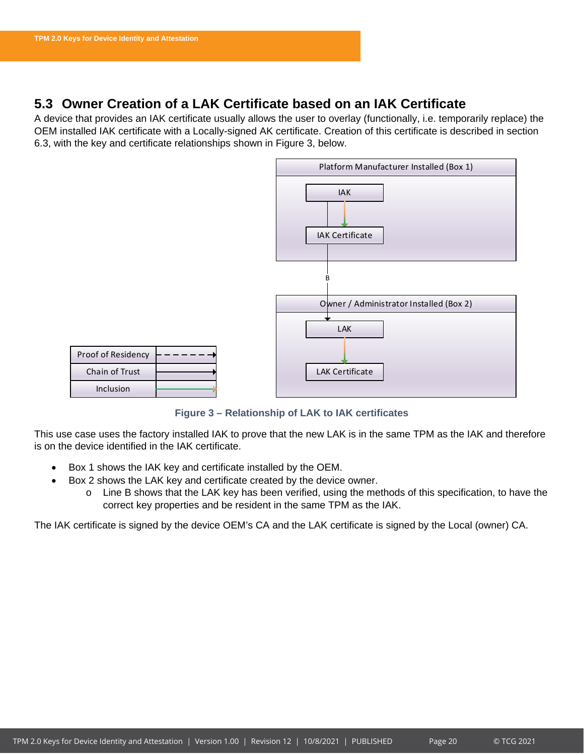## 5.3 Owner Creation of a LAK Certificate based on an IAK Certificate

A device that provides an IAK certificate usually allows the user to overlay (functionally, i.e. temporarily replace) the OEM installed IAK certificate with a Locally-signed AK certificate. Creation of this certificate is described in section 6.3, with the key and certificate relationships shown in Figure 3, below.

Figure 3 – Relationship of LAK to IAK certificates

This use case uses the factory installed IAK to prove that the new LAK is in the same TPM as the IAK and therefore is on the device identified in the IAK certificate.

- Box 1 shows the IAK key and certificate installed by the OEM.
- Box 2 shows the LAK key and certificate created by the device owner.
  - Line B shows that the LAK key has been verified, using the methods of this specification, to have the correct key properties and be resident in the same TPM as the IAK.

The IAK certificate is signed by the device OEM's CA and the LAK certificate is signed by the Local (owner) CA.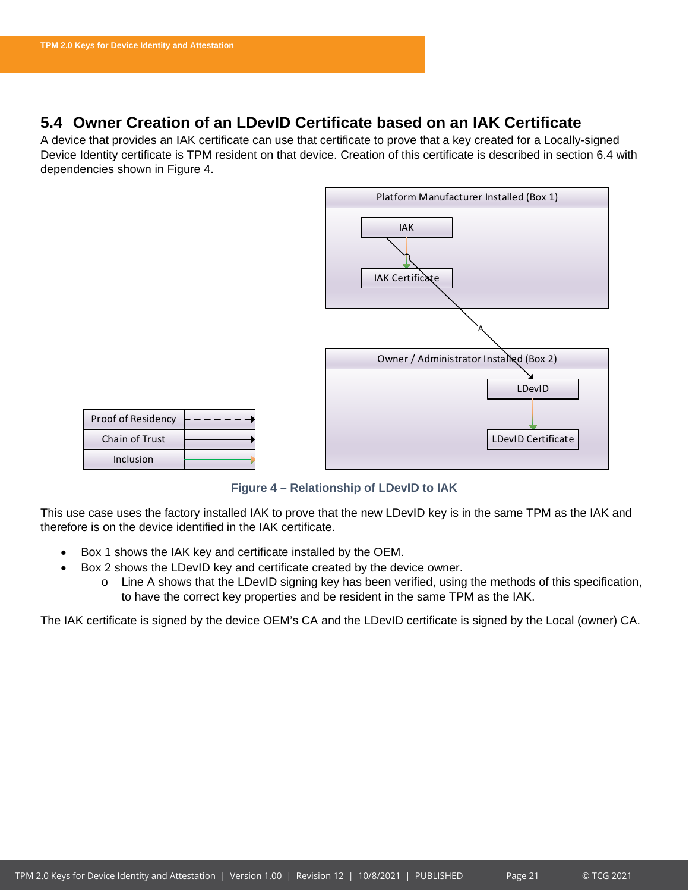## 5.4 Owner Creation of an LDevID Certificate based on an IAK Certificate

A device that provides an IAK certificate can use that certificate to prove that a key created for a Locally-signed Device Identity certificate is TPM resident on that device. Creation of this certificate is described in section 6.4 with dependencies shown in Figure 4.

| Proof of Residency | - - - - - - → |
| --- | --- |
| Chain of Trust | ——→ |
| Inclusion | ——→ |

Platform Manufacturer Installed (Box 1)

IAK

IAK Certificate

A

Owner / Administrator Installed (Box 2)

LDevID

LDevID Certificate

**Figure 4 – Relationship of LDevID to IAK**

This use case uses the factory installed IAK to prove that the new LDevID key is in the same TPM as the IAK and therefore is on the device identified in the IAK certificate.

- Box 1 shows the IAK key and certificate installed by the OEM.
- Box 2 shows the LDevID key and certificate created by the device owner.
  - Line A shows that the LDevID signing key has been verified, using the methods of this specification, to have the correct key properties and be resident in the same TPM as the IAK.

The IAK certificate is signed by the device OEM's CA and the LDevID certificate is signed by the Local (owner) CA.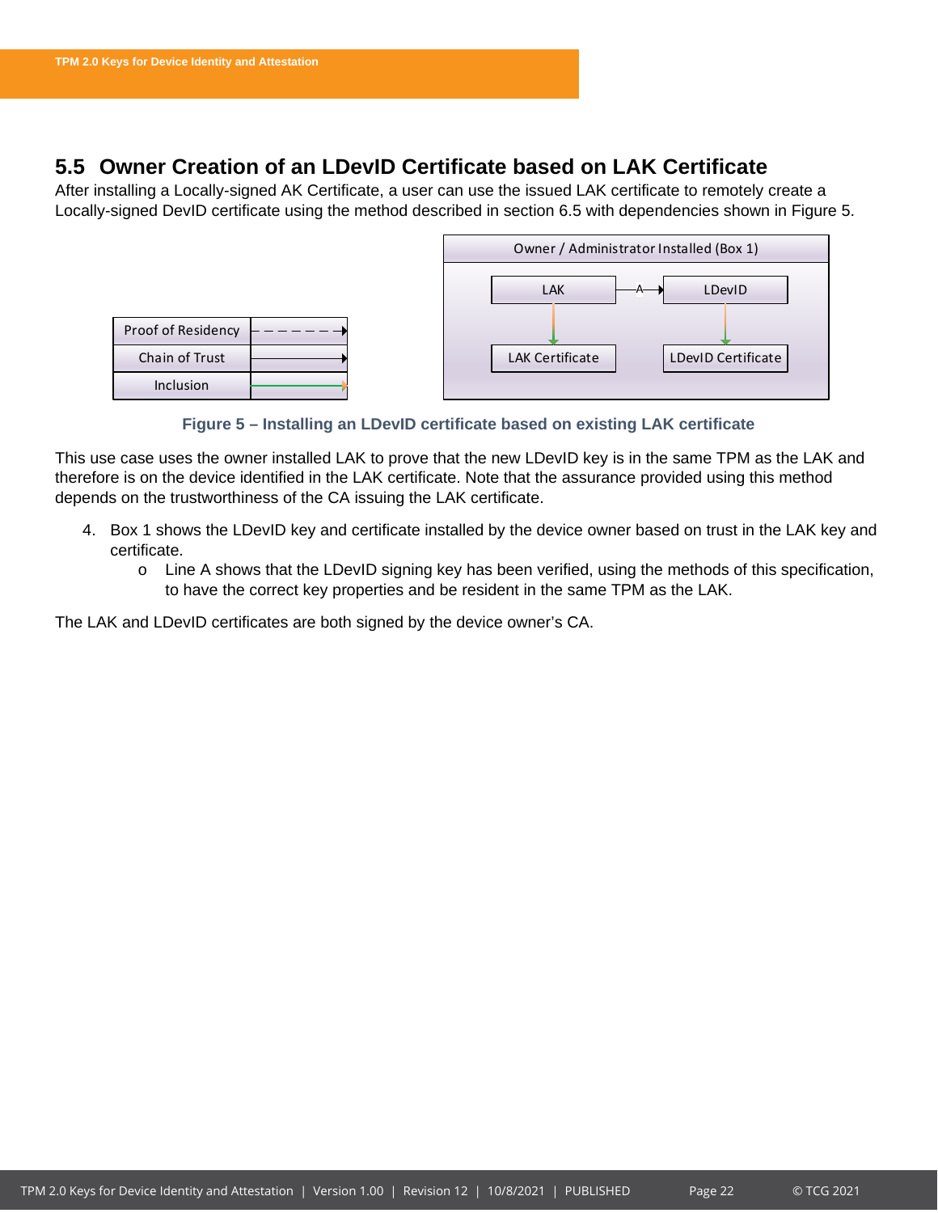## 5.5 Owner Creation of an LDevID Certificate based on LAK Certificate

After installing a Locally-signed AK Certificate, a user can use the issued LAK certificate to remotely create a Locally-signed DevID certificate using the method described in section 6.5 with dependencies shown in Figure 5.

| Legend | |
|---|---|
| Proof of Residency | dashed arrow |
| Chain of Trust | solid arrow |
| Inclusion | green arrow |

Owner / Administrator Installed (Box 1)

LAK —A→ LDevID

LAK Certificate | LDevID Certificate

**Figure 5 – Installing an LDevID certificate based on existing LAK certificate**

This use case uses the owner installed LAK to prove that the new LDevID key is in the same TPM as the LAK and therefore is on the device identified in the LAK certificate. Note that the assurance provided using this method depends on the trustworthiness of the CA issuing the LAK certificate.

4. Box 1 shows the LDevID key and certificate installed by the device owner based on trust in the LAK key and certificate.
   - Line A shows that the LDevID signing key has been verified, using the methods of this specification, to have the correct key properties and be resident in the same TPM as the LAK.

The LAK and LDevID certificates are both signed by the device owner's CA.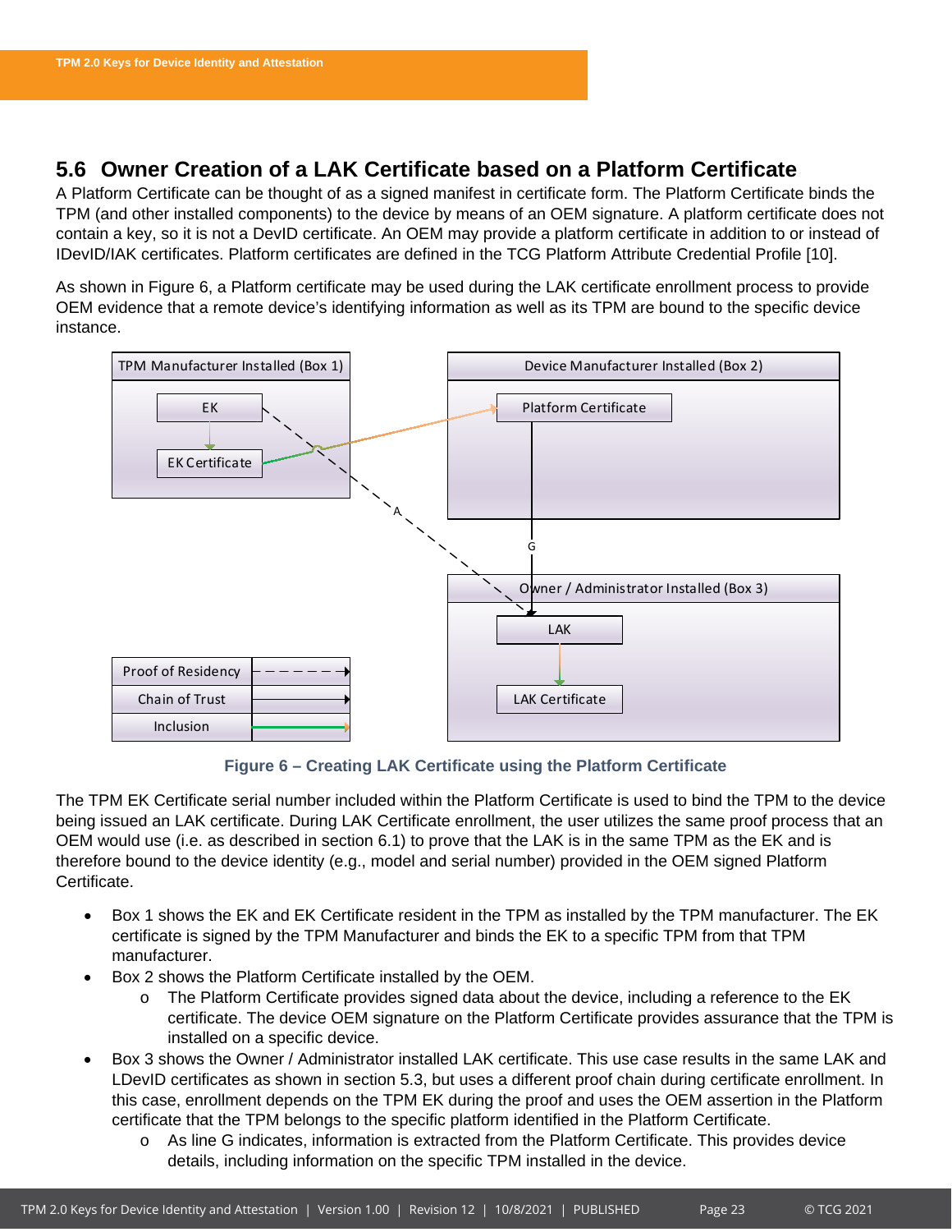## 5.6 Owner Creation of a LAK Certificate based on a Platform Certificate

A Platform Certificate can be thought of as a signed manifest in certificate form. The Platform Certificate binds the TPM (and other installed components) to the device by means of an OEM signature. A platform certificate does not contain a key, so it is not a DevID certificate. An OEM may provide a platform certificate in addition to or instead of IDevID/IAK certificates. Platform certificates are defined in the TCG Platform Attribute Credential Profile [10].

As shown in Figure 6, a Platform certificate may be used during the LAK certificate enrollment process to provide OEM evidence that a remote device's identifying information as well as its TPM are bound to the specific device instance.

**Figure 6 – Creating LAK Certificate using the Platform Certificate**

The TPM EK Certificate serial number included within the Platform Certificate is used to bind the TPM to the device being issued an LAK certificate. During LAK Certificate enrollment, the user utilizes the same proof process that an OEM would use (i.e. as described in section 6.1) to prove that the LAK is in the same TPM as the EK and is therefore bound to the device identity (e.g., model and serial number) provided in the OEM signed Platform Certificate.

- Box 1 shows the EK and EK Certificate resident in the TPM as installed by the TPM manufacturer. The EK certificate is signed by the TPM Manufacturer and binds the EK to a specific TPM from that TPM manufacturer.
- Box 2 shows the Platform Certificate installed by the OEM.
  - The Platform Certificate provides signed data about the device, including a reference to the EK certificate. The device OEM signature on the Platform Certificate provides assurance that the TPM is installed on a specific device.
- Box 3 shows the Owner / Administrator installed LAK certificate. This use case results in the same LAK and LDevID certificates as shown in section 5.3, but uses a different proof chain during certificate enrollment. In this case, enrollment depends on the TPM EK during the proof and uses the OEM assertion in the Platform certificate that the TPM belongs to the specific platform identified in the Platform Certificate.
  - As line G indicates, information is extracted from the Platform Certificate. This provides device details, including information on the specific TPM installed in the device.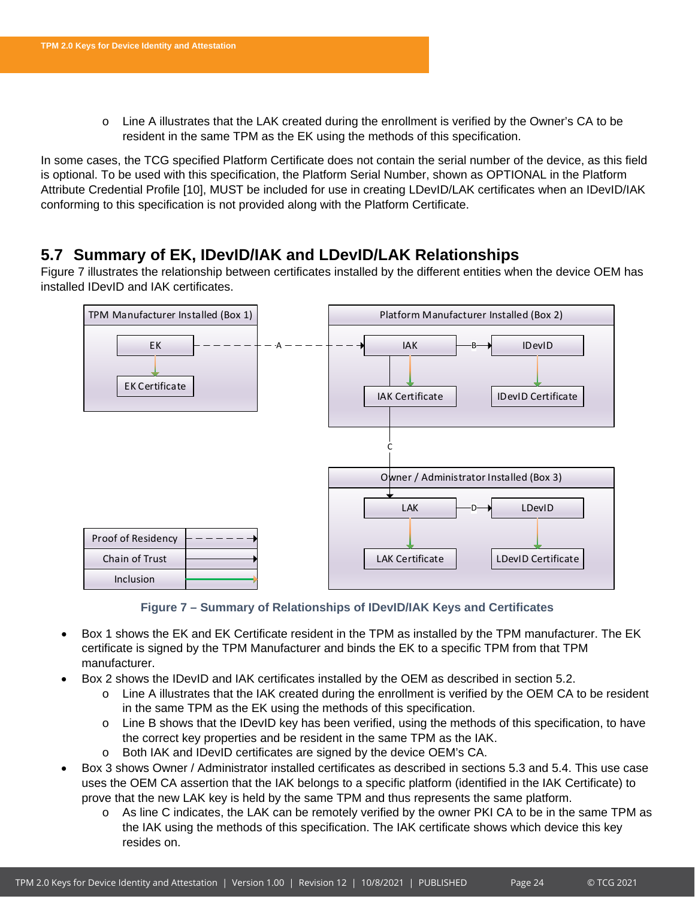- Line A illustrates that the LAK created during the enrollment is verified by the Owner's CA to be resident in the same TPM as the EK using the methods of this specification.

In some cases, the TCG specified Platform Certificate does not contain the serial number of the device, as this field is optional. To be used with this specification, the Platform Serial Number, shown as OPTIONAL in the Platform Attribute Credential Profile [10], MUST be included for use in creating LDevID/LAK certificates when an IDevID/IAK conforming to this specification is not provided along with the Platform Certificate.

## 5.7 Summary of EK, IDevID/IAK and LDevID/LAK Relationships

Figure 7 illustrates the relationship between certificates installed by the different entities when the device OEM has installed IDevID and IAK certificates.

Figure 7 – Summary of Relationships of IDevID/IAK Keys and Certificates

- Box 1 shows the EK and EK Certificate resident in the TPM as installed by the TPM manufacturer. The EK certificate is signed by the TPM Manufacturer and binds the EK to a specific TPM from that TPM manufacturer.
- Box 2 shows the IDevID and IAK certificates installed by the OEM as described in section 5.2.
  - Line A illustrates that the IAK created during the enrollment is verified by the OEM CA to be resident in the same TPM as the EK using the methods of this specification.
  - Line B shows that the IDevID key has been verified, using the methods of this specification, to have the correct key properties and be resident in the same TPM as the IAK.
  - Both IAK and IDevID certificates are signed by the device OEM's CA.
- Box 3 shows Owner / Administrator installed certificates as described in sections 5.3 and 5.4. This use case uses the OEM CA assertion that the IAK belongs to a specific platform (identified in the IAK Certificate) to prove that the new LAK key is held by the same TPM and thus represents the same platform.
  - As line C indicates, the LAK can be remotely verified by the owner PKI CA to be in the same TPM as the IAK using the methods of this specification. The IAK certificate shows which device this key resides on.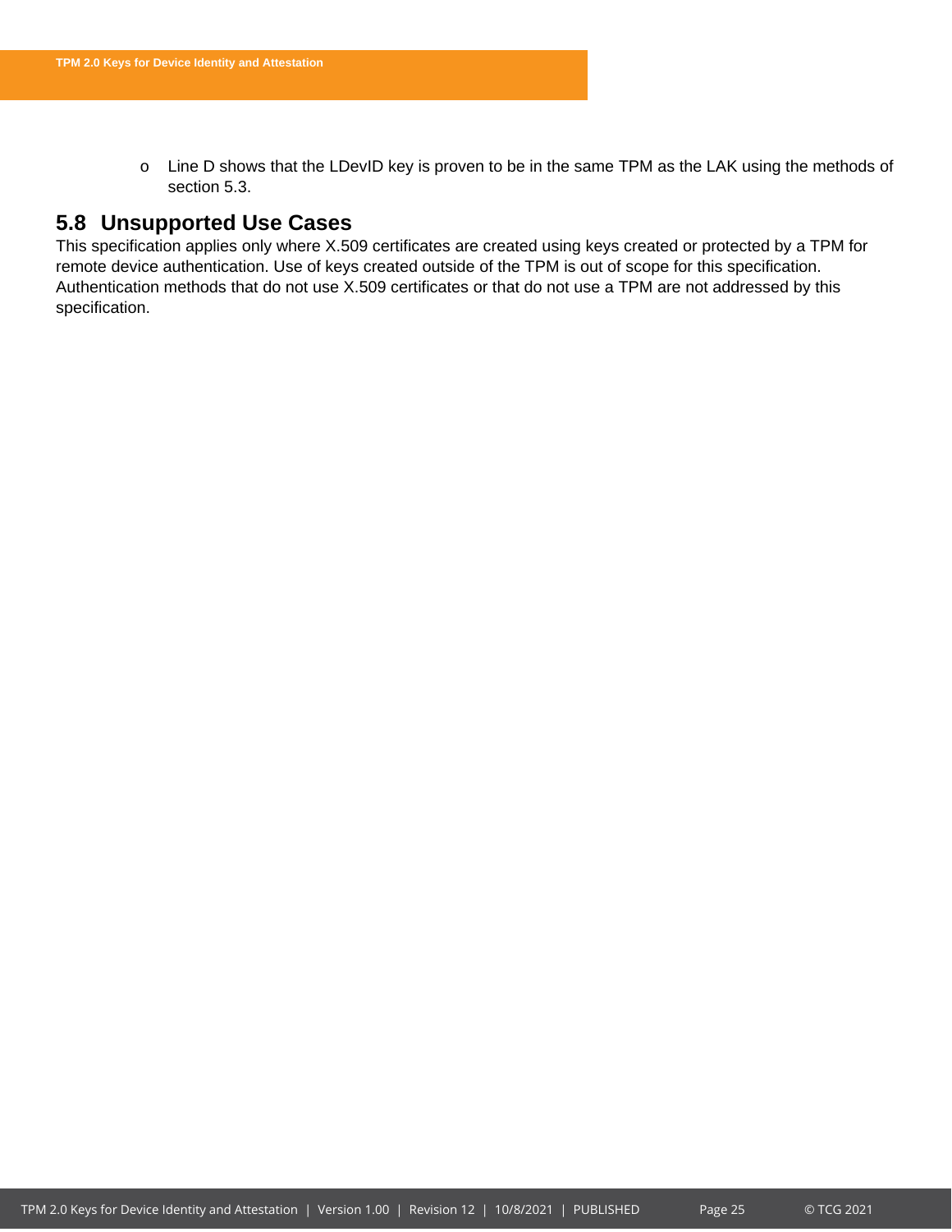- Line D shows that the LDevID key is proven to be in the same TPM as the LAK using the methods of section 5.3.

## 5.8 Unsupported Use Cases

This specification applies only where X.509 certificates are created using keys created or protected by a TPM for remote device authentication. Use of keys created outside of the TPM is out of scope for this specification. Authentication methods that do not use X.509 certificates or that do not use a TPM are not addressed by this specification.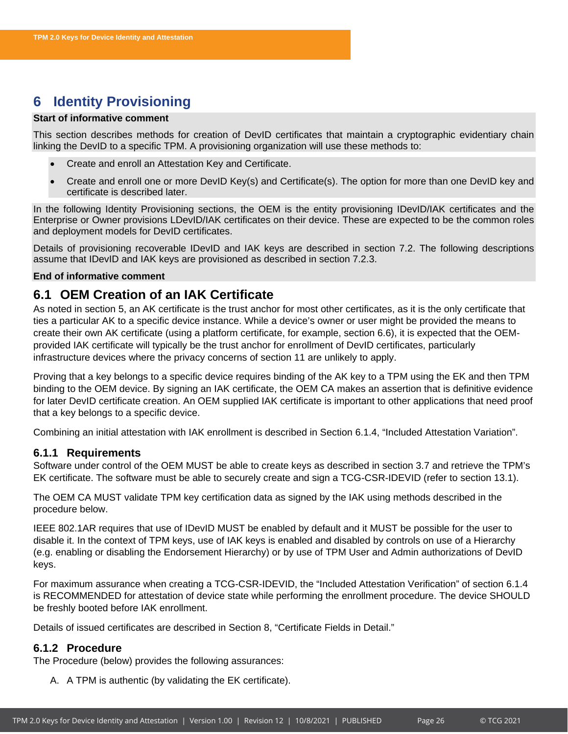# 6 Identity Provisioning

**Start of informative comment**

This section describes methods for creation of DevID certificates that maintain a cryptographic evidentiary chain linking the DevID to a specific TPM. A provisioning organization will use these methods to:

- Create and enroll an Attestation Key and Certificate.
- Create and enroll one or more DevID Key(s) and Certificate(s). The option for more than one DevID key and certificate is described later.

In the following Identity Provisioning sections, the OEM is the entity provisioning IDevID/IAK certificates and the Enterprise or Owner provisions LDevID/IAK certificates on their device. These are expected to be the common roles and deployment models for DevID certificates.

Details of provisioning recoverable IDevID and IAK keys are described in section 7.2. The following descriptions assume that IDevID and IAK keys are provisioned as described in section 7.2.3.

**End of informative comment**

## 6.1 OEM Creation of an IAK Certificate

As noted in section 5, an AK certificate is the trust anchor for most other certificates, as it is the only certificate that ties a particular AK to a specific device instance. While a device's owner or user might be provided the means to create their own AK certificate (using a platform certificate, for example, section 6.6), it is expected that the OEM-provided IAK certificate will typically be the trust anchor for enrollment of DevID certificates, particularly infrastructure devices where the privacy concerns of section 11 are unlikely to apply.

Proving that a key belongs to a specific device requires binding of the AK key to a TPM using the EK and then TPM binding to the OEM device. By signing an IAK certificate, the OEM CA makes an assertion that is definitive evidence for later DevID certificate creation. An OEM supplied IAK certificate is important to other applications that need proof that a key belongs to a specific device.

Combining an initial attestation with IAK enrollment is described in Section 6.1.4, "Included Attestation Variation".

### 6.1.1 Requirements

Software under control of the OEM MUST be able to create keys as described in section 3.7 and retrieve the TPM's EK certificate. The software must be able to securely create and sign a TCG-CSR-IDEVID (refer to section 13.1).

The OEM CA MUST validate TPM key certification data as signed by the IAK using methods described in the procedure below.

IEEE 802.1AR requires that use of IDevID MUST be enabled by default and it MUST be possible for the user to disable it. In the context of TPM keys, use of IAK keys is enabled and disabled by controls on use of a Hierarchy (e.g. enabling or disabling the Endorsement Hierarchy) or by use of TPM User and Admin authorizations of DevID keys.

For maximum assurance when creating a TCG-CSR-IDEVID, the "Included Attestation Verification" of section 6.1.4 is RECOMMENDED for attestation of device state while performing the enrollment procedure. The device SHOULD be freshly booted before IAK enrollment.

Details of issued certificates are described in Section 8, "Certificate Fields in Detail."

### 6.1.2 Procedure

The Procedure (below) provides the following assurances:

A. A TPM is authentic (by validating the EK certificate).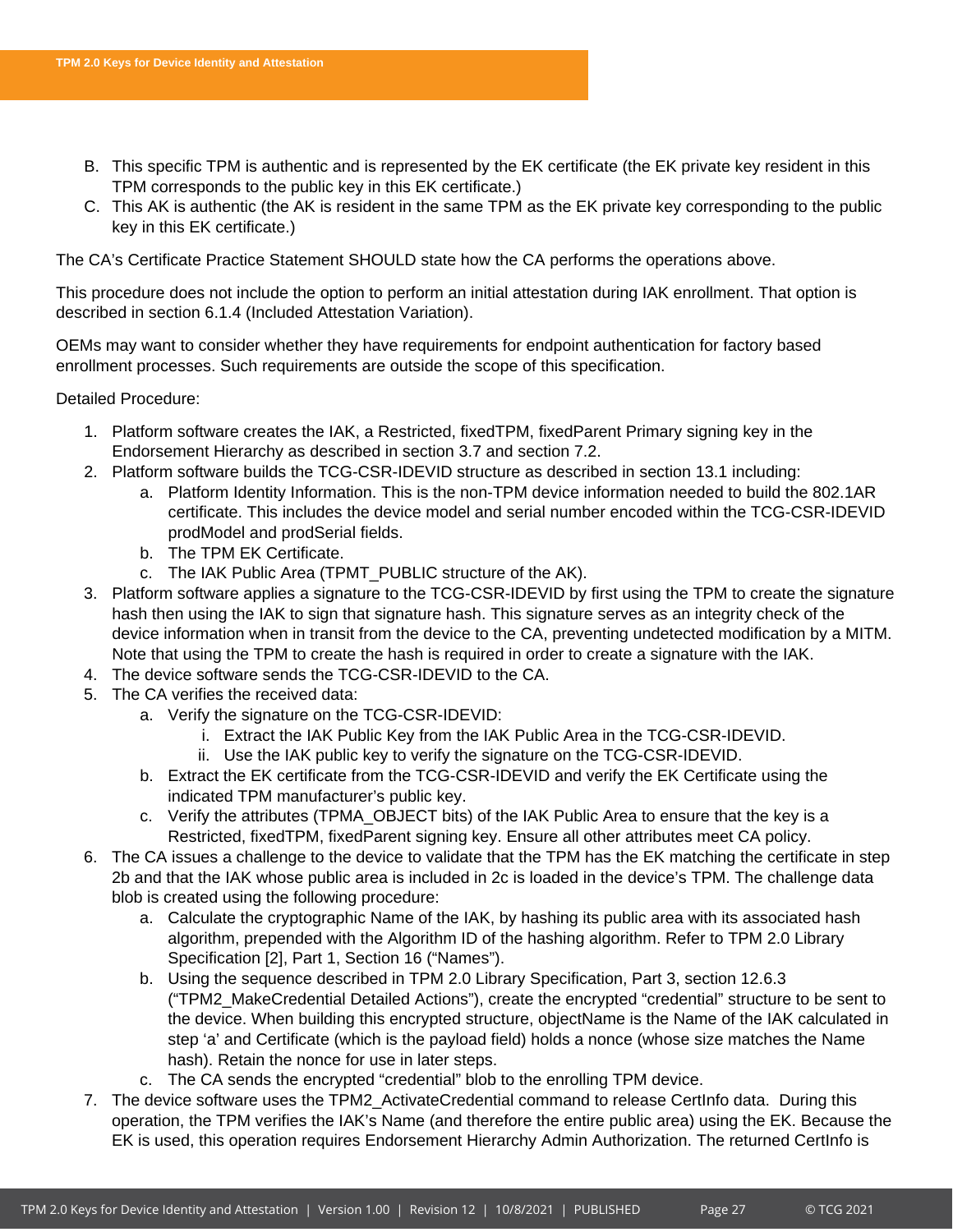B. This specific TPM is authentic and is represented by the EK certificate (the EK private key resident in this TPM corresponds to the public key in this EK certificate.)
C. This AK is authentic (the AK is resident in the same TPM as the EK private key corresponding to the public key in this EK certificate.)

The CA's Certificate Practice Statement SHOULD state how the CA performs the operations above.

This procedure does not include the option to perform an initial attestation during IAK enrollment. That option is described in section 6.1.4 (Included Attestation Variation).

OEMs may want to consider whether they have requirements for endpoint authentication for factory based enrollment processes. Such requirements are outside the scope of this specification.

Detailed Procedure:

1. Platform software creates the IAK, a Restricted, fixedTPM, fixedParent Primary signing key in the Endorsement Hierarchy as described in section 3.7 and section 7.2.
2. Platform software builds the TCG-CSR-IDEVID structure as described in section 13.1 including:
   a. Platform Identity Information. This is the non-TPM device information needed to build the 802.1AR certificate. This includes the device model and serial number encoded within the TCG-CSR-IDEVID prodModel and prodSerial fields.
   b. The TPM EK Certificate.
   c. The IAK Public Area (TPMT_PUBLIC structure of the AK).
3. Platform software applies a signature to the TCG-CSR-IDEVID by first using the TPM to create the signature hash then using the IAK to sign that signature hash. This signature serves as an integrity check of the device information when in transit from the device to the CA, preventing undetected modification by a MITM. Note that using the TPM to create the hash is required in order to create a signature with the IAK.
4. The device software sends the TCG-CSR-IDEVID to the CA.
5. The CA verifies the received data:
   a. Verify the signature on the TCG-CSR-IDEVID:
      i. Extract the IAK Public Key from the IAK Public Area in the TCG-CSR-IDEVID.
      ii. Use the IAK public key to verify the signature on the TCG-CSR-IDEVID.
   b. Extract the EK certificate from the TCG-CSR-IDEVID and verify the EK Certificate using the indicated TPM manufacturer's public key.
   c. Verify the attributes (TPMA_OBJECT bits) of the IAK Public Area to ensure that the key is a Restricted, fixedTPM, fixedParent signing key. Ensure all other attributes meet CA policy.
6. The CA issues a challenge to the device to validate that the TPM has the EK matching the certificate in step 2b and that the IAK whose public area is included in 2c is loaded in the device's TPM. The challenge data blob is created using the following procedure:
   a. Calculate the cryptographic Name of the IAK, by hashing its public area with its associated hash algorithm, prepended with the Algorithm ID of the hashing algorithm. Refer to TPM 2.0 Library Specification [2], Part 1, Section 16 ("Names").
   b. Using the sequence described in TPM 2.0 Library Specification, Part 3, section 12.6.3 ("TPM2_MakeCredential Detailed Actions"), create the encrypted "credential" structure to be sent to the device. When building this encrypted structure, objectName is the Name of the IAK calculated in step 'a' and Certificate (which is the payload field) holds a nonce (whose size matches the Name hash). Retain the nonce for use in later steps.
   c. The CA sends the encrypted "credential" blob to the enrolling TPM device.
7. The device software uses the TPM2_ActivateCredential command to release CertInfo data. During this operation, the TPM verifies the IAK's Name (and therefore the entire public area) using the EK. Because the EK is used, this operation requires Endorsement Hierarchy Admin Authorization. The returned CertInfo is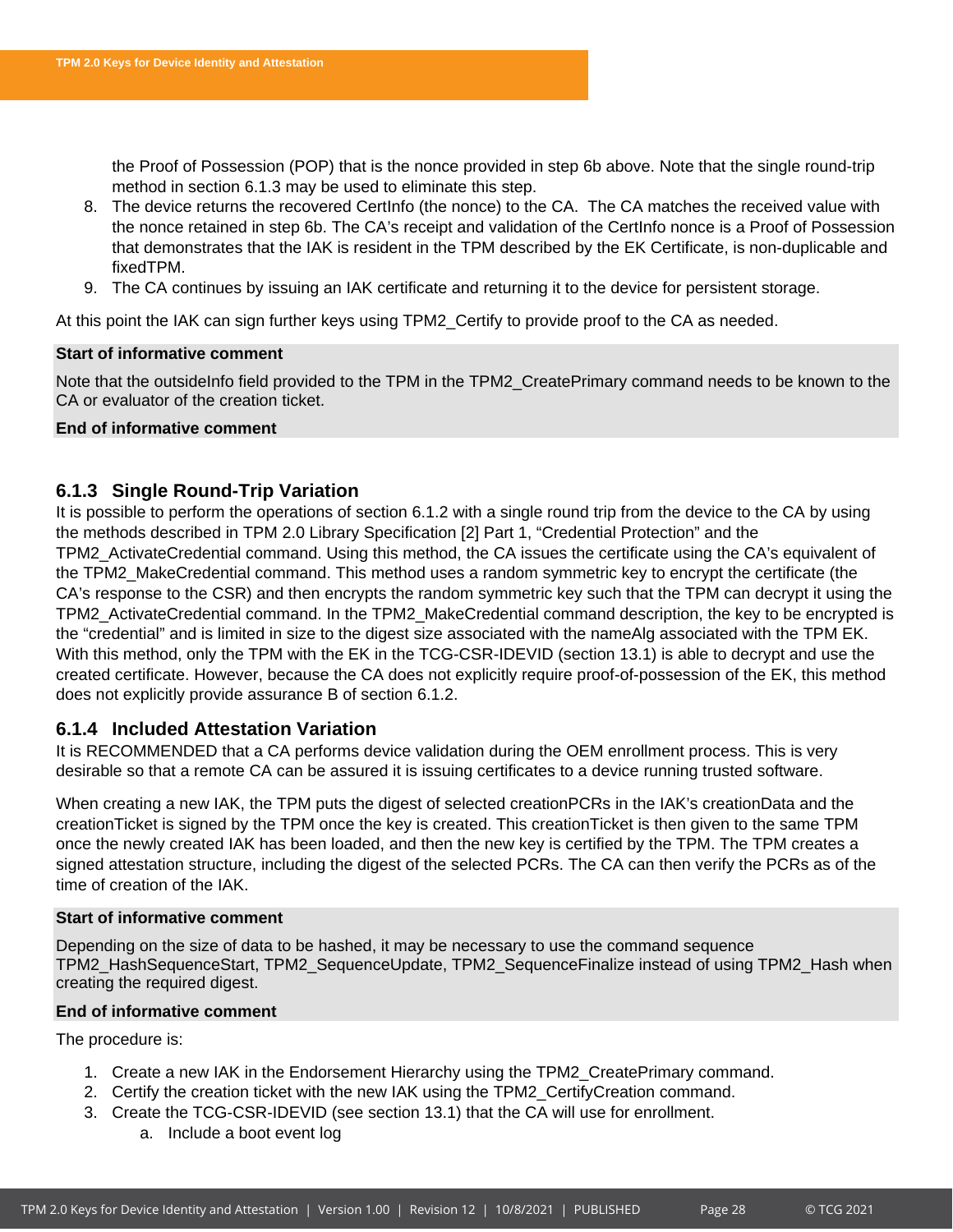the Proof of Possession (POP) that is the nonce provided in step 6b above. Note that the single round-trip method in section 6.1.3 may be used to eliminate this step.

8. The device returns the recovered CertInfo (the nonce) to the CA. The CA matches the received value with the nonce retained in step 6b. The CA's receipt and validation of the CertInfo nonce is a Proof of Possession that demonstrates that the IAK is resident in the TPM described by the EK Certificate, is non-duplicable and fixedTPM.
9. The CA continues by issuing an IAK certificate and returning it to the device for persistent storage.

At this point the IAK can sign further keys using TPM2_Certify to provide proof to the CA as needed.

**Start of informative comment**

Note that the outsideInfo field provided to the TPM in the TPM2_CreatePrimary command needs to be known to the CA or evaluator of the creation ticket.

**End of informative comment**

### 6.1.3 Single Round-Trip Variation

It is possible to perform the operations of section 6.1.2 with a single round trip from the device to the CA by using the methods described in TPM 2.0 Library Specification [2] Part 1, "Credential Protection" and the TPM2_ActivateCredential command. Using this method, the CA issues the certificate using the CA's equivalent of the TPM2_MakeCredential command. This method uses a random symmetric key to encrypt the certificate (the CA's response to the CSR) and then encrypts the random symmetric key such that the TPM can decrypt it using the TPM2_ActivateCredential command. In the TPM2_MakeCredential command description, the key to be encrypted is the "credential" and is limited in size to the digest size associated with the nameAlg associated with the TPM EK. With this method, only the TPM with the EK in the TCG-CSR-IDEVID (section 13.1) is able to decrypt and use the created certificate. However, because the CA does not explicitly require proof-of-possession of the EK, this method does not explicitly provide assurance B of section 6.1.2.

### 6.1.4 Included Attestation Variation

It is RECOMMENDED that a CA performs device validation during the OEM enrollment process. This is very desirable so that a remote CA can be assured it is issuing certificates to a device running trusted software.

When creating a new IAK, the TPM puts the digest of selected creationPCRs in the IAK's creationData and the creationTicket is signed by the TPM once the key is created. This creationTicket is then given to the same TPM once the newly created IAK has been loaded, and then the new key is certified by the TPM. The TPM creates a signed attestation structure, including the digest of the selected PCRs. The CA can then verify the PCRs as of the time of creation of the IAK.

**Start of informative comment**

Depending on the size of data to be hashed, it may be necessary to use the command sequence TPM2_HashSequenceStart, TPM2_SequenceUpdate, TPM2_SequenceFinalize instead of using TPM2_Hash when creating the required digest.

**End of informative comment**

The procedure is:

1. Create a new IAK in the Endorsement Hierarchy using the TPM2_CreatePrimary command.
2. Certify the creation ticket with the new IAK using the TPM2_CertifyCreation command.
3. Create the TCG-CSR-IDEVID (see section 13.1) that the CA will use for enrollment.
   a. Include a boot event log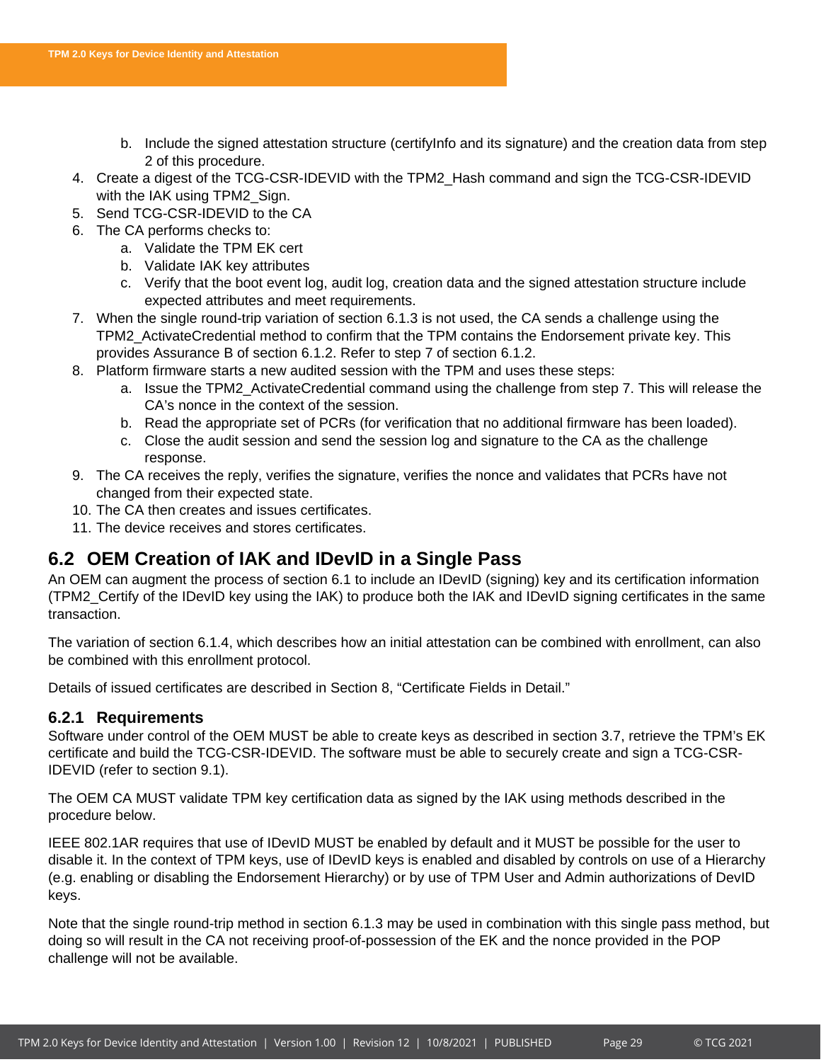b. Include the signed attestation structure (certifyInfo and its signature) and the creation data from step 2 of this procedure.
4. Create a digest of the TCG-CSR-IDEVID with the TPM2_Hash command and sign the TCG-CSR-IDEVID with the IAK using TPM2_Sign.
5. Send TCG-CSR-IDEVID to the CA
6. The CA performs checks to:
   a. Validate the TPM EK cert
   b. Validate IAK key attributes
   c. Verify that the boot event log, audit log, creation data and the signed attestation structure include expected attributes and meet requirements.
7. When the single round-trip variation of section 6.1.3 is not used, the CA sends a challenge using the TPM2_ActivateCredential method to confirm that the TPM contains the Endorsement private key. This provides Assurance B of section 6.1.2. Refer to step 7 of section 6.1.2.
8. Platform firmware starts a new audited session with the TPM and uses these steps:
   a. Issue the TPM2_ActivateCredential command using the challenge from step 7. This will release the CA's nonce in the context of the session.
   b. Read the appropriate set of PCRs (for verification that no additional firmware has been loaded).
   c. Close the audit session and send the session log and signature to the CA as the challenge response.
9. The CA receives the reply, verifies the signature, verifies the nonce and validates that PCRs have not changed from their expected state.
10. The CA then creates and issues certificates.
11. The device receives and stores certificates.

## 6.2 OEM Creation of IAK and IDevID in a Single Pass

An OEM can augment the process of section 6.1 to include an IDevID (signing) key and its certification information (TPM2_Certify of the IDevID key using the IAK) to produce both the IAK and IDevID signing certificates in the same transaction.

The variation of section 6.1.4, which describes how an initial attestation can be combined with enrollment, can also be combined with this enrollment protocol.

Details of issued certificates are described in Section 8, "Certificate Fields in Detail."

### 6.2.1 Requirements

Software under control of the OEM MUST be able to create keys as described in section 3.7, retrieve the TPM's EK certificate and build the TCG-CSR-IDEVID. The software must be able to securely create and sign a TCG-CSR-IDEVID (refer to section 9.1).

The OEM CA MUST validate TPM key certification data as signed by the IAK using methods described in the procedure below.

IEEE 802.1AR requires that use of IDevID MUST be enabled by default and it MUST be possible for the user to disable it. In the context of TPM keys, use of IDevID keys is enabled and disabled by controls on use of a Hierarchy (e.g. enabling or disabling the Endorsement Hierarchy) or by use of TPM User and Admin authorizations of DevID keys.

Note that the single round-trip method in section 6.1.3 may be used in combination with this single pass method, but doing so will result in the CA not receiving proof-of-possession of the EK and the nonce provided in the POP challenge will not be available.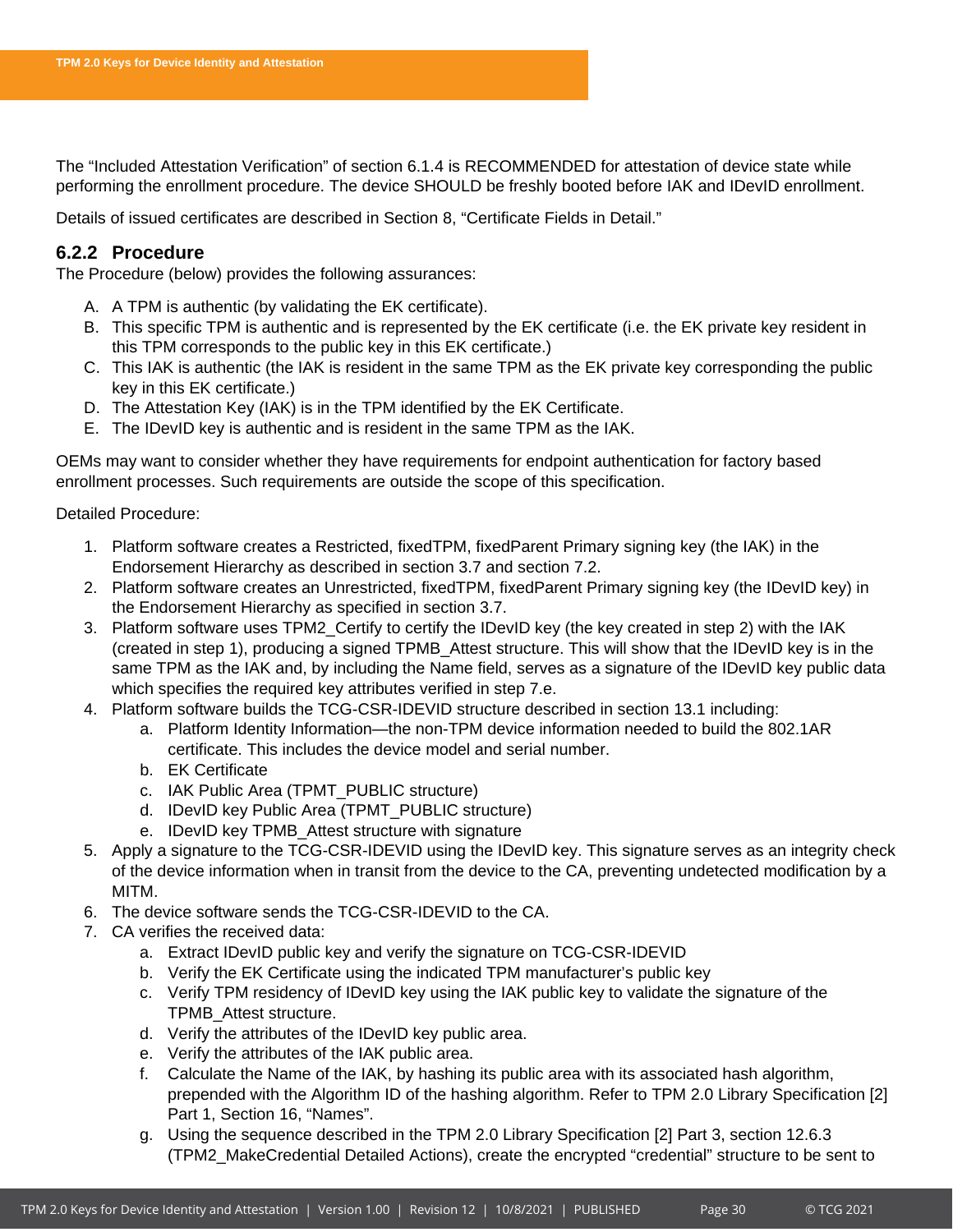The "Included Attestation Verification" of section 6.1.4 is RECOMMENDED for attestation of device state while performing the enrollment procedure. The device SHOULD be freshly booted before IAK and IDevID enrollment.

Details of issued certificates are described in Section 8, "Certificate Fields in Detail."

### 6.2.2 Procedure

The Procedure (below) provides the following assurances:

A. A TPM is authentic (by validating the EK certificate).
B. This specific TPM is authentic and is represented by the EK certificate (i.e. the EK private key resident in this TPM corresponds to the public key in this EK certificate.)
C. This IAK is authentic (the IAK is resident in the same TPM as the EK private key corresponding the public key in this EK certificate.)
D. The Attestation Key (IAK) is in the TPM identified by the EK Certificate.
E. The IDevID key is authentic and is resident in the same TPM as the IAK.

OEMs may want to consider whether they have requirements for endpoint authentication for factory based enrollment processes. Such requirements are outside the scope of this specification.

Detailed Procedure:

1. Platform software creates a Restricted, fixedTPM, fixedParent Primary signing key (the IAK) in the Endorsement Hierarchy as described in section 3.7 and section 7.2.
2. Platform software creates an Unrestricted, fixedTPM, fixedParent Primary signing key (the IDevID key) in the Endorsement Hierarchy as specified in section 3.7.
3. Platform software uses TPM2_Certify to certify the IDevID key (the key created in step 2) with the IAK (created in step 1), producing a signed TPMB_Attest structure. This will show that the IDevID key is in the same TPM as the IAK and, by including the Name field, serves as a signature of the IDevID key public data which specifies the required key attributes verified in step 7.e.
4. Platform software builds the TCG-CSR-IDEVID structure described in section 13.1 including:
    a. Platform Identity Information—the non-TPM device information needed to build the 802.1AR certificate. This includes the device model and serial number.
    b. EK Certificate
    c. IAK Public Area (TPMT_PUBLIC structure)
    d. IDevID key Public Area (TPMT_PUBLIC structure)
    e. IDevID key TPMB_Attest structure with signature
5. Apply a signature to the TCG-CSR-IDEVID using the IDevID key. This signature serves as an integrity check of the device information when in transit from the device to the CA, preventing undetected modification by a MITM.
6. The device software sends the TCG-CSR-IDEVID to the CA.
7. CA verifies the received data:
    a. Extract IDevID public key and verify the signature on TCG-CSR-IDEVID
    b. Verify the EK Certificate using the indicated TPM manufacturer's public key
    c. Verify TPM residency of IDevID key using the IAK public key to validate the signature of the TPMB_Attest structure.
    d. Verify the attributes of the IDevID key public area.
    e. Verify the attributes of the IAK public area.
    f. Calculate the Name of the IAK, by hashing its public area with its associated hash algorithm, prepended with the Algorithm ID of the hashing algorithm. Refer to TPM 2.0 Library Specification [2] Part 1, Section 16, "Names".
    g. Using the sequence described in the TPM 2.0 Library Specification [2] Part 3, section 12.6.3 (TPM2_MakeCredential Detailed Actions), create the encrypted "credential" structure to be sent to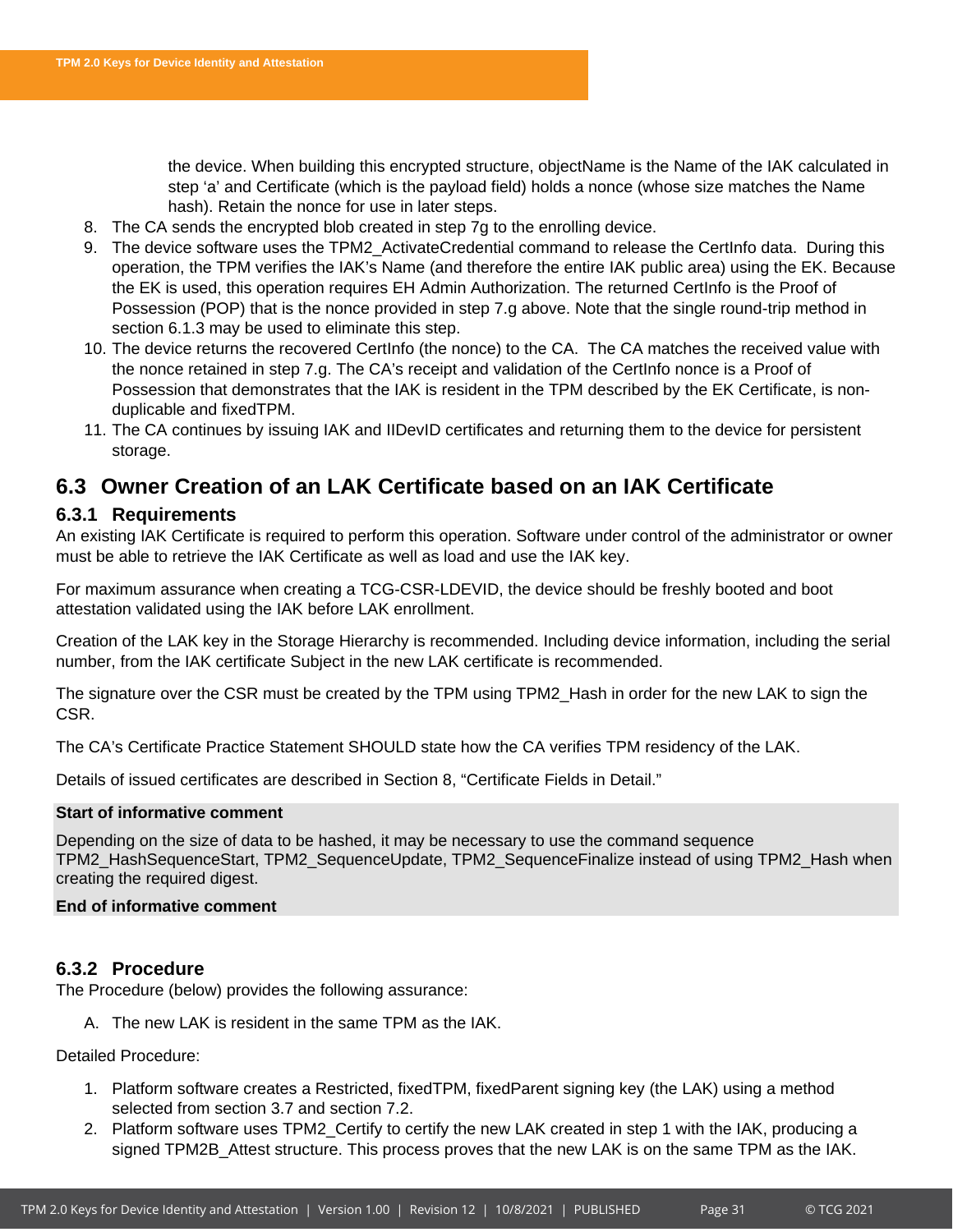the device. When building this encrypted structure, objectName is the Name of the IAK calculated in step ‘a’ and Certificate (which is the payload field) holds a nonce (whose size matches the Name hash). Retain the nonce for use in later steps.

8. The CA sends the encrypted blob created in step 7g to the enrolling device.
9. The device software uses the TPM2_ActivateCredential command to release the CertInfo data. During this operation, the TPM verifies the IAK’s Name (and therefore the entire IAK public area) using the EK. Because the EK is used, this operation requires EH Admin Authorization. The returned CertInfo is the Proof of Possession (POP) that is the nonce provided in step 7.g above. Note that the single round-trip method in section 6.1.3 may be used to eliminate this step.
10. The device returns the recovered CertInfo (the nonce) to the CA. The CA matches the received value with the nonce retained in step 7.g. The CA’s receipt and validation of the CertInfo nonce is a Proof of Possession that demonstrates that the IAK is resident in the TPM described by the EK Certificate, is non-duplicable and fixedTPM.
11. The CA continues by issuing IAK and IIDevID certificates and returning them to the device for persistent storage.

## 6.3 Owner Creation of an LAK Certificate based on an IAK Certificate

### 6.3.1 Requirements

An existing IAK Certificate is required to perform this operation. Software under control of the administrator or owner must be able to retrieve the IAK Certificate as well as load and use the IAK key.

For maximum assurance when creating a TCG-CSR-LDEVID, the device should be freshly booted and boot attestation validated using the IAK before LAK enrollment.

Creation of the LAK key in the Storage Hierarchy is recommended. Including device information, including the serial number, from the IAK certificate Subject in the new LAK certificate is recommended.

The signature over the CSR must be created by the TPM using TPM2_Hash in order for the new LAK to sign the CSR.

The CA’s Certificate Practice Statement SHOULD state how the CA verifies TPM residency of the LAK.

Details of issued certificates are described in Section 8, “Certificate Fields in Detail.”

**Start of informative comment**

Depending on the size of data to be hashed, it may be necessary to use the command sequence TPM2_HashSequenceStart, TPM2_SequenceUpdate, TPM2_SequenceFinalize instead of using TPM2_Hash when creating the required digest.

**End of informative comment**

### 6.3.2 Procedure

The Procedure (below) provides the following assurance:

A. The new LAK is resident in the same TPM as the IAK.

Detailed Procedure:

1. Platform software creates a Restricted, fixedTPM, fixedParent signing key (the LAK) using a method selected from section 3.7 and section 7.2.
2. Platform software uses TPM2_Certify to certify the new LAK created in step 1 with the IAK, producing a signed TPM2B_Attest structure. This process proves that the new LAK is on the same TPM as the IAK.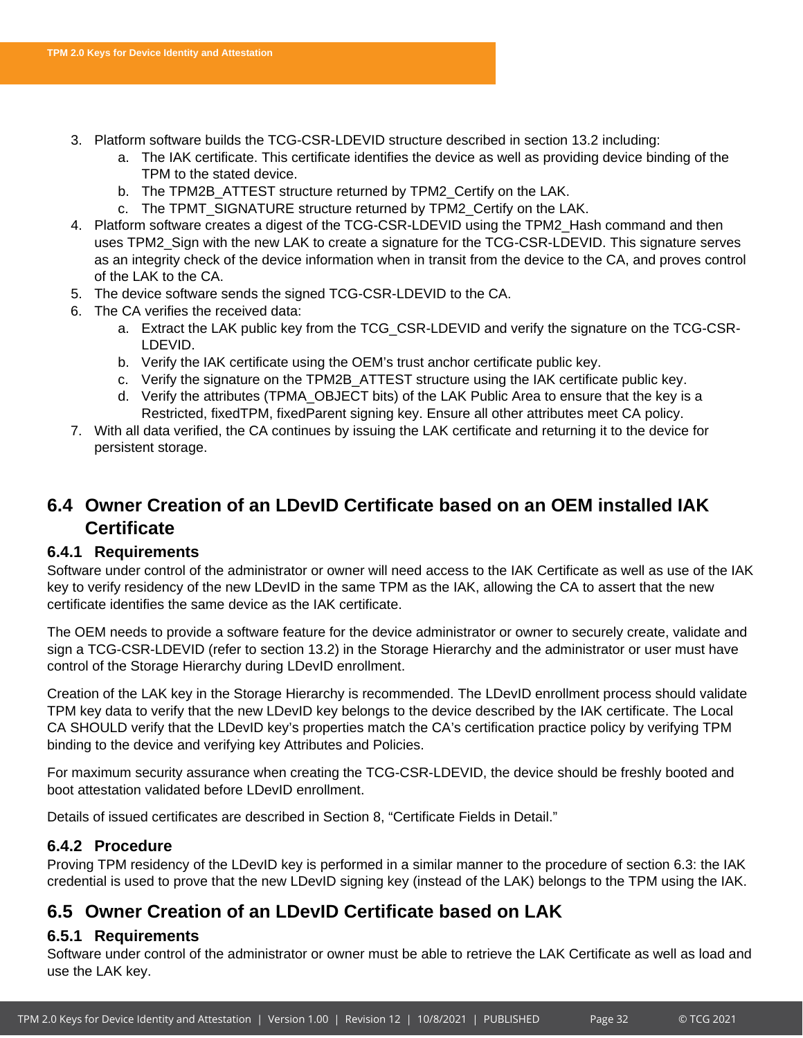3. Platform software builds the TCG-CSR-LDEVID structure described in section 13.2 including:
    a. The IAK certificate. This certificate identifies the device as well as providing device binding of the TPM to the stated device.
    b. The TPM2B_ATTEST structure returned by TPM2_Certify on the LAK.
    c. The TPMT_SIGNATURE structure returned by TPM2_Certify on the LAK.
4. Platform software creates a digest of the TCG-CSR-LDEVID using the TPM2_Hash command and then uses TPM2_Sign with the new LAK to create a signature for the TCG-CSR-LDEVID. This signature serves as an integrity check of the device information when in transit from the device to the CA, and proves control of the LAK to the CA.
5. The device software sends the signed TCG-CSR-LDEVID to the CA.
6. The CA verifies the received data:
    a. Extract the LAK public key from the TCG_CSR-LDEVID and verify the signature on the TCG-CSR-LDEVID.
    b. Verify the IAK certificate using the OEM's trust anchor certificate public key.
    c. Verify the signature on the TPM2B_ATTEST structure using the IAK certificate public key.
    d. Verify the attributes (TPMA_OBJECT bits) of the LAK Public Area to ensure that the key is a Restricted, fixedTPM, fixedParent signing key. Ensure all other attributes meet CA policy.
7. With all data verified, the CA continues by issuing the LAK certificate and returning it to the device for persistent storage.

## 6.4 Owner Creation of an LDevID Certificate based on an OEM installed IAK Certificate

### 6.4.1 Requirements

Software under control of the administrator or owner will need access to the IAK Certificate as well as use of the IAK key to verify residency of the new LDevID in the same TPM as the IAK, allowing the CA to assert that the new certificate identifies the same device as the IAK certificate.

The OEM needs to provide a software feature for the device administrator or owner to securely create, validate and sign a TCG-CSR-LDEVID (refer to section 13.2) in the Storage Hierarchy and the administrator or user must have control of the Storage Hierarchy during LDevID enrollment.

Creation of the LAK key in the Storage Hierarchy is recommended. The LDevID enrollment process should validate TPM key data to verify that the new LDevID key belongs to the device described by the IAK certificate. The Local CA SHOULD verify that the LDevID key's properties match the CA's certification practice policy by verifying TPM binding to the device and verifying key Attributes and Policies.

For maximum security assurance when creating the TCG-CSR-LDEVID, the device should be freshly booted and boot attestation validated before LDevID enrollment.

Details of issued certificates are described in Section 8, "Certificate Fields in Detail."

### 6.4.2 Procedure

Proving TPM residency of the LDevID key is performed in a similar manner to the procedure of section 6.3: the IAK credential is used to prove that the new LDevID signing key (instead of the LAK) belongs to the TPM using the IAK.

## 6.5 Owner Creation of an LDevID Certificate based on LAK

### 6.5.1 Requirements

Software under control of the administrator or owner must be able to retrieve the LAK Certificate as well as load and use the LAK key.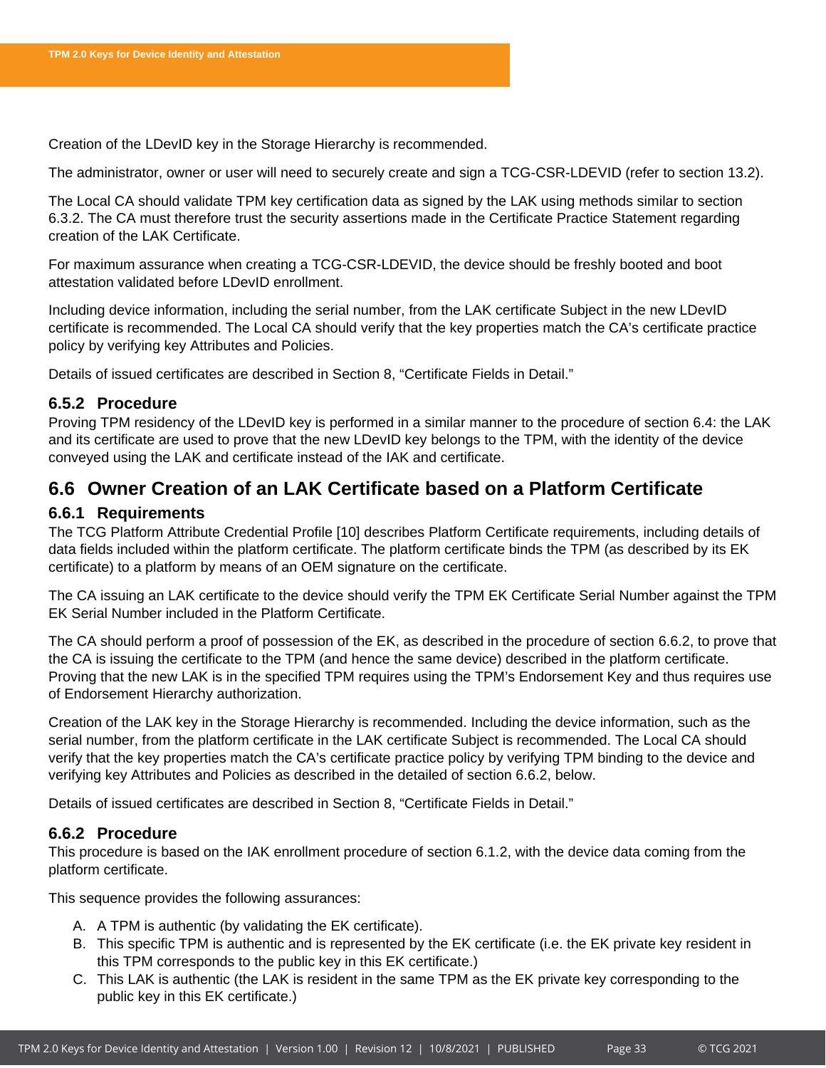Creation of the LDevID key in the Storage Hierarchy is recommended.

The administrator, owner or user will need to securely create and sign a TCG-CSR-LDEVID (refer to section 13.2).

The Local CA should validate TPM key certification data as signed by the LAK using methods similar to section 6.3.2. The CA must therefore trust the security assertions made in the Certificate Practice Statement regarding creation of the LAK Certificate.

For maximum assurance when creating a TCG-CSR-LDEVID, the device should be freshly booted and boot attestation validated before LDevID enrollment.

Including device information, including the serial number, from the LAK certificate Subject in the new LDevID certificate is recommended. The Local CA should verify that the key properties match the CA's certificate practice policy by verifying key Attributes and Policies.

Details of issued certificates are described in Section 8, "Certificate Fields in Detail."

### 6.5.2 Procedure

Proving TPM residency of the LDevID key is performed in a similar manner to the procedure of section 6.4: the LAK and its certificate are used to prove that the new LDevID key belongs to the TPM, with the identity of the device conveyed using the LAK and certificate instead of the IAK and certificate.

## 6.6 Owner Creation of an LAK Certificate based on a Platform Certificate

### 6.6.1 Requirements

The TCG Platform Attribute Credential Profile [10] describes Platform Certificate requirements, including details of data fields included within the platform certificate. The platform certificate binds the TPM (as described by its EK certificate) to a platform by means of an OEM signature on the certificate.

The CA issuing an LAK certificate to the device should verify the TPM EK Certificate Serial Number against the TPM EK Serial Number included in the Platform Certificate.

The CA should perform a proof of possession of the EK, as described in the procedure of section 6.6.2, to prove that the CA is issuing the certificate to the TPM (and hence the same device) described in the platform certificate. Proving that the new LAK is in the specified TPM requires using the TPM's Endorsement Key and thus requires use of Endorsement Hierarchy authorization.

Creation of the LAK key in the Storage Hierarchy is recommended. Including the device information, such as the serial number, from the platform certificate in the LAK certificate Subject is recommended. The Local CA should verify that the key properties match the CA's certificate practice policy by verifying TPM binding to the device and verifying key Attributes and Policies as described in the detailed of section 6.6.2, below.

Details of issued certificates are described in Section 8, "Certificate Fields in Detail."

### 6.6.2 Procedure

This procedure is based on the IAK enrollment procedure of section 6.1.2, with the device data coming from the platform certificate.

This sequence provides the following assurances:

A. A TPM is authentic (by validating the EK certificate).
B. This specific TPM is authentic and is represented by the EK certificate (i.e. the EK private key resident in this TPM corresponds to the public key in this EK certificate.)
C. This LAK is authentic (the LAK is resident in the same TPM as the EK private key corresponding to the public key in this EK certificate.)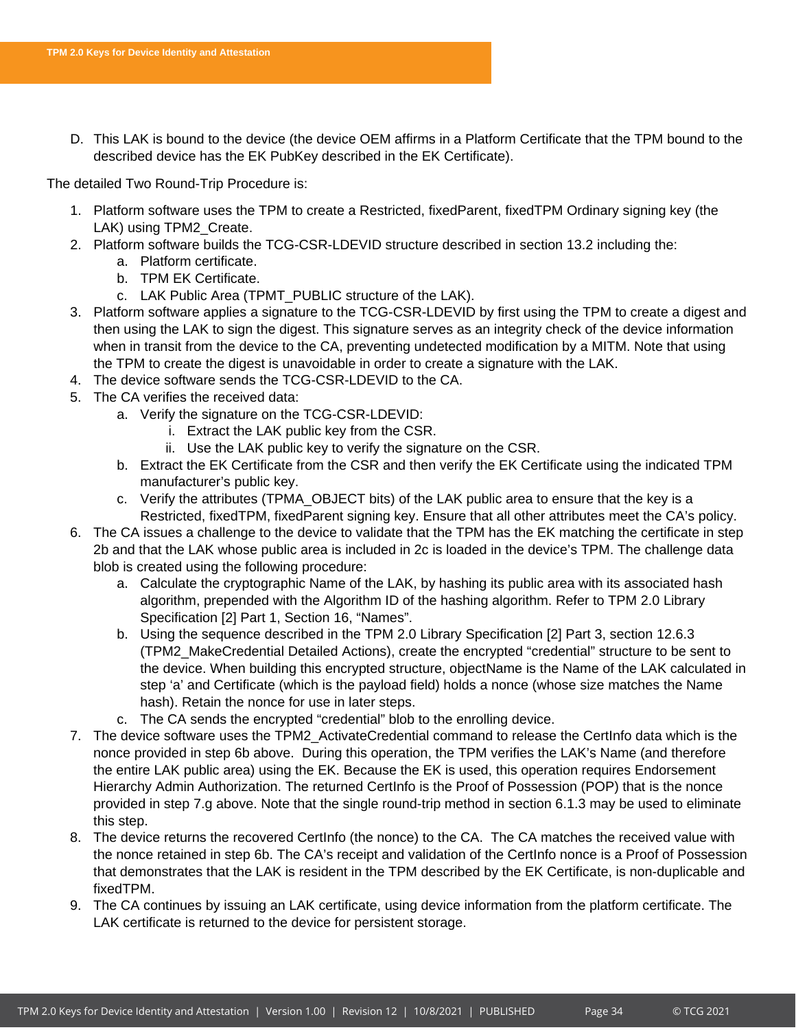D. This LAK is bound to the device (the device OEM affirms in a Platform Certificate that the TPM bound to the described device has the EK PubKey described in the EK Certificate).

The detailed Two Round-Trip Procedure is:

1. Platform software uses the TPM to create a Restricted, fixedParent, fixedTPM Ordinary signing key (the LAK) using TPM2_Create.
2. Platform software builds the TCG-CSR-LDEVID structure described in section 13.2 including the:
   a. Platform certificate.
   b. TPM EK Certificate.
   c. LAK Public Area (TPMT_PUBLIC structure of the LAK).
3. Platform software applies a signature to the TCG-CSR-LDEVID by first using the TPM to create a digest and then using the LAK to sign the digest. This signature serves as an integrity check of the device information when in transit from the device to the CA, preventing undetected modification by a MITM. Note that using the TPM to create the digest is unavoidable in order to create a signature with the LAK.
4. The device software sends the TCG-CSR-LDEVID to the CA.
5. The CA verifies the received data:
   a. Verify the signature on the TCG-CSR-LDEVID:
      i. Extract the LAK public key from the CSR.
      ii. Use the LAK public key to verify the signature on the CSR.
   b. Extract the EK Certificate from the CSR and then verify the EK Certificate using the indicated TPM manufacturer's public key.
   c. Verify the attributes (TPMA_OBJECT bits) of the LAK public area to ensure that the key is a Restricted, fixedTPM, fixedParent signing key. Ensure that all other attributes meet the CA's policy.
6. The CA issues a challenge to the device to validate that the TPM has the EK matching the certificate in step 2b and that the LAK whose public area is included in 2c is loaded in the device's TPM. The challenge data blob is created using the following procedure:
   a. Calculate the cryptographic Name of the LAK, by hashing its public area with its associated hash algorithm, prepended with the Algorithm ID of the hashing algorithm. Refer to TPM 2.0 Library Specification [2] Part 1, Section 16, "Names".
   b. Using the sequence described in the TPM 2.0 Library Specification [2] Part 3, section 12.6.3 (TPM2_MakeCredential Detailed Actions), create the encrypted "credential" structure to be sent to the device. When building this encrypted structure, objectName is the Name of the LAK calculated in step 'a' and Certificate (which is the payload field) holds a nonce (whose size matches the Name hash). Retain the nonce for use in later steps.
   c. The CA sends the encrypted "credential" blob to the enrolling device.
7. The device software uses the TPM2_ActivateCredential command to release the CertInfo data which is the nonce provided in step 6b above. During this operation, the TPM verifies the LAK's Name (and therefore the entire LAK public area) using the EK. Because the EK is used, this operation requires Endorsement Hierarchy Admin Authorization. The returned CertInfo is the Proof of Possession (POP) that is the nonce provided in step 7.g above. Note that the single round-trip method in section 6.1.3 may be used to eliminate this step.
8. The device returns the recovered CertInfo (the nonce) to the CA. The CA matches the received value with the nonce retained in step 6b. The CA's receipt and validation of the CertInfo nonce is a Proof of Possession that demonstrates that the LAK is resident in the TPM described by the EK Certificate, is non-duplicable and fixedTPM.
9. The CA continues by issuing an LAK certificate, using device information from the platform certificate. The LAK certificate is returned to the device for persistent storage.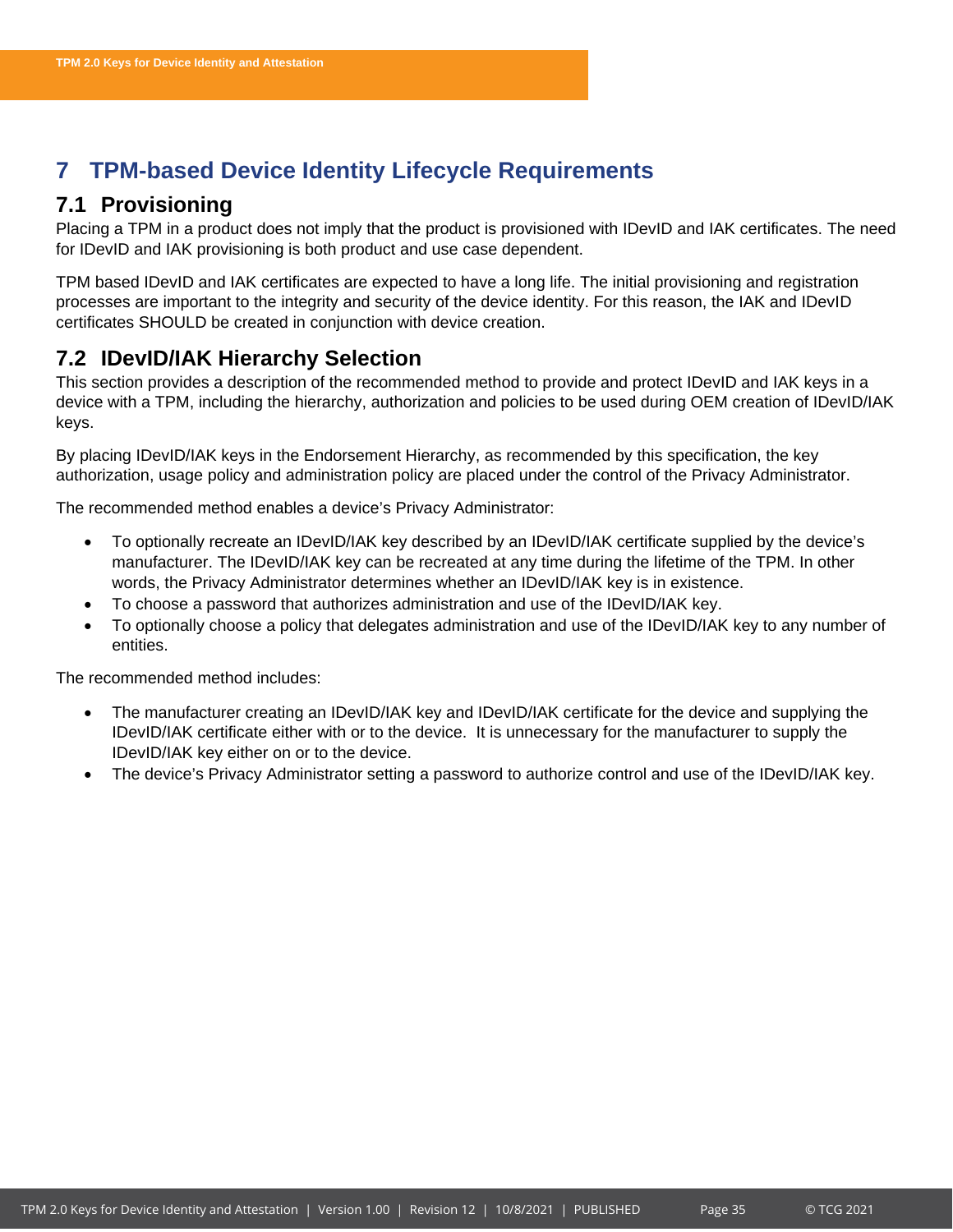# 7 TPM-based Device Identity Lifecycle Requirements

## 7.1 Provisioning

Placing a TPM in a product does not imply that the product is provisioned with IDevID and IAK certificates. The need for IDevID and IAK provisioning is both product and use case dependent.

TPM based IDevID and IAK certificates are expected to have a long life. The initial provisioning and registration processes are important to the integrity and security of the device identity. For this reason, the IAK and IDevID certificates SHOULD be created in conjunction with device creation.

## 7.2 IDevID/IAK Hierarchy Selection

This section provides a description of the recommended method to provide and protect IDevID and IAK keys in a device with a TPM, including the hierarchy, authorization and policies to be used during OEM creation of IDevID/IAK keys.

By placing IDevID/IAK keys in the Endorsement Hierarchy, as recommended by this specification, the key authorization, usage policy and administration policy are placed under the control of the Privacy Administrator.

The recommended method enables a device's Privacy Administrator:

- To optionally recreate an IDevID/IAK key described by an IDevID/IAK certificate supplied by the device's manufacturer. The IDevID/IAK key can be recreated at any time during the lifetime of the TPM. In other words, the Privacy Administrator determines whether an IDevID/IAK key is in existence.
- To choose a password that authorizes administration and use of the IDevID/IAK key.
- To optionally choose a policy that delegates administration and use of the IDevID/IAK key to any number of entities.

The recommended method includes:

- The manufacturer creating an IDevID/IAK key and IDevID/IAK certificate for the device and supplying the IDevID/IAK certificate either with or to the device. It is unnecessary for the manufacturer to supply the IDevID/IAK key either on or to the device.
- The device's Privacy Administrator setting a password to authorize control and use of the IDevID/IAK key.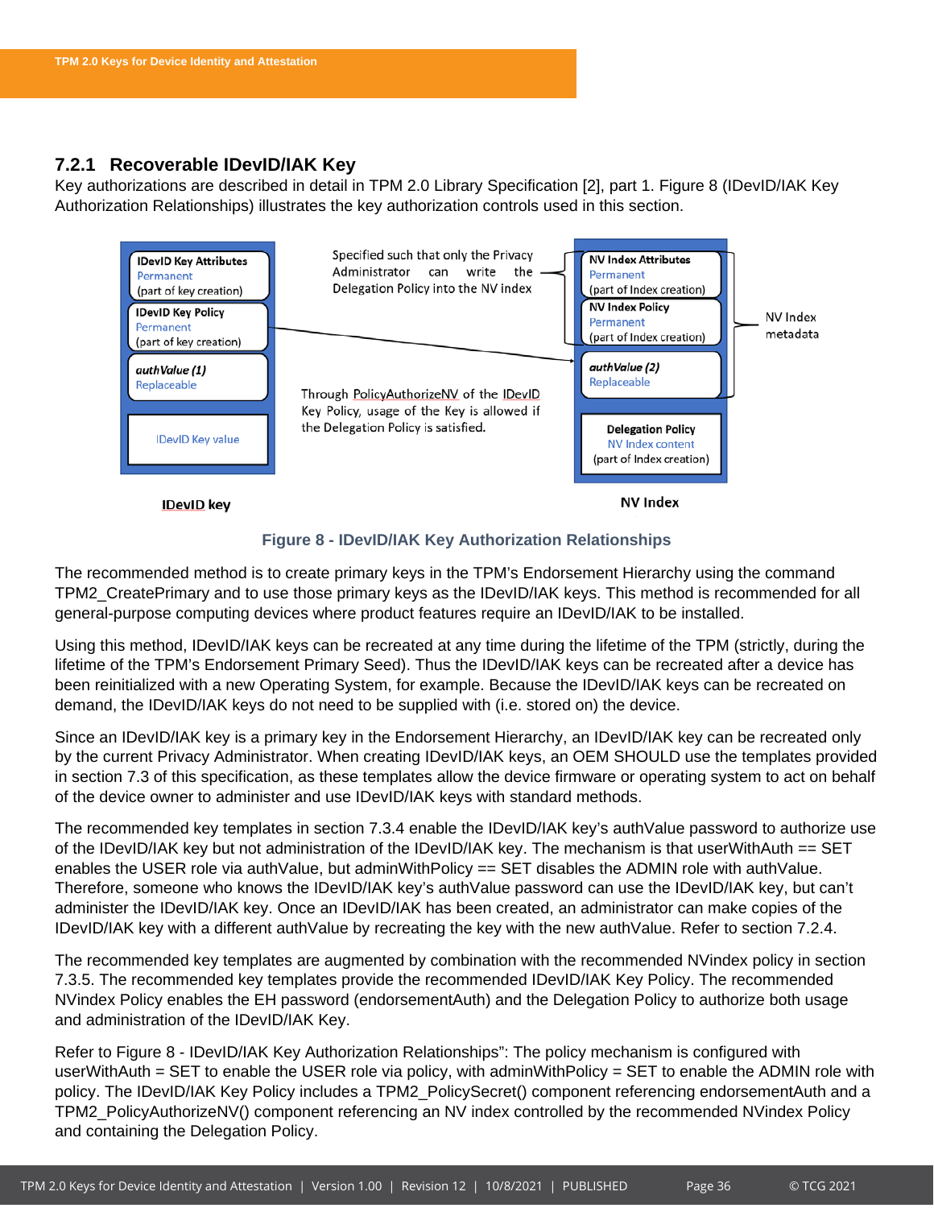### 7.2.1 Recoverable IDevID/IAK Key

Key authorizations are described in detail in TPM 2.0 Library Specification [2], part 1. Figure 8 (IDevID/IAK Key Authorization Relationships) illustrates the key authorization controls used in this section.

IDevID Key Attributes
Permanent
(part of key creation)

IDevID Key Policy
Permanent
(part of key creation)

*authValue (1)*
Replaceable

IDevID Key value

IDevID key

Specified such that only the Privacy Administrator can write the Delegation Policy into the NV index

Through PolicyAuthorizeNV of the IDevID Key Policy, usage of the Key is allowed if the Delegation Policy is satisfied.

NV Index Attributes
Permanent
(part of Index creation)

NV Index Policy
Permanent
(part of Index creation)

*authValue (2)*
Replaceable

Delegation Policy
NV Index content
(part of Index creation)

NV Index

NV Index metadata

**Figure 8 - IDevID/IAK Key Authorization Relationships**

The recommended method is to create primary keys in the TPM's Endorsement Hierarchy using the command TPM2_CreatePrimary and to use those primary keys as the IDevID/IAK keys. This method is recommended for all general-purpose computing devices where product features require an IDevID/IAK to be installed.

Using this method, IDevID/IAK keys can be recreated at any time during the lifetime of the TPM (strictly, during the lifetime of the TPM's Endorsement Primary Seed). Thus the IDevID/IAK keys can be recreated after a device has been reinitialized with a new Operating System, for example. Because the IDevID/IAK keys can be recreated on demand, the IDevID/IAK keys do not need to be supplied with (i.e. stored on) the device.

Since an IDevID/IAK key is a primary key in the Endorsement Hierarchy, an IDevID/IAK key can be recreated only by the current Privacy Administrator. When creating IDevID/IAK keys, an OEM SHOULD use the templates provided in section 7.3 of this specification, as these templates allow the device firmware or operating system to act on behalf of the device owner to administer and use IDevID/IAK keys with standard methods.

The recommended key templates in section 7.3.4 enable the IDevID/IAK key's authValue password to authorize use of the IDevID/IAK key but not administration of the IDevID/IAK key. The mechanism is that userWithAuth == SET enables the USER role via authValue, but adminWithPolicy == SET disables the ADMIN role with authValue. Therefore, someone who knows the IDevID/IAK key's authValue password can use the IDevID/IAK key, but can't administer the IDevID/IAK key. Once an IDevID/IAK has been created, an administrator can make copies of the IDevID/IAK key with a different authValue by recreating the key with the new authValue. Refer to section 7.2.4.

The recommended key templates are augmented by combination with the recommended NVindex policy in section 7.3.5. The recommended key templates provide the recommended IDevID/IAK Key Policy. The recommended NVindex Policy enables the EH password (endorsementAuth) and the Delegation Policy to authorize both usage and administration of the IDevID/IAK Key.

Refer to Figure 8 - IDevID/IAK Key Authorization Relationships": The policy mechanism is configured with userWithAuth = SET to enable the USER role via policy, with adminWithPolicy = SET to enable the ADMIN role with policy. The IDevID/IAK Key Policy includes a TPM2_PolicySecret() component referencing endorsementAuth and a TPM2_PolicyAuthorizeNV() component referencing an NV index controlled by the recommended NVindex Policy and containing the Delegation Policy.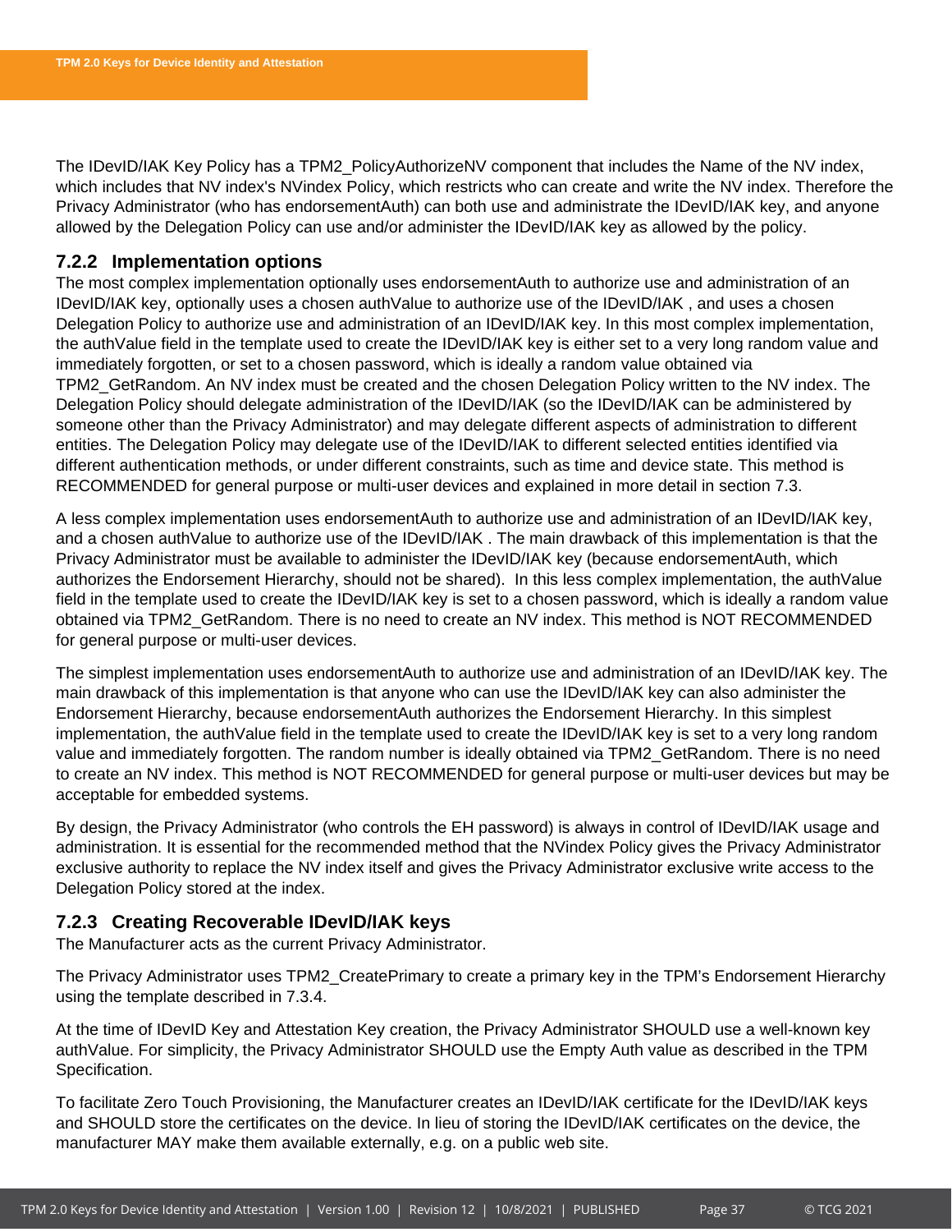The IDevID/IAK Key Policy has a TPM2_PolicyAuthorizeNV component that includes the Name of the NV index, which includes that NV index's NVindex Policy, which restricts who can create and write the NV index. Therefore the Privacy Administrator (who has endorsementAuth) can both use and administrate the IDevID/IAK key, and anyone allowed by the Delegation Policy can use and/or administer the IDevID/IAK key as allowed by the policy.

### 7.2.2 Implementation options

The most complex implementation optionally uses endorsementAuth to authorize use and administration of an IDevID/IAK key, optionally uses a chosen authValue to authorize use of the IDevID/IAK , and uses a chosen Delegation Policy to authorize use and administration of an IDevID/IAK key. In this most complex implementation, the authValue field in the template used to create the IDevID/IAK key is either set to a very long random value and immediately forgotten, or set to a chosen password, which is ideally a random value obtained via TPM2_GetRandom. An NV index must be created and the chosen Delegation Policy written to the NV index. The Delegation Policy should delegate administration of the IDevID/IAK (so the IDevID/IAK can be administered by someone other than the Privacy Administrator) and may delegate different aspects of administration to different entities. The Delegation Policy may delegate use of the IDevID/IAK to different selected entities identified via different authentication methods, or under different constraints, such as time and device state. This method is RECOMMENDED for general purpose or multi-user devices and explained in more detail in section 7.3.

A less complex implementation uses endorsementAuth to authorize use and administration of an IDevID/IAK key, and a chosen authValue to authorize use of the IDevID/IAK . The main drawback of this implementation is that the Privacy Administrator must be available to administer the IDevID/IAK key (because endorsementAuth, which authorizes the Endorsement Hierarchy, should not be shared). In this less complex implementation, the authValue field in the template used to create the IDevID/IAK key is set to a chosen password, which is ideally a random value obtained via TPM2_GetRandom. There is no need to create an NV index. This method is NOT RECOMMENDED for general purpose or multi-user devices.

The simplest implementation uses endorsementAuth to authorize use and administration of an IDevID/IAK key. The main drawback of this implementation is that anyone who can use the IDevID/IAK key can also administer the Endorsement Hierarchy, because endorsementAuth authorizes the Endorsement Hierarchy. In this simplest implementation, the authValue field in the template used to create the IDevID/IAK key is set to a very long random value and immediately forgotten. The random number is ideally obtained via TPM2_GetRandom. There is no need to create an NV index. This method is NOT RECOMMENDED for general purpose or multi-user devices but may be acceptable for embedded systems.

By design, the Privacy Administrator (who controls the EH password) is always in control of IDevID/IAK usage and administration. It is essential for the recommended method that the NVindex Policy gives the Privacy Administrator exclusive authority to replace the NV index itself and gives the Privacy Administrator exclusive write access to the Delegation Policy stored at the index.

### 7.2.3 Creating Recoverable IDevID/IAK keys

The Manufacturer acts as the current Privacy Administrator.

The Privacy Administrator uses TPM2_CreatePrimary to create a primary key in the TPM's Endorsement Hierarchy using the template described in 7.3.4.

At the time of IDevID Key and Attestation Key creation, the Privacy Administrator SHOULD use a well-known key authValue. For simplicity, the Privacy Administrator SHOULD use the Empty Auth value as described in the TPM Specification.

To facilitate Zero Touch Provisioning, the Manufacturer creates an IDevID/IAK certificate for the IDevID/IAK keys and SHOULD store the certificates on the device. In lieu of storing the IDevID/IAK certificates on the device, the manufacturer MAY make them available externally, e.g. on a public web site.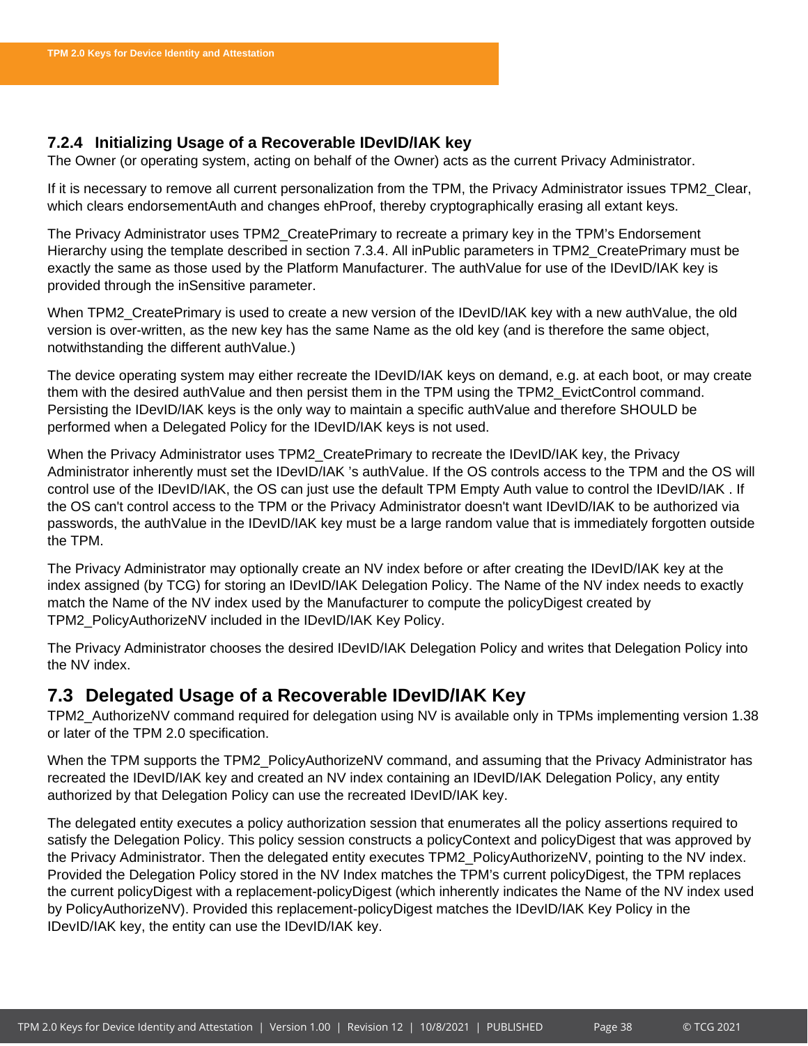### 7.2.4 Initializing Usage of a Recoverable IDevID/IAK key

The Owner (or operating system, acting on behalf of the Owner) acts as the current Privacy Administrator.

If it is necessary to remove all current personalization from the TPM, the Privacy Administrator issues TPM2_Clear, which clears endorsementAuth and changes ehProof, thereby cryptographically erasing all extant keys.

The Privacy Administrator uses TPM2_CreatePrimary to recreate a primary key in the TPM's Endorsement Hierarchy using the template described in section 7.3.4. All inPublic parameters in TPM2_CreatePrimary must be exactly the same as those used by the Platform Manufacturer. The authValue for use of the IDevID/IAK key is provided through the inSensitive parameter.

When TPM2_CreatePrimary is used to create a new version of the IDevID/IAK key with a new authValue, the old version is over-written, as the new key has the same Name as the old key (and is therefore the same object, notwithstanding the different authValue.)

The device operating system may either recreate the IDevID/IAK keys on demand, e.g. at each boot, or may create them with the desired authValue and then persist them in the TPM using the TPM2_EvictControl command. Persisting the IDevID/IAK keys is the only way to maintain a specific authValue and therefore SHOULD be performed when a Delegated Policy for the IDevID/IAK keys is not used.

When the Privacy Administrator uses TPM2_CreatePrimary to recreate the IDevID/IAK key, the Privacy Administrator inherently must set the IDevID/IAK 's authValue. If the OS controls access to the TPM and the OS will control use of the IDevID/IAK, the OS can just use the default TPM Empty Auth value to control the IDevID/IAK . If the OS can't control access to the TPM or the Privacy Administrator doesn't want IDevID/IAK to be authorized via passwords, the authValue in the IDevID/IAK key must be a large random value that is immediately forgotten outside the TPM.

The Privacy Administrator may optionally create an NV index before or after creating the IDevID/IAK key at the index assigned (by TCG) for storing an IDevID/IAK Delegation Policy. The Name of the NV index needs to exactly match the Name of the NV index used by the Manufacturer to compute the policyDigest created by TPM2_PolicyAuthorizeNV included in the IDevID/IAK Key Policy.

The Privacy Administrator chooses the desired IDevID/IAK Delegation Policy and writes that Delegation Policy into the NV index.

## 7.3 Delegated Usage of a Recoverable IDevID/IAK Key

TPM2_AuthorizeNV command required for delegation using NV is available only in TPMs implementing version 1.38 or later of the TPM 2.0 specification.

When the TPM supports the TPM2_PolicyAuthorizeNV command, and assuming that the Privacy Administrator has recreated the IDevID/IAK key and created an NV index containing an IDevID/IAK Delegation Policy, any entity authorized by that Delegation Policy can use the recreated IDevID/IAK key.

The delegated entity executes a policy authorization session that enumerates all the policy assertions required to satisfy the Delegation Policy. This policy session constructs a policyContext and policyDigest that was approved by the Privacy Administrator. Then the delegated entity executes TPM2_PolicyAuthorizeNV, pointing to the NV index. Provided the Delegation Policy stored in the NV Index matches the TPM's current policyDigest, the TPM replaces the current policyDigest with a replacement-policyDigest (which inherently indicates the Name of the NV index used by PolicyAuthorizeNV). Provided this replacement-policyDigest matches the IDevID/IAK Key Policy in the IDevID/IAK key, the entity can use the IDevID/IAK key.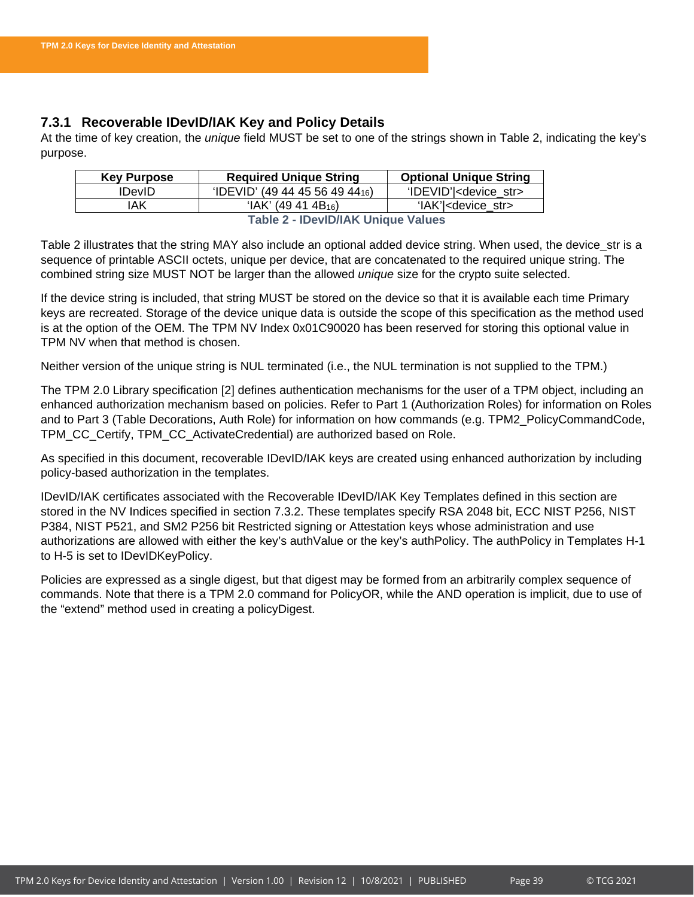### 7.3.1 Recoverable IDevID/IAK Key and Policy Details

At the time of key creation, the *unique* field MUST be set to one of the strings shown in Table 2, indicating the key's purpose.

| Key Purpose | Required Unique String | Optional Unique String |
|---|---|---|
| IDevID | 'IDEVID' (49 44 45 56 49 $44_{16}$) | 'IDEVID'\|<device_str> |
| IAK | 'IAK' (49 41 $4B_{16}$) | 'IAK'\|<device_str> |

**Table 2 - IDevID/IAK Unique Values**

Table 2 illustrates that the string MAY also include an optional added device string. When used, the device_str is a sequence of printable ASCII octets, unique per device, that are concatenated to the required unique string. The combined string size MUST NOT be larger than the allowed *unique* size for the crypto suite selected.

If the device string is included, that string MUST be stored on the device so that it is available each time Primary keys are recreated. Storage of the device unique data is outside the scope of this specification as the method used is at the option of the OEM. The TPM NV Index 0x01C90020 has been reserved for storing this optional value in TPM NV when that method is chosen.

Neither version of the unique string is NUL terminated (i.e., the NUL termination is not supplied to the TPM.)

The TPM 2.0 Library specification [2] defines authentication mechanisms for the user of a TPM object, including an enhanced authorization mechanism based on policies. Refer to Part 1 (Authorization Roles) for information on Roles and to Part 3 (Table Decorations, Auth Role) for information on how commands (e.g. TPM2_PolicyCommandCode, TPM_CC_Certify, TPM_CC_ActivateCredential) are authorized based on Role.

As specified in this document, recoverable IDevID/IAK keys are created using enhanced authorization by including policy-based authorization in the templates.

IDevID/IAK certificates associated with the Recoverable IDevID/IAK Key Templates defined in this section are stored in the NV Indices specified in section 7.3.2. These templates specify RSA 2048 bit, ECC NIST P256, NIST P384, NIST P521, and SM2 P256 bit Restricted signing or Attestation keys whose administration and use authorizations are allowed with either the key's authValue or the key's authPolicy. The authPolicy in Templates H-1 to H-5 is set to IDevIDKeyPolicy.

Policies are expressed as a single digest, but that digest may be formed from an arbitrarily complex sequence of commands. Note that there is a TPM 2.0 command for PolicyOR, while the AND operation is implicit, due to use of the "extend" method used in creating a policyDigest.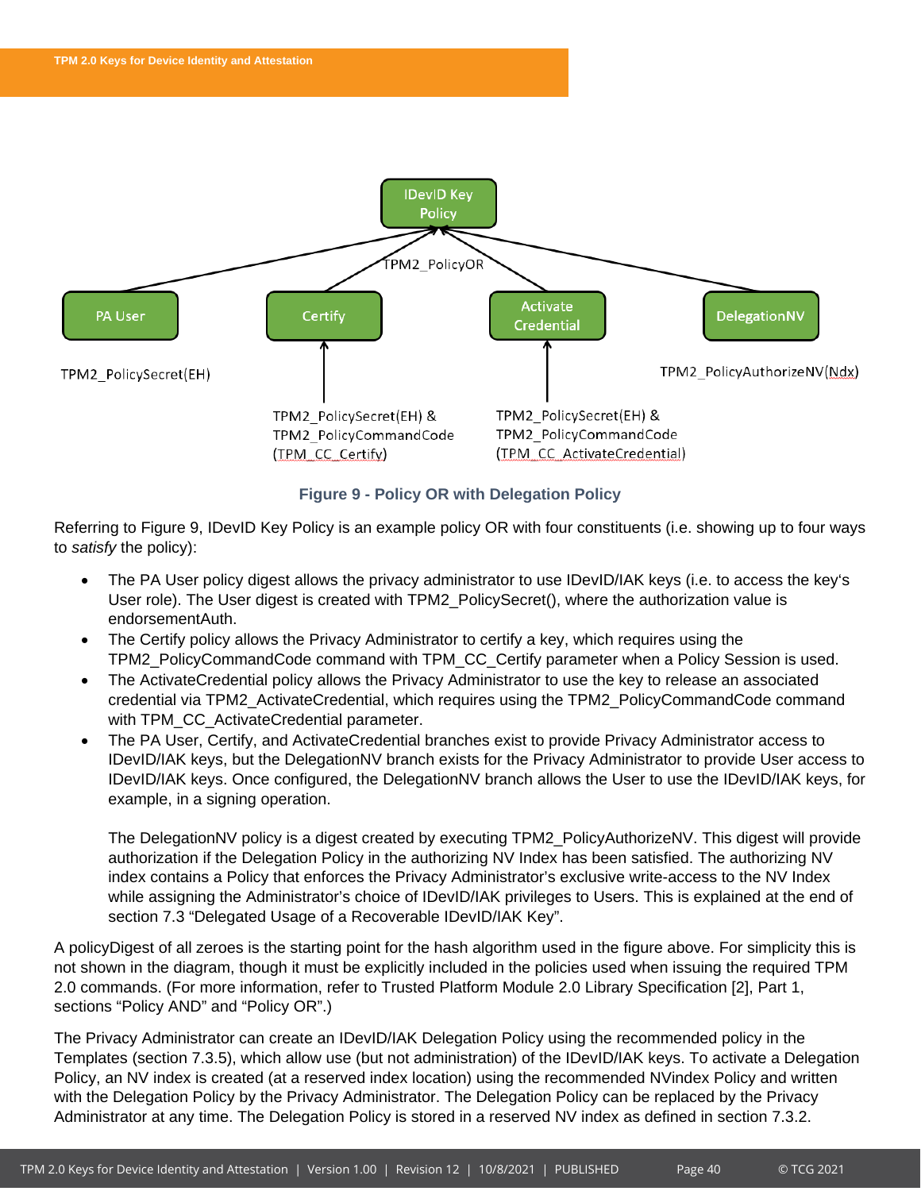IDevID Key Policy

TPM2_PolicyOR

PA User

Certify

Activate Credential

DelegationNV

TPM2_PolicySecret(EH)

TPM2_PolicySecret(EH) & TPM2_PolicyCommandCode (TPM_CC_Certify)

TPM2_PolicySecret(EH) & TPM2_PolicyCommandCode (TPM_CC_ActivateCredential)

TPM2_PolicyAuthorizeNV(Ndx)

**Figure 9 - Policy OR with Delegation Policy**

Referring to Figure 9, IDevID Key Policy is an example policy OR with four constituents (i.e. showing up to four ways to *satisfy* the policy):

- The PA User policy digest allows the privacy administrator to use IDevID/IAK keys (i.e. to access the key's User role). The User digest is created with TPM2_PolicySecret(), where the authorization value is endorsementAuth.
- The Certify policy allows the Privacy Administrator to certify a key, which requires using the TPM2_PolicyCommandCode command with TPM_CC_Certify parameter when a Policy Session is used.
- The ActivateCredential policy allows the Privacy Administrator to use the key to release an associated credential via TPM2_ActivateCredential, which requires using the TPM2_PolicyCommandCode command with TPM_CC_ActivateCredential parameter.
- The PA User, Certify, and ActivateCredential branches exist to provide Privacy Administrator access to IDevID/IAK keys, but the DelegationNV branch exists for the Privacy Administrator to provide User access to IDevID/IAK keys. Once configured, the DelegationNV branch allows the User to use the IDevID/IAK keys, for example, in a signing operation.

  The DelegationNV policy is a digest created by executing TPM2_PolicyAuthorizeNV. This digest will provide authorization if the Delegation Policy in the authorizing NV Index has been satisfied. The authorizing NV index contains a Policy that enforces the Privacy Administrator's exclusive write-access to the NV Index while assigning the Administrator's choice of IDevID/IAK privileges to Users. This is explained at the end of section 7.3 "Delegated Usage of a Recoverable IDevID/IAK Key".

A policyDigest of all zeroes is the starting point for the hash algorithm used in the figure above. For simplicity this is not shown in the diagram, though it must be explicitly included in the policies used when issuing the required TPM 2.0 commands. (For more information, refer to Trusted Platform Module 2.0 Library Specification [2], Part 1, sections "Policy AND" and "Policy OR".)

The Privacy Administrator can create an IDevID/IAK Delegation Policy using the recommended policy in the Templates (section 7.3.5), which allow use (but not administration) of the IDevID/IAK keys. To activate a Delegation Policy, an NV index is created (at a reserved index location) using the recommended NVindex Policy and written with the Delegation Policy by the Privacy Administrator. The Delegation Policy can be replaced by the Privacy Administrator at any time. The Delegation Policy is stored in a reserved NV index as defined in section 7.3.2.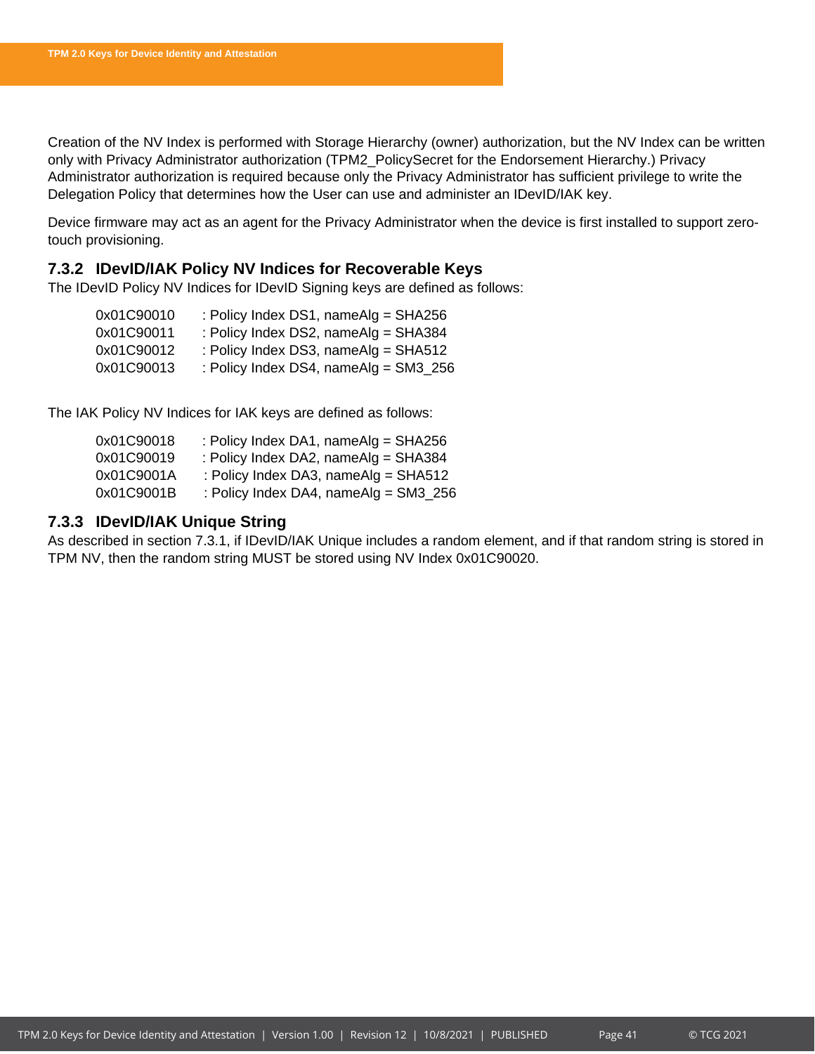Creation of the NV Index is performed with Storage Hierarchy (owner) authorization, but the NV Index can be written only with Privacy Administrator authorization (TPM2_PolicySecret for the Endorsement Hierarchy.) Privacy Administrator authorization is required because only the Privacy Administrator has sufficient privilege to write the Delegation Policy that determines how the User can use and administer an IDevID/IAK key.

Device firmware may act as an agent for the Privacy Administrator when the device is first installed to support zero-touch provisioning.

### 7.3.2 IDevID/IAK Policy NV Indices for Recoverable Keys

The IDevID Policy NV Indices for IDevID Signing keys are defined as follows:

0x01C90010 : Policy Index DS1, nameAlg = SHA256
0x01C90011 : Policy Index DS2, nameAlg = SHA384
0x01C90012 : Policy Index DS3, nameAlg = SHA512
0x01C90013 : Policy Index DS4, nameAlg = SM3_256

The IAK Policy NV Indices for IAK keys are defined as follows:

0x01C90018 : Policy Index DA1, nameAlg = SHA256
0x01C90019 : Policy Index DA2, nameAlg = SHA384
0x01C9001A : Policy Index DA3, nameAlg = SHA512
0x01C9001B : Policy Index DA4, nameAlg = SM3_256

### 7.3.3 IDevID/IAK Unique String

As described in section 7.3.1, if IDevID/IAK Unique includes a random element, and if that random string is stored in TPM NV, then the random string MUST be stored using NV Index 0x01C90020.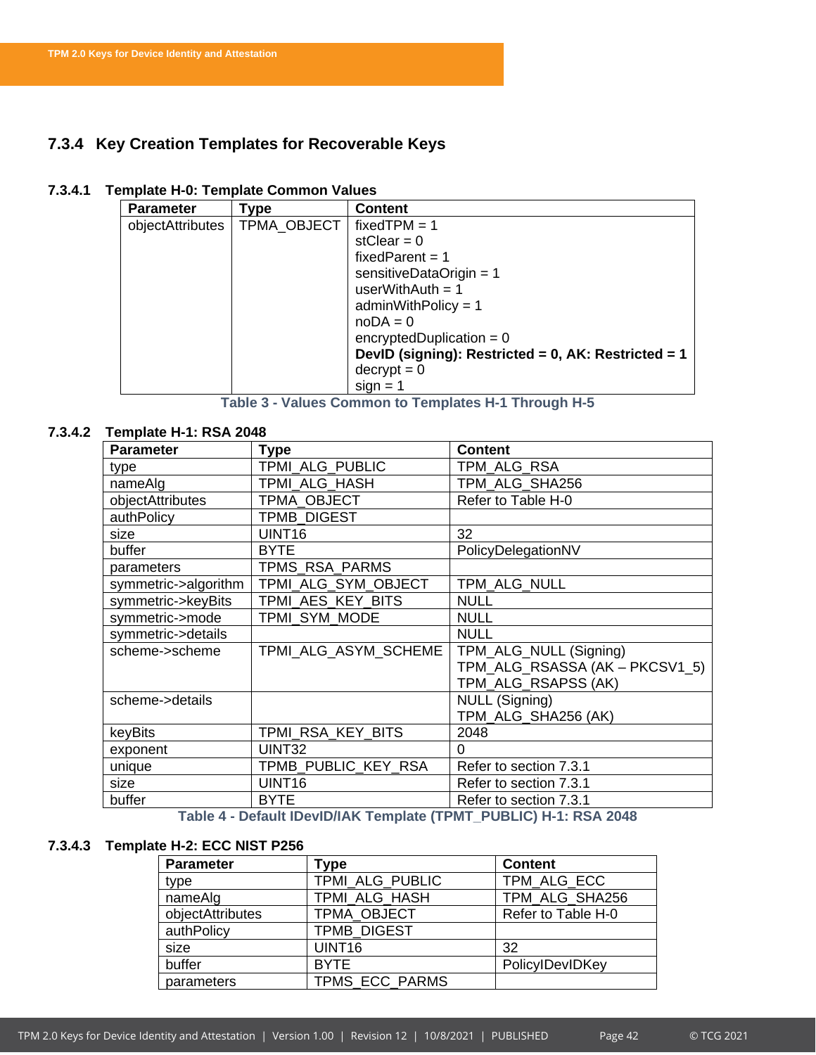### 7.3.4 Key Creation Templates for Recoverable Keys

#### 7.3.4.1 Template H-0: Template Common Values

| Parameter | Type | Content |
|---|---|---|
| objectAttributes | TPMA_OBJECT | fixedTPM = 1<br>stClear = 0<br>fixedParent = 1<br>sensitiveDataOrigin = 1<br>userWithAuth = 1<br>adminWithPolicy = 1<br>noDA = 0<br>encryptedDuplication = 0<br>**DevID (signing): Restricted = 0, AK: Restricted = 1**<br>decrypt = 0<br>sign = 1 |

Table 3 - Values Common to Templates H-1 Through H-5

#### 7.3.4.2 Template H-1: RSA 2048

| Parameter | Type | Content |
|---|---|---|
| type | TPMI_ALG_PUBLIC | TPM_ALG_RSA |
| nameAlg | TPMI_ALG_HASH | TPM_ALG_SHA256 |
| objectAttributes | TPMA_OBJECT | Refer to Table H-0 |
| authPolicy | TPMB_DIGEST | |
| size | UINT16 | 32 |
| buffer | BYTE | PolicyDelegationNV |
| parameters | TPMS_RSA_PARMS | |
| symmetric->algorithm | TPMI_ALG_SYM_OBJECT | TPM_ALG_NULL |
| symmetric->keyBits | TPMI_AES_KEY_BITS | NULL |
| symmetric->mode | TPMI_SYM_MODE | NULL |
| symmetric->details | | NULL |
| scheme->scheme | TPMI_ALG_ASYM_SCHEME | TPM_ALG_NULL (Signing)<br>TPM_ALG_RSASSA (AK – PKCSV1_5)<br>TPM_ALG_RSAPSS (AK) |
| scheme->details | | NULL (Signing)<br>TPM_ALG_SHA256 (AK) |
| keyBits | TPMI_RSA_KEY_BITS | 2048 |
| exponent | UINT32 | 0 |
| unique | TPMB_PUBLIC_KEY_RSA | Refer to section 7.3.1 |
| size | UINT16 | Refer to section 7.3.1 |
| buffer | BYTE | Refer to section 7.3.1 |

Table 4 - Default IDevID/IAK Template (TPMT_PUBLIC) H-1: RSA 2048

#### 7.3.4.3 Template H-2: ECC NIST P256

| Parameter | Type | Content |
|---|---|---|
| type | TPMI_ALG_PUBLIC | TPM_ALG_ECC |
| nameAlg | TPMI_ALG_HASH | TPM_ALG_SHA256 |
| objectAttributes | TPMA_OBJECT | Refer to Table H-0 |
| authPolicy | TPMB_DIGEST | |
| size | UINT16 | 32 |
| buffer | BYTE | PolicyIDevIDKey |
| parameters | TPMS_ECC_PARMS | |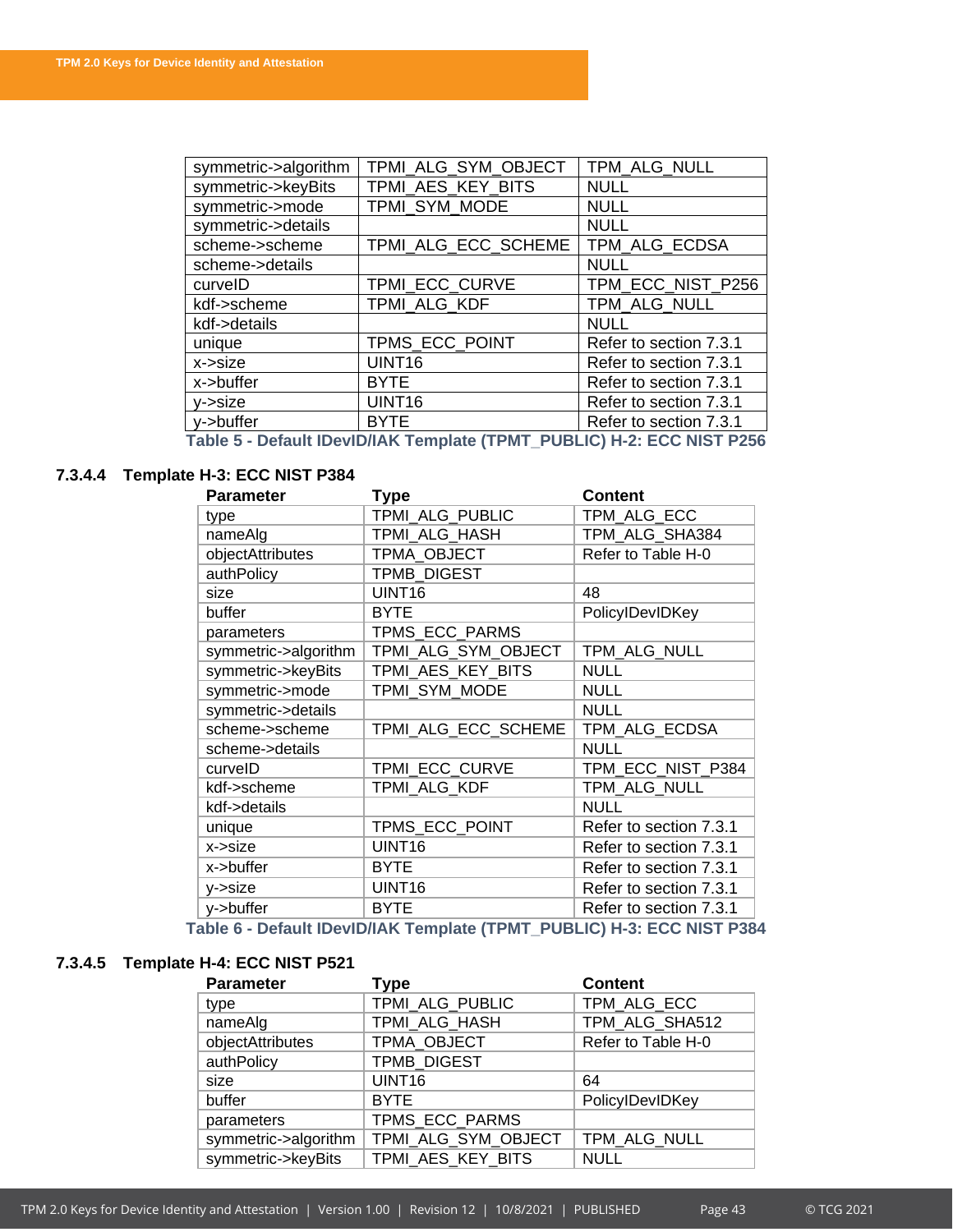| | | |
|---|---|---|
| symmetric->algorithm | TPMI_ALG_SYM_OBJECT | TPM_ALG_NULL |
| symmetric->keyBits | TPMI_AES_KEY_BITS | NULL |
| symmetric->mode | TPMI_SYM_MODE | NULL |
| symmetric->details | | NULL |
| scheme->scheme | TPMI_ALG_ECC_SCHEME | TPM_ALG_ECDSA |
| scheme->details | | NULL |
| curveID | TPMI_ECC_CURVE | TPM_ECC_NIST_P256 |
| kdf->scheme | TPMI_ALG_KDF | TPM_ALG_NULL |
| kdf->details | | NULL |
| unique | TPMS_ECC_POINT | Refer to section 7.3.1 |
| x->size | UINT16 | Refer to section 7.3.1 |
| x->buffer | BYTE | Refer to section 7.3.1 |
| y->size | UINT16 | Refer to section 7.3.1 |
| y->buffer | BYTE | Refer to section 7.3.1 |

**Table 5 - Default IDevID/IAK Template (TPMT_PUBLIC) H-2: ECC NIST P256**

#### 7.3.4.4 Template H-3: ECC NIST P384

| Parameter | Type | Content |
|---|---|---|
| type | TPMI_ALG_PUBLIC | TPM_ALG_ECC |
| nameAlg | TPMI_ALG_HASH | TPM_ALG_SHA384 |
| objectAttributes | TPMA_OBJECT | Refer to Table H-0 |
| authPolicy | TPMB_DIGEST | |
| size | UINT16 | 48 |
| buffer | BYTE | PolicyIDevIDKey |
| parameters | TPMS_ECC_PARMS | |
| symmetric->algorithm | TPMI_ALG_SYM_OBJECT | TPM_ALG_NULL |
| symmetric->keyBits | TPMI_AES_KEY_BITS | NULL |
| symmetric->mode | TPMI_SYM_MODE | NULL |
| symmetric->details | | NULL |
| scheme->scheme | TPMI_ALG_ECC_SCHEME | TPM_ALG_ECDSA |
| scheme->details | | NULL |
| curveID | TPMI_ECC_CURVE | TPM_ECC_NIST_P384 |
| kdf->scheme | TPMI_ALG_KDF | TPM_ALG_NULL |
| kdf->details | | NULL |
| unique | TPMS_ECC_POINT | Refer to section 7.3.1 |
| x->size | UINT16 | Refer to section 7.3.1 |
| x->buffer | BYTE | Refer to section 7.3.1 |
| y->size | UINT16 | Refer to section 7.3.1 |
| y->buffer | BYTE | Refer to section 7.3.1 |

**Table 6 - Default IDevID/IAK Template (TPMT_PUBLIC) H-3: ECC NIST P384**

#### 7.3.4.5 Template H-4: ECC NIST P521

| Parameter | Type | Content |
|---|---|---|
| type | TPMI_ALG_PUBLIC | TPM_ALG_ECC |
| nameAlg | TPMI_ALG_HASH | TPM_ALG_SHA512 |
| objectAttributes | TPMA_OBJECT | Refer to Table H-0 |
| authPolicy | TPMB_DIGEST | |
| size | UINT16 | 64 |
| buffer | BYTE | PolicyIDevIDKey |
| parameters | TPMS_ECC_PARMS | |
| symmetric->algorithm | TPMI_ALG_SYM_OBJECT | TPM_ALG_NULL |
| symmetric->keyBits | TPMI_AES_KEY_BITS | NULL |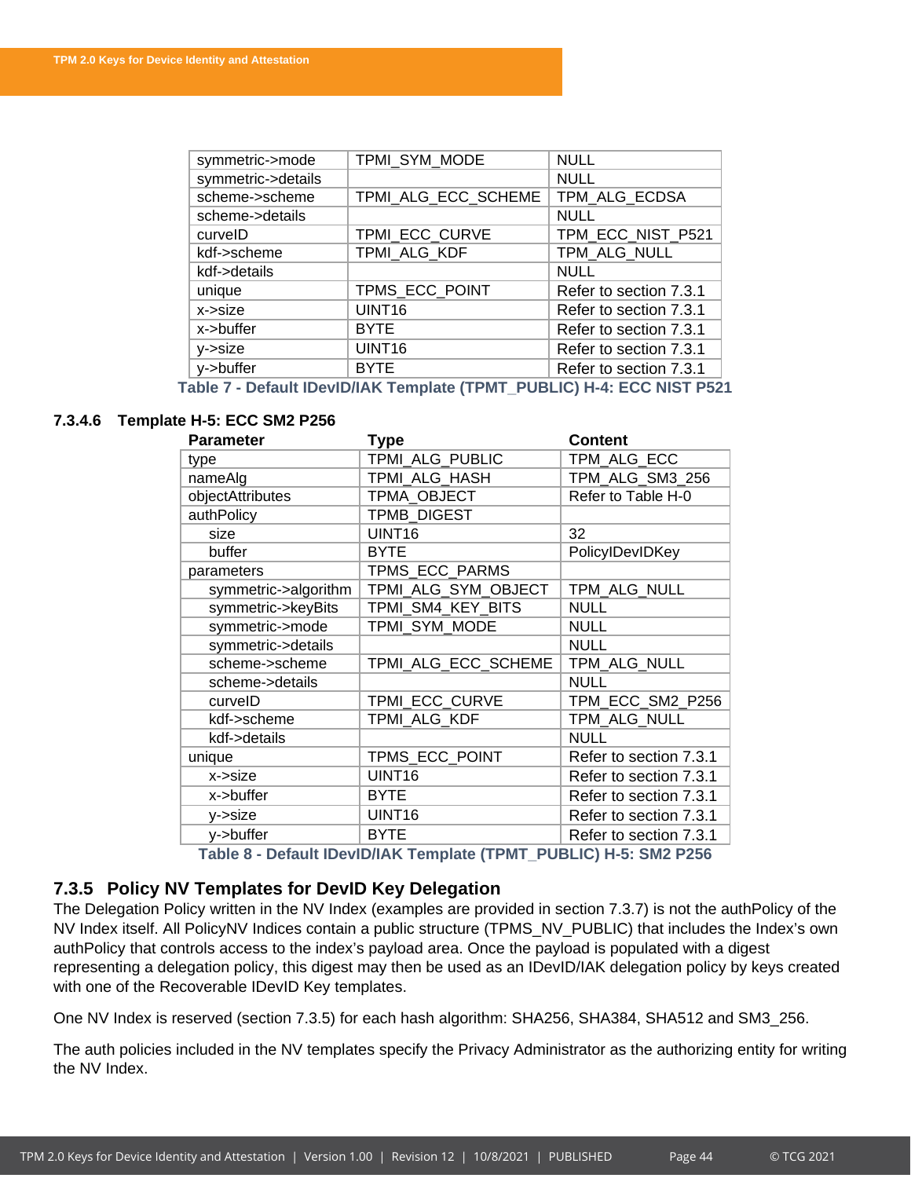| | | |
|---|---|---|
| symmetric->mode | TPMI_SYM_MODE | NULL |
| symmetric->details | | NULL |
| scheme->scheme | TPMI_ALG_ECC_SCHEME | TPM_ALG_ECDSA |
| scheme->details | | NULL |
| curveID | TPMI_ECC_CURVE | TPM_ECC_NIST_P521 |
| kdf->scheme | TPMI_ALG_KDF | TPM_ALG_NULL |
| kdf->details | | NULL |
| unique | TPMS_ECC_POINT | Refer to section 7.3.1 |
| x->size | UINT16 | Refer to section 7.3.1 |
| x->buffer | BYTE | Refer to section 7.3.1 |
| y->size | UINT16 | Refer to section 7.3.1 |
| y->buffer | BYTE | Refer to section 7.3.1 |

Table 7 - Default IDevID/IAK Template (TPMT_PUBLIC) H-4: ECC NIST P521

#### 7.3.4.6 Template H-5: ECC SM2 P256

| Parameter | Type | Content |
|---|---|---|
| type | TPMI_ALG_PUBLIC | TPM_ALG_ECC |
| nameAlg | TPMI_ALG_HASH | TPM_ALG_SM3_256 |
| objectAttributes | TPMA_OBJECT | Refer to Table H-0 |
| authPolicy | TPMB_DIGEST | |
| size | UINT16 | 32 |
| buffer | BYTE | PolicyIDevIDKey |
| parameters | TPMS_ECC_PARMS | |
| symmetric->algorithm | TPMI_ALG_SYM_OBJECT | TPM_ALG_NULL |
| symmetric->keyBits | TPMI_SM4_KEY_BITS | NULL |
| symmetric->mode | TPMI_SYM_MODE | NULL |
| symmetric->details | | NULL |
| scheme->scheme | TPMI_ALG_ECC_SCHEME | TPM_ALG_NULL |
| scheme->details | | NULL |
| curveID | TPMI_ECC_CURVE | TPM_ECC_SM2_P256 |
| kdf->scheme | TPMI_ALG_KDF | TPM_ALG_NULL |
| kdf->details | | NULL |
| unique | TPMS_ECC_POINT | Refer to section 7.3.1 |
| x->size | UINT16 | Refer to section 7.3.1 |
| x->buffer | BYTE | Refer to section 7.3.1 |
| y->size | UINT16 | Refer to section 7.3.1 |
| y->buffer | BYTE | Refer to section 7.3.1 |

Table 8 - Default IDevID/IAK Template (TPMT_PUBLIC) H-5: SM2 P256

### 7.3.5 Policy NV Templates for DevID Key Delegation

The Delegation Policy written in the NV Index (examples are provided in section 7.3.7) is not the authPolicy of the NV Index itself. All PolicyNV Indices contain a public structure (TPMS_NV_PUBLIC) that includes the Index's own authPolicy that controls access to the index's payload area. Once the payload is populated with a digest representing a delegation policy, this digest may then be used as an IDevID/IAK delegation policy by keys created with one of the Recoverable IDevID Key templates.

One NV Index is reserved (section 7.3.5) for each hash algorithm: SHA256, SHA384, SHA512 and SM3_256.

The auth policies included in the NV templates specify the Privacy Administrator as the authorizing entity for writing the NV Index.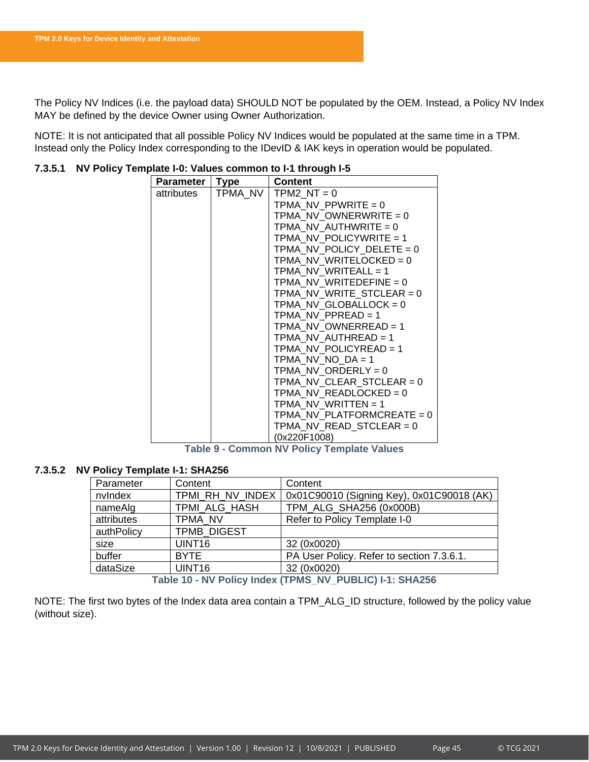The Policy NV Indices (i.e. the payload data) SHOULD NOT be populated by the OEM. Instead, a Policy NV Index MAY be defined by the device Owner using Owner Authorization.

NOTE: It is not anticipated that all possible Policy NV Indices would be populated at the same time in a TPM. Instead only the Policy Index corresponding to the IDevID & IAK keys in operation would be populated.

#### 7.3.5.1 NV Policy Template I-0: Values common to I-1 through I-5

| Parameter | Type | Content |
|---|---|---|
| attributes | TPMA_NV | TPM2_NT = 0<br>TPMA_NV_PPWRITE = 0<br>TPMA_NV_OWNERWRITE = 0<br>TPMA_NV_AUTHWRITE = 0<br>TPMA_NV_POLICYWRITE = 1<br>TPMA_NV_POLICY_DELETE = 0<br>TPMA_NV_WRITELOCKED = 0<br>TPMA_NV_WRITEALL = 1<br>TPMA_NV_WRITEDEFINE = 0<br>TPMA_NV_WRITE_STCLEAR = 0<br>TPMA_NV_GLOBALLOCK = 0<br>TPMA_NV_PPREAD = 1<br>TPMA_NV_OWNERREAD = 1<br>TPMA_NV_AUTHREAD = 1<br>TPMA_NV_POLICYREAD = 1<br>TPMA_NV_NO_DA = 1<br>TPMA_NV_ORDERLY = 0<br>TPMA_NV_CLEAR_STCLEAR = 0<br>TPMA_NV_READLOCKED = 0<br>TPMA_NV_WRITTEN = 1<br>TPMA_NV_PLATFORMCREATE = 0<br>TPMA_NV_READ_STCLEAR = 0<br>(0x220F1008) |

**Table 9 - Common NV Policy Template Values**

#### 7.3.5.2 NV Policy Template I-1: SHA256

| Parameter | Content | Content |
|---|---|---|
| nvIndex | TPMI_RH_NV_INDEX | 0x01C90010 (Signing Key), 0x01C90018 (AK) |
| nameAlg | TPMI_ALG_HASH | TPM_ALG_SHA256 (0x000B) |
| attributes | TPMA_NV | Refer to Policy Template I-0 |
| authPolicy | TPMB_DIGEST | |
| size | UINT16 | 32 (0x0020) |
| buffer | BYTE | PA User Policy. Refer to section 7.3.6.1. |
| dataSize | UINT16 | 32 (0x0020) |

**Table 10 - NV Policy Index (TPMS_NV_PUBLIC) I-1: SHA256**

NOTE: The first two bytes of the Index data area contain a TPM_ALG_ID structure, followed by the policy value (without size).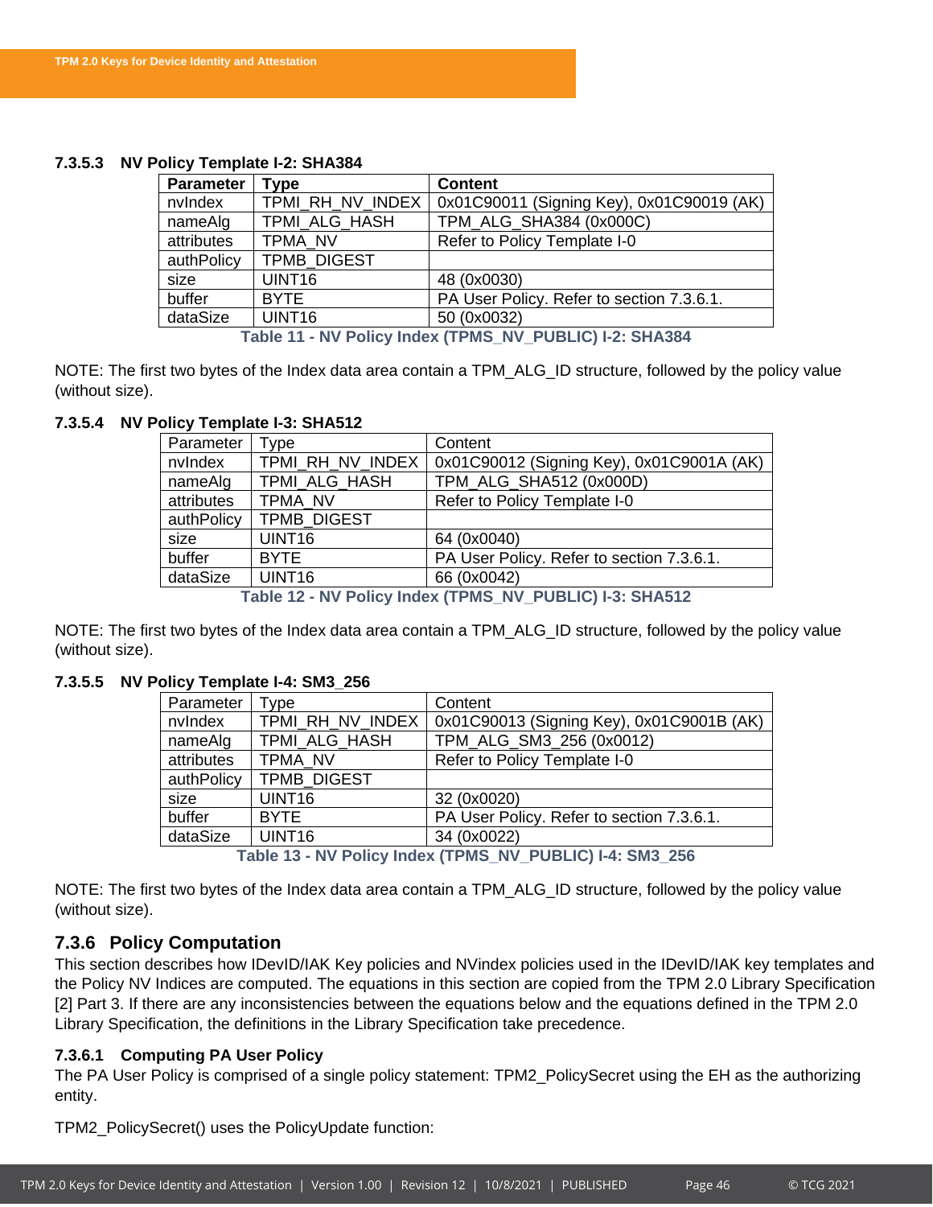#### 7.3.5.3 NV Policy Template I-2: SHA384

| Parameter | Type | Content |
|---|---|---|
| nvIndex | TPMI_RH_NV_INDEX | 0x01C90011 (Signing Key), 0x01C90019 (AK) |
| nameAlg | TPMI_ALG_HASH | TPM_ALG_SHA384 (0x000C) |
| attributes | TPMA_NV | Refer to Policy Template I-0 |
| authPolicy | TPMB_DIGEST | |
| size | UINT16 | 48 (0x0030) |
| buffer | BYTE | PA User Policy. Refer to section 7.3.6.1. |
| dataSize | UINT16 | 50 (0x0032) |

Table 11 - NV Policy Index (TPMS_NV_PUBLIC) I-2: SHA384

NOTE: The first two bytes of the Index data area contain a TPM_ALG_ID structure, followed by the policy value (without size).

#### 7.3.5.4 NV Policy Template I-3: SHA512

| Parameter | Type | Content |
|---|---|---|
| nvIndex | TPMI_RH_NV_INDEX | 0x01C90012 (Signing Key), 0x01C9001A (AK) |
| nameAlg | TPMI_ALG_HASH | TPM_ALG_SHA512 (0x000D) |
| attributes | TPMA_NV | Refer to Policy Template I-0 |
| authPolicy | TPMB_DIGEST | |
| size | UINT16 | 64 (0x0040) |
| buffer | BYTE | PA User Policy. Refer to section 7.3.6.1. |
| dataSize | UINT16 | 66 (0x0042) |

Table 12 - NV Policy Index (TPMS_NV_PUBLIC) I-3: SHA512

NOTE: The first two bytes of the Index data area contain a TPM_ALG_ID structure, followed by the policy value (without size).

#### 7.3.5.5 NV Policy Template I-4: SM3_256

| Parameter | Type | Content |
|---|---|---|
| nvIndex | TPMI_RH_NV_INDEX | 0x01C90013 (Signing Key), 0x01C9001B (AK) |
| nameAlg | TPMI_ALG_HASH | TPM_ALG_SM3_256 (0x0012) |
| attributes | TPMA_NV | Refer to Policy Template I-0 |
| authPolicy | TPMB_DIGEST | |
| size | UINT16 | 32 (0x0020) |
| buffer | BYTE | PA User Policy. Refer to section 7.3.6.1. |
| dataSize | UINT16 | 34 (0x0022) |

Table 13 - NV Policy Index (TPMS_NV_PUBLIC) I-4: SM3_256

NOTE: The first two bytes of the Index data area contain a TPM_ALG_ID structure, followed by the policy value (without size).

### 7.3.6 Policy Computation

This section describes how IDevID/IAK Key policies and NVindex policies used in the IDevID/IAK key templates and the Policy NV Indices are computed. The equations in this section are copied from the TPM 2.0 Library Specification [2] Part 3. If there are any inconsistencies between the equations below and the equations defined in the TPM 2.0 Library Specification, the definitions in the Library Specification take precedence.

#### 7.3.6.1 Computing PA User Policy

The PA User Policy is comprised of a single policy statement: TPM2_PolicySecret using the EH as the authorizing entity.

TPM2_PolicySecret() uses the PolicyUpdate function: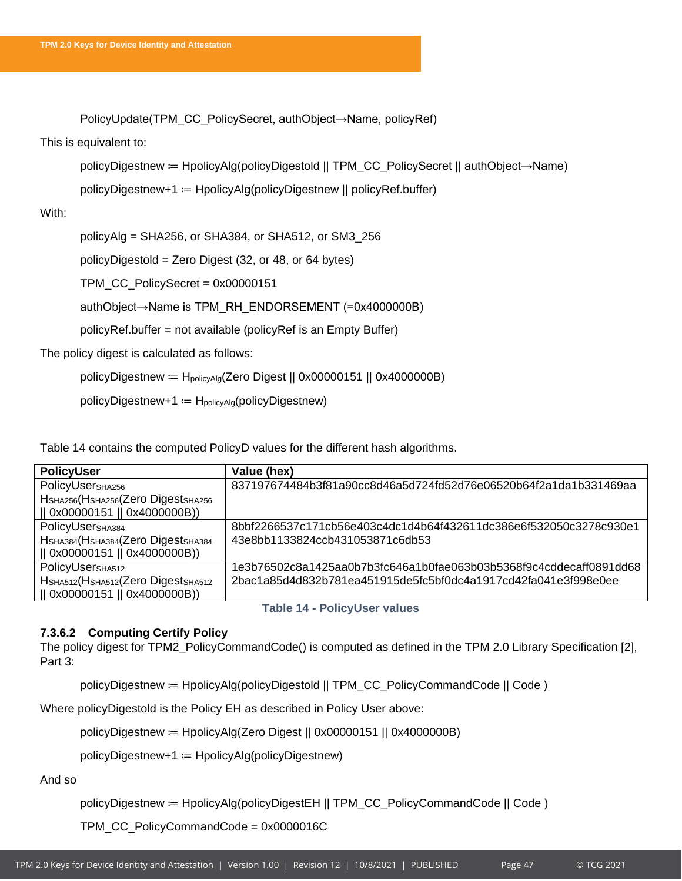PolicyUpdate(TPM_CC_PolicySecret, authObject→Name, policyRef)

This is equivalent to:

policyDigestnew ≔ HpolicyAlg(policyDigestold || TPM_CC_PolicySecret || authObject→Name)

policyDigestnew+1 ≔ HpolicyAlg(policyDigestnew || policyRef.buffer)

With:

policyAlg = SHA256, or SHA384, or SHA512, or SM3_256

policyDigestold = Zero Digest (32, or 48, or 64 bytes)

TPM_CC_PolicySecret = 0x00000151

authObject→Name is TPM_RH_ENDORSEMENT (=0x4000000B)

policyRef.buffer = not available (policyRef is an Empty Buffer)

The policy digest is calculated as follows:

policyDigestnew ≔ $H_{policyAlg}$(Zero Digest || 0x00000151 || 0x4000000B)

policyDigestnew+1 ≔ $H_{policyAlg}$(policyDigestnew)

Table 14 contains the computed PolicyD values for the different hash algorithms.

| PolicyUser | Value (hex) |
|---|---|
| PolicyUser$_{SHA256}$ $H_{SHA256}$($H_{SHA256}$(Zero Digest$_{SHA256}$ \|\| 0x00000151 \|\| 0x4000000B)) | 837197674484b3f81a90cc8d46a5d724fd52d76e06520b64f2a1da1b331469aa |
| PolicyUser$_{SHA384}$ $H_{SHA384}$($H_{SHA384}$(Zero Digest$_{SHA384}$ \|\| 0x00000151 \|\| 0x4000000B)) | 8bbf2266537c171cb56e403c4dc1d4b64f432611dc386e6f532050c3278c930e1 43e8bb1133824ccb431053871c6db53 |
| PolicyUser$_{SHA512}$ $H_{SHA512}$($H_{SHA512}$(Zero Digest$_{SHA512}$ \|\| 0x00000151 \|\| 0x4000000B)) | 1e3b76502c8a1425aa0b7b3fc646a1b0fae063b03b5368f9c4cddecaff0891dd68 2bac1a85d4d832b781ea451915de5fc5bf0dc4a1917cd42fa041e3f998e0ee |

**Table 14 - PolicyUser values**

#### 7.3.6.2 Computing Certify Policy

The policy digest for TPM2_PolicyCommandCode() is computed as defined in the TPM 2.0 Library Specification [2], Part 3:

policyDigestnew ≔ HpolicyAlg(policyDigestold || TPM_CC_PolicyCommandCode || Code )

Where policyDigestold is the Policy EH as described in Policy User above:

policyDigestnew ≔ HpolicyAlg(Zero Digest || 0x00000151 || 0x4000000B)

policyDigestnew+1 ≔ HpolicyAlg(policyDigestnew)

And so

policyDigestnew ≔ HpolicyAlg(policyDigestEH || TPM_CC_PolicyCommandCode || Code )

TPM_CC_PolicyCommandCode = 0x0000016C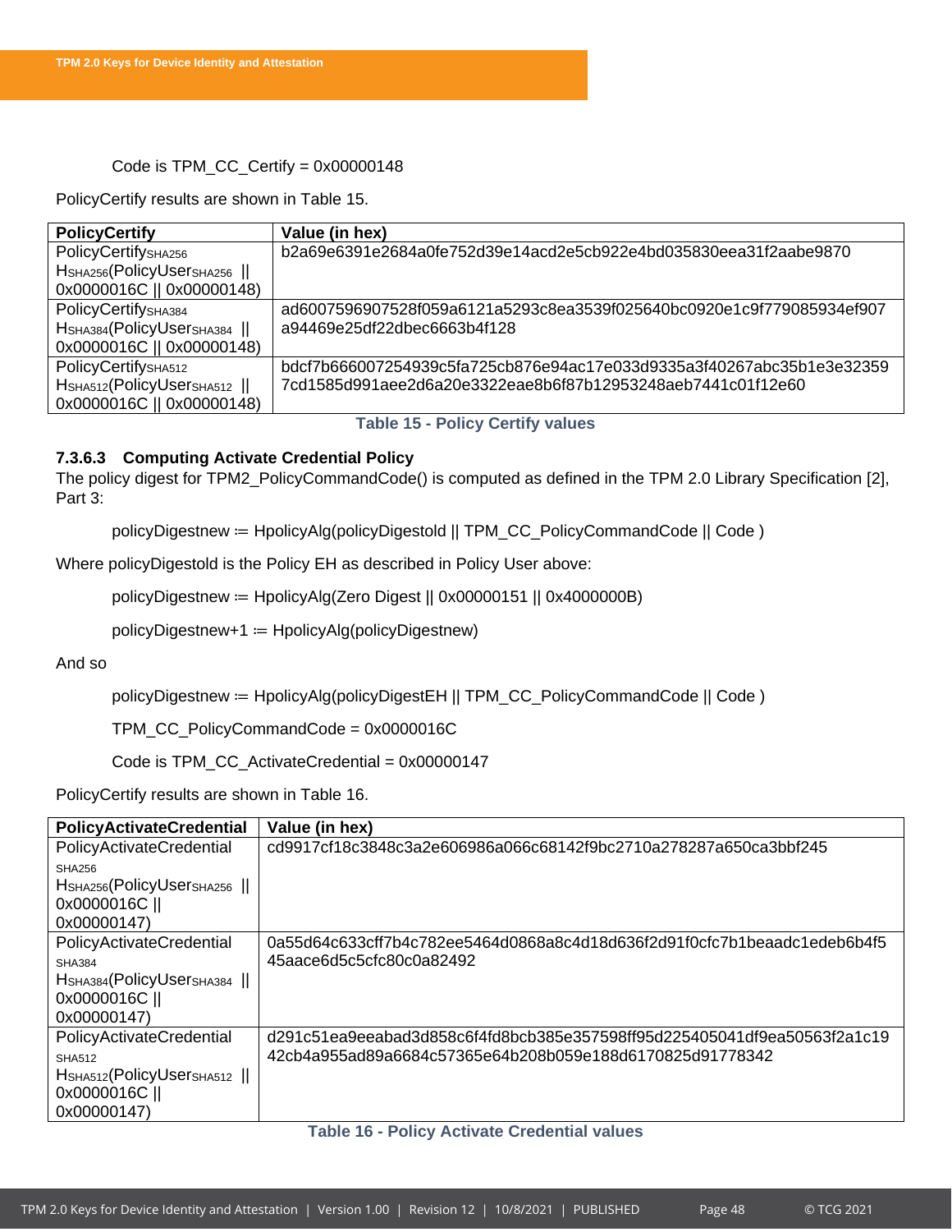Code is TPM_CC_Certify = 0x00000148

PolicyCertify results are shown in Table 15.

| PolicyCertify | Value (in hex) |
| --- | --- |
| $\text{PolicyCertify}_{SHA256}$ $H_{SHA256}(\text{PolicyUser}_{SHA256}$ \|\| 0x0000016C \|\| 0x00000148) | b2a69e6391e2684a0fe752d39e14acd2e5cb922e4bd035830eea31f2aabe9870 |
| $\text{PolicyCertify}_{SHA384}$ $H_{SHA384}(\text{PolicyUser}_{SHA384}$ \|\| 0x0000016C \|\| 0x00000148) | ad6007596907528f059a6121a5293c8ea3539f025640bc0920e1c9f779085934ef907a94469e25df22dbec6663b4f128 |
| $\text{PolicyCertify}_{SHA512}$ $H_{SHA512}(\text{PolicyUser}_{SHA512}$ \|\| 0x0000016C \|\| 0x00000148) | bdcf7b666007254939c5fa725cb876e94ac17e033d9335a3f40267abc35b1e3e323597cd1585d991aee2d6a20e3322eae8b6f87b12953248aeb7441c01f12e60 |

Table 15 - Policy Certify values

#### 7.3.6.3 Computing Activate Credential Policy

The policy digest for TPM2_PolicyCommandCode() is computed as defined in the TPM 2.0 Library Specification [2], Part 3:

policyDigestnew ≔ HpolicyAlg(policyDigestold || TPM_CC_PolicyCommandCode || Code )

Where policyDigestold is the Policy EH as described in Policy User above:

policyDigestnew ≔ HpolicyAlg(Zero Digest || 0x00000151 || 0x4000000B)

policyDigestnew+1 ≔ HpolicyAlg(policyDigestnew)

And so

policyDigestnew ≔ HpolicyAlg(policyDigestEH || TPM_CC_PolicyCommandCode || Code )

TPM_CC_PolicyCommandCode = 0x0000016C

Code is TPM_CC_ActivateCredential = 0x00000147

PolicyCertify results are shown in Table 16.

| PolicyActivateCredential | Value (in hex) |
| --- | --- |
| $\text{PolicyActivateCredential}_{SHA256}$ $H_{SHA256}(\text{PolicyUser}_{SHA256}$ \|\| 0x0000016C \|\| 0x00000147) | cd9917cf18c3848c3a2e606986a066c68142f9bc2710a278287a650ca3bbf245 |
| $\text{PolicyActivateCredential}_{SHA384}$ $H_{SHA384}(\text{PolicyUser}_{SHA384}$ \|\| 0x0000016C \|\| 0x00000147) | 0a55d64c633cff7b4c782ee5464d0868a8c4d18d636f2d91f0cfc7b1beaadc1edeb6b4f545aace6d5c5cfc80c0a82492 |
| $\text{PolicyActivateCredential}_{SHA512}$ $H_{SHA512}(\text{PolicyUser}_{SHA512}$ \|\| 0x0000016C \|\| 0x00000147) | d291c51ea9eeabad3d858c6f4fd8bcb385e357598ff95d225405041df9ea50563f2a1c1942cb4a955ad89a6684c57365e64b208b059e188d6170825d91778342 |

Table 16 - Policy Activate Credential values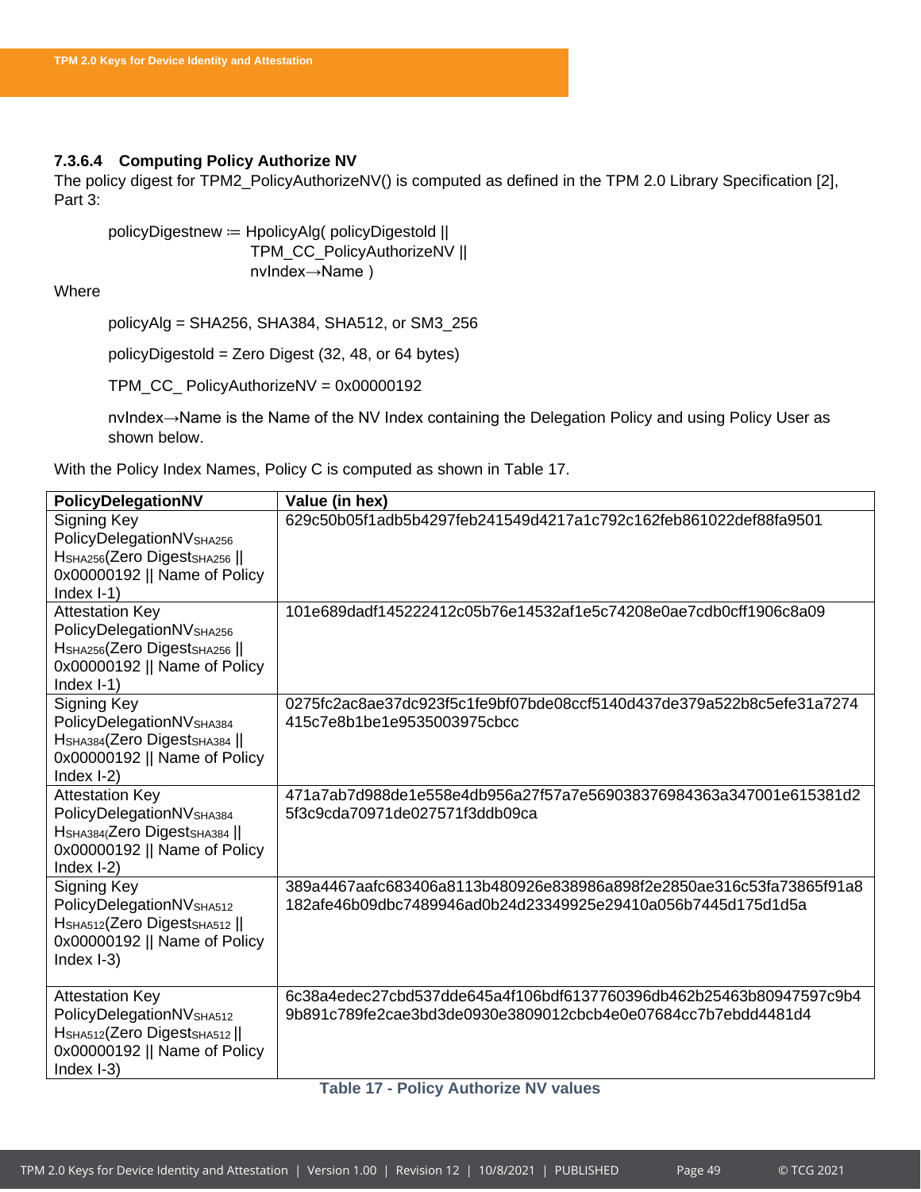#### 7.3.6.4 Computing Policy Authorize NV

The policy digest for TPM2_PolicyAuthorizeNV() is computed as defined in the TPM 2.0 Library Specification [2], Part 3:

$$
\begin{aligned}
policyDigest_{new} \coloneqq H_{policyAlg}(&\ policyDigest_{old}\ \|\\
&\ TPM\_CC\_PolicyAuthorizeNV\ \|\\
&\ nvIndex{\rightarrow}Name\ )
\end{aligned}
$$

Where

policyAlg = SHA256, SHA384, SHA512, or SM3_256

$policyDigest_{old}$ = Zero Digest (32, 48, or 64 bytes)

TPM_CC_ PolicyAuthorizeNV = 0x00000192

nvIndex→Name is the Name of the NV Index containing the Delegation Policy and using Policy User as shown below.

With the Policy Index Names, Policy C is computed as shown in Table 17.

| PolicyDelegationNV | Value (in hex) |
|---|---|
| Signing Key $PolicyDelegationNV_{SHA256}$ $H_{SHA256}$(Zero $Digest_{SHA256}$ \|\| 0x00000192 \|\| Name of Policy Index I-1) | 629c50b05f1adb5b4297feb241549d4217a1c792c162feb861022def88fa9501 |
| Attestation Key $PolicyDelegationNV_{SHA256}$ $H_{SHA256}$(Zero $Digest_{SHA256}$ \|\| 0x00000192 \|\| Name of Policy Index I-1) | 101e689dadf145222412c05b76e14532af1e5c74208e0ae7cdb0cff1906c8a09 |
| Signing Key $PolicyDelegationNV_{SHA384}$ $H_{SHA384}$(Zero $Digest_{SHA384}$ \|\| 0x00000192 \|\| Name of Policy Index I-2) | 0275fc2ac8ae37dc923f5c1fe9bf07bde08ccf5140d437de379a522b8c5efe31a7274415c7e8b1be1e9535003975cbcc |
| Attestation Key $PolicyDelegationNV_{SHA384}$ $H_{SHA384}$(Zero $Digest_{SHA384}$ \|\| 0x00000192 \|\| Name of Policy Index I-2) | 471a7ab7d988de1e558e4db956a27f57a7e569038376984363a347001e615381d25f3c9cda70971de027571f3ddb09ca |
| Signing Key $PolicyDelegationNV_{SHA512}$ $H_{SHA512}$(Zero $Digest_{SHA512}$ \|\| 0x00000192 \|\| Name of Policy Index I-3) | 389a4467aafc683406a8113b480926e838986a898f2e2850ae316c53fa73865f91a8182afe46b09dbc7489946ad0b24d23349925e29410a056b7445d175d1d5a |
| Attestation Key $PolicyDelegationNV_{SHA512}$ $H_{SHA512}$(Zero $Digest_{SHA512}$ \|\| 0x00000192 \|\| Name of Policy Index I-3) | 6c38a4edec27cbd537dde645a4f106bdf6137760396db462b25463b80947597c9b49b891c789fe2cae3bd3de0930e3809012cbcb4e0e07684cc7b7ebdd4481d4 |

Table 17 - Policy Authorize NV values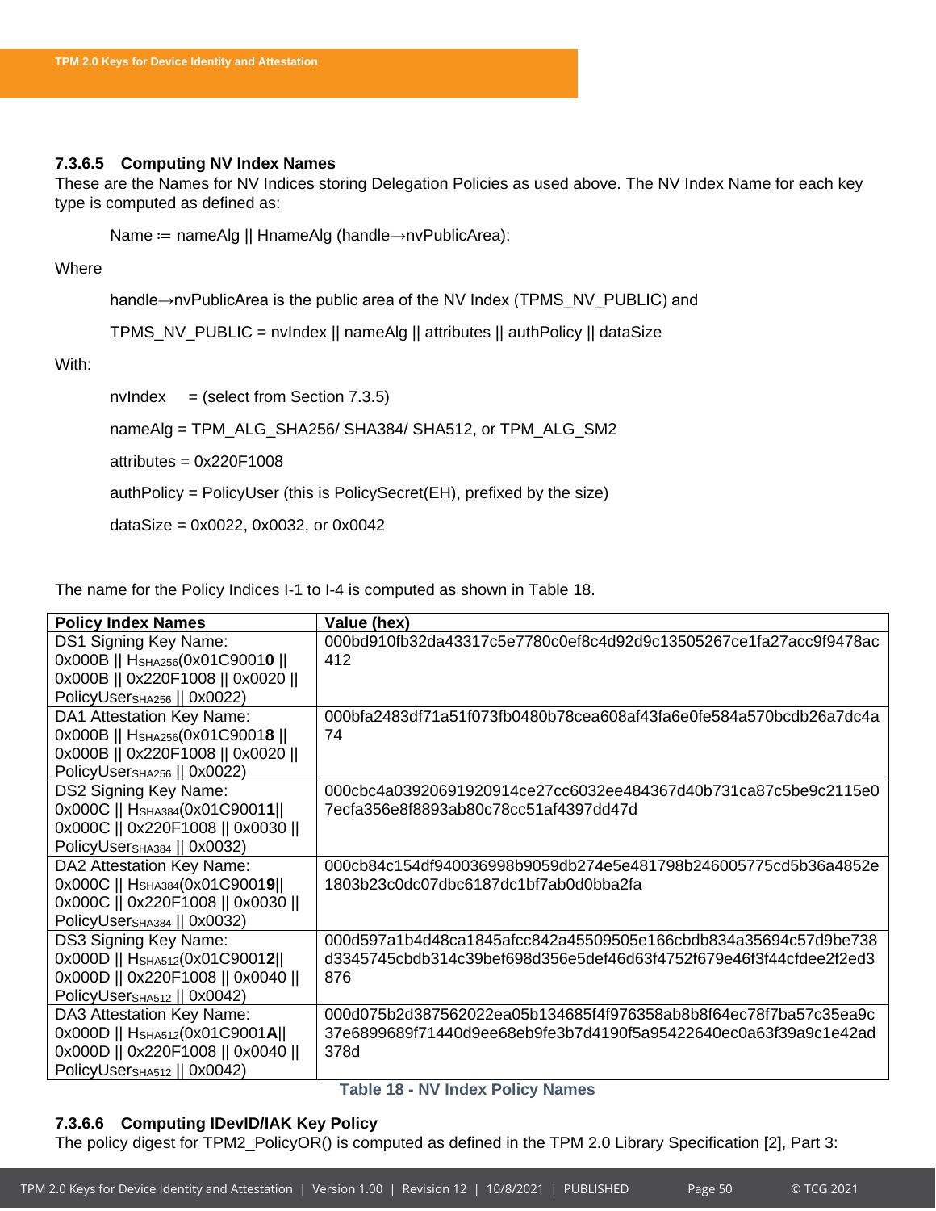#### 7.3.6.5 Computing NV Index Names

These are the Names for NV Indices storing Delegation Policies as used above. The NV Index Name for each key type is computed as defined as:

Name ≔ nameAlg || HnameAlg (handle→nvPublicArea):

Where

handle→nvPublicArea is the public area of the NV Index (TPMS_NV_PUBLIC) and

TPMS_NV_PUBLIC = nvIndex || nameAlg || attributes || authPolicy || dataSize

With:

nvIndex = (select from Section 7.3.5)

nameAlg = TPM_ALG_SHA256/ SHA384/ SHA512, or TPM_ALG_SM2

attributes = 0x220F1008

authPolicy = PolicyUser (this is PolicySecret(EH), prefixed by the size)

dataSize = 0x0022, 0x0032, or 0x0042

The name for the Policy Indices I-1 to I-4 is computed as shown in Table 18.

| Policy Index Names | Value (hex) |
|---|---|
| DS1 Signing Key Name: 0x000B \|\| $H_{SHA256}$(0x01C9001**0** \|\| 0x000B \|\| 0x220F1008 \|\| 0x0020 \|\| $PolicyUser_{SHA256}$ \|\| 0x0022) | 000bd910fb32da43317c5e7780c0ef8c4d92d9c13505267ce1fa27acc9f9478ac412 |
| DA1 Attestation Key Name: 0x000B \|\| $H_{SHA256}$(0x01C9001**8** \|\| 0x000B \|\| 0x220F1008 \|\| 0x0020 \|\| $PolicyUser_{SHA256}$ \|\| 0x0022) | 000bfa2483df71a51f073fb0480b78cea608af43fa6e0fe584a570bcdb26a7dc4a74 |
| DS2 Signing Key Name: 0x000C \|\| $H_{SHA384}$(0x01C9001**1**\|\| 0x000C \|\| 0x220F1008 \|\| 0x0030 \|\| $PolicyUser_{SHA384}$ \|\| 0x0032) | 000cbc4a03920691920914ce27cc6032ee484367d40b731ca87c5be9c2115e07ecfa356e8f8893ab80c78cc51af4397dd47d |
| DA2 Attestation Key Name: 0x000C \|\| $H_{SHA384}$(0x01C9001**9**\|\| 0x000C \|\| 0x220F1008 \|\| 0x0030 \|\| $PolicyUser_{SHA384}$ \|\| 0x0032) | 000cb84c154df940036998b9059db274e5e481798b246005775cd5b36a4852e1803b23c0dc07dbc6187dc1bf7ab0d0bba2fa |
| DS3 Signing Key Name: 0x000D \|\| $H_{SHA512}$(0x01C9001**2**\|\| 0x000D \|\| 0x220F1008 \|\| 0x0040 \|\| $PolicyUser_{SHA512}$ \|\| 0x0042) | 000d597a1b4d48ca1845afcc842a45509505e166cbdb834a35694c57d9be738d3345745cbdb314c39bef698d356e5def46d63f4752f679e46f3f44cfdee2f2ed3876 |
| DA3 Attestation Key Name: 0x000D \|\| $H_{SHA512}$(0x01C9001**A**\|\| 0x000D \|\| 0x220F1008 \|\| 0x0040 \|\| $PolicyUser_{SHA512}$ \|\| 0x0042) | 000d075b2d387562022ea05b134685f4f976358ab8b8f64ec78f7ba57c35ea9c37e6899689f71440d9ee68eb9fe3b7d4190f5a95422640ec0a63f39a9c1e42ad378d |

Table 18 - NV Index Policy Names

#### 7.3.6.6 Computing IDevID/IAK Key Policy

The policy digest for TPM2_PolicyOR() is computed as defined in the TPM 2.0 Library Specification [2], Part 3: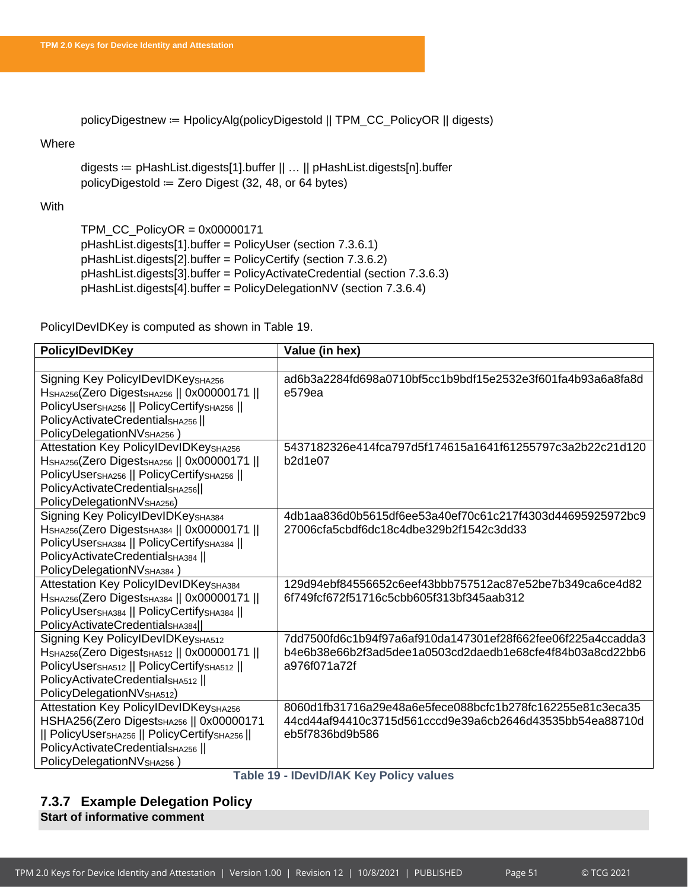policyDigestnew ≔ HpolicyAlg(policyDigestold || TPM_CC_PolicyOR || digests)

Where

digests ≔ pHashList.digests[1].buffer || … || pHashList.digests[n].buffer
policyDigestold ≔ Zero Digest (32, 48, or 64 bytes)

With

TPM_CC_PolicyOR = 0x00000171
pHashList.digests[1].buffer = PolicyUser (section 7.3.6.1)
pHashList.digests[2].buffer = PolicyCertify (section 7.3.6.2)
pHashList.digests[3].buffer = PolicyActivateCredential (section 7.3.6.3)
pHashList.digests[4].buffer = PolicyDelegationNV (section 7.3.6.4)

PolicyIDevIDKey is computed as shown in Table 19.

| PolicyIDevIDKey | Value (in hex) |
|---|---|
| | |
| Signing Key PolicyIDevIDKey$_{SHA256}$ H$_{SHA256}$(Zero Digest$_{SHA256}$ \|\| 0x00000171 \|\| PolicyUser$_{SHA256}$ \|\| PolicyCertify$_{SHA256}$ \|\| PolicyActivateCredential$_{SHA256}$ \|\| PolicyDelegationNV$_{SHA256}$ ) | ad6b3a2284fd698a0710bf5cc1b9bdf15e2532e3f601fa4b93a6a8fa8de579ea |
| Attestation Key PolicyIDevIDKey$_{SHA256}$ H$_{SHA256}$(Zero Digest$_{SHA256}$ \|\| 0x00000171 \|\| PolicyUser$_{SHA256}$ \|\| PolicyCertify$_{SHA256}$ \|\| PolicyActivateCredential$_{SHA256}$\|\| PolicyDelegationNV$_{SHA256}$) | 5437182326e414fca797d5f174615a1641f61255797c3a2b22c21d120b2d1e07 |
| Signing Key PolicyIDevIDKey$_{SHA384}$ H$_{SHA256}$(Zero Digest$_{SHA384}$ \|\| 0x00000171 \|\| PolicyUser$_{SHA384}$ \|\| PolicyCertify$_{SHA384}$ \|\| PolicyActivateCredential$_{SHA384}$ \|\| PolicyDelegationNV$_{SHA384}$ ) | 4db1aa836d0b5615df6ee53a40ef70c61c217f4303d44695925972bc927006cfa5cbdf6dc18c4dbe329b2f1542c3dd33 |
| Attestation Key PolicyIDevIDKey$_{SHA384}$ H$_{SHA256}$(Zero Digest$_{SHA384}$ \|\| 0x00000171 \|\| PolicyUser$_{SHA384}$ \|\| PolicyCertify$_{SHA384}$ \|\| PolicyActivateCredential$_{SHA384}$\|\| | 129d94ebf84556652c6eef43bbb757512ac87e52be7b349ca6ce4d826f749fcf672f51716c5cbb605f313bf345aab312 |
| Signing Key PolicyIDevIDKey$_{SHA512}$ H$_{SHA256}$(Zero Digest$_{SHA512}$ \|\| 0x00000171 \|\| PolicyUser$_{SHA512}$ \|\| PolicyCertify$_{SHA512}$ \|\| PolicyActivateCredential$_{SHA512}$ \|\| PolicyDelegationNV$_{SHA512}$) | 7dd7500fd6c1b94f97a6af910da147301ef28f662fee06f225a4ccadda3b4e6b38e66b2f3ad5dee1a0503cd2daedb1e68cfe4f84b03a8cd22bb6a976f071a72f |
| Attestation Key PolicyIDevIDKey$_{SHA256}$ HSHA256(Zero Digest$_{SHA256}$ \|\| 0x00000171 \|\| PolicyUser$_{SHA256}$ \|\| PolicyCertify$_{SHA256}$ \|\| PolicyActivateCredential$_{SHA256}$ \|\| PolicyDelegationNV$_{SHA256}$ ) | 8060d1fb31716a29e48a6e5fece088bcfc1b278fc162255e81c3eca3544cd44af94410c3715d561cccd9e39a6cb2646d43535bb54ea88710deb5f7836bd9b586 |

Table 19 - IDevID/IAK Key Policy values

### 7.3.7 Example Delegation Policy

**Start of informative comment**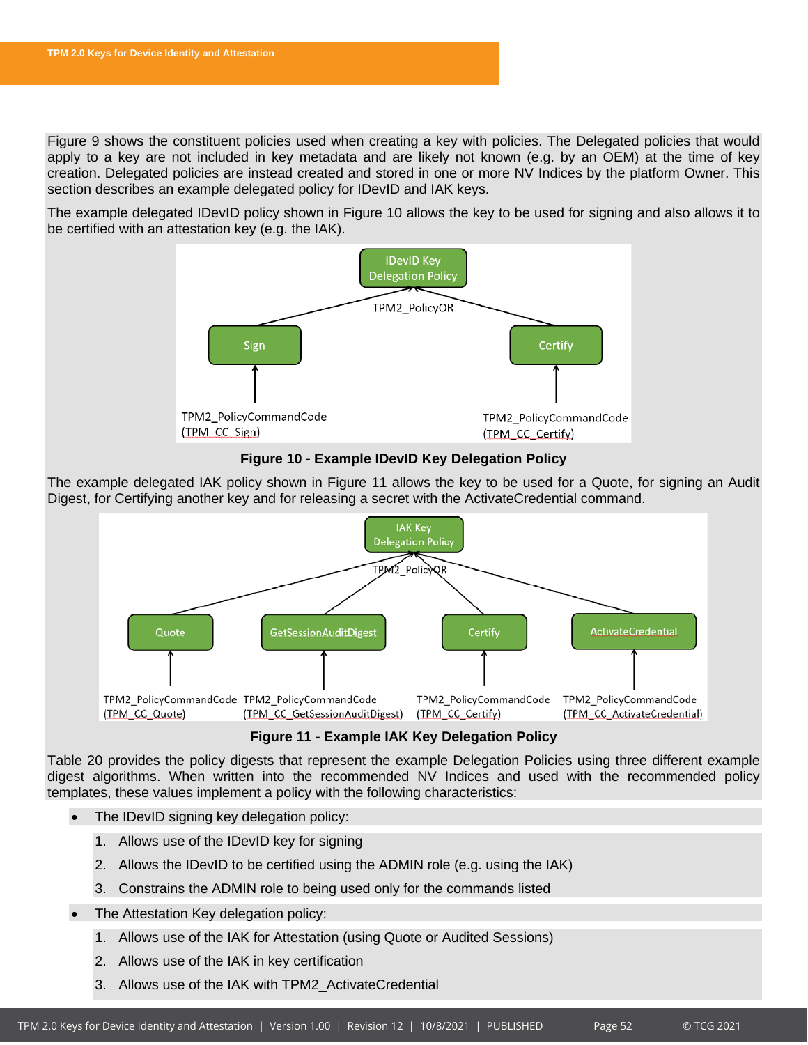Figure 9 shows the constituent policies used when creating a key with policies. The Delegated policies that would apply to a key are not included in key metadata and are likely not known (e.g. by an OEM) at the time of key creation. Delegated policies are instead created and stored in one or more NV Indices by the platform Owner. This section describes an example delegated policy for IDevID and IAK keys.

The example delegated IDevID policy shown in Figure 10 allows the key to be used for signing and also allows it to be certified with an attestation key (e.g. the IAK).

**Figure 10 - Example IDevID Key Delegation Policy**

The example delegated IAK policy shown in Figure 11 allows the key to be used for a Quote, for signing an Audit Digest, for Certifying another key and for releasing a secret with the ActivateCredential command.

**Figure 11 - Example IAK Key Delegation Policy**

Table 20 provides the policy digests that represent the example Delegation Policies using three different example digest algorithms. When written into the recommended NV Indices and used with the recommended policy templates, these values implement a policy with the following characteristics:

- The IDevID signing key delegation policy:
  1. Allows use of the IDevID key for signing
  2. Allows the IDevID to be certified using the ADMIN role (e.g. using the IAK)
  3. Constrains the ADMIN role to being used only for the commands listed
- The Attestation Key delegation policy:
  1. Allows use of the IAK for Attestation (using Quote or Audited Sessions)
  2. Allows use of the IAK in key certification
  3. Allows use of the IAK with TPM2_ActivateCredential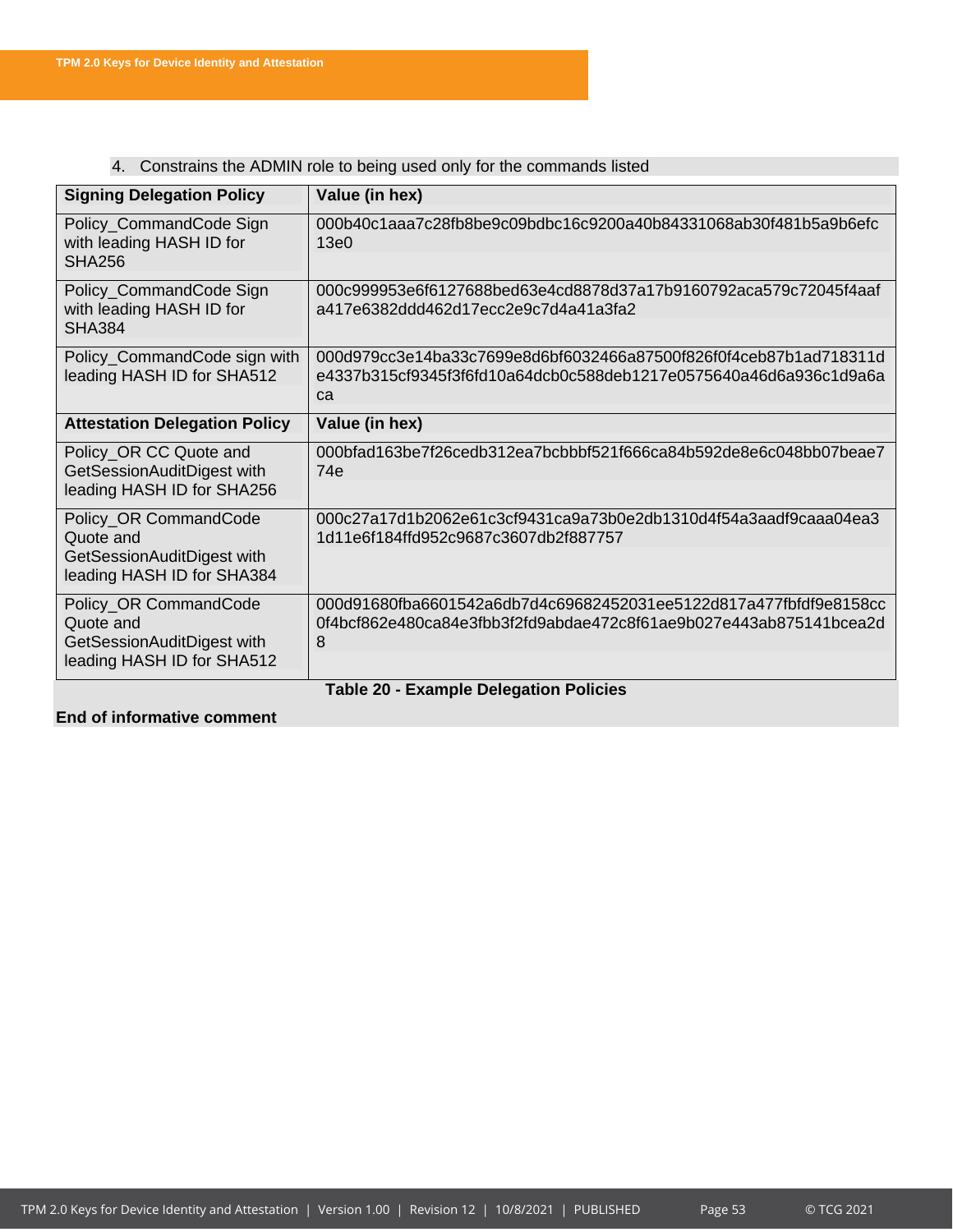4. Constrains the ADMIN role to being used only for the commands listed

| Signing Delegation Policy | Value (in hex) |
| --- | --- |
| Policy_CommandCode Sign with leading HASH ID for SHA256 | 000b40c1aaa7c28fb8be9c09bdbc16c9200a40b84331068ab30f481b5a9b6efc13e0 |
| Policy_CommandCode Sign with leading HASH ID for SHA384 | 000c999953e6f6127688bed63e4cd8878d37a17b9160792aca579c72045f4aafa417e6382ddd462d17ecc2e9c7d4a41a3fa2 |
| Policy_CommandCode sign with leading HASH ID for SHA512 | 000d979cc3e14ba33c7699e8d6bf6032466a87500f826f0f4ceb87b1ad718311de4337b315cf9345f3f6fd10a64dcb0c588deb1217e0575640a46d6a936c1d9a6aca |
| **Attestation Delegation Policy** | **Value (in hex)** |
| Policy_OR CC Quote and GetSessionAuditDigest with leading HASH ID for SHA256 | 000bfad163be7f26cedb312ea7bcbbbf521f666ca84b592de8e6c048bb07beae774e |
| Policy_OR CommandCode Quote and GetSessionAuditDigest with leading HASH ID for SHA384 | 000c27a17d1b2062e61c3cf9431ca9a73b0e2db1310d4f54a3aadf9caaa04ea31d11e6f184ffd952c9687c3607db2f887757 |
| Policy_OR CommandCode Quote and GetSessionAuditDigest with leading HASH ID for SHA512 | 000d91680fba6601542a6db7d4c69682452031ee5122d817a477fbfdf9e8158cc0f4bcf862e480ca84e3fbb3f2fd9abdae472c8f61ae9b027e443ab875141bcea2d8 |

**Table 20 - Example Delegation Policies**

**End of informative comment**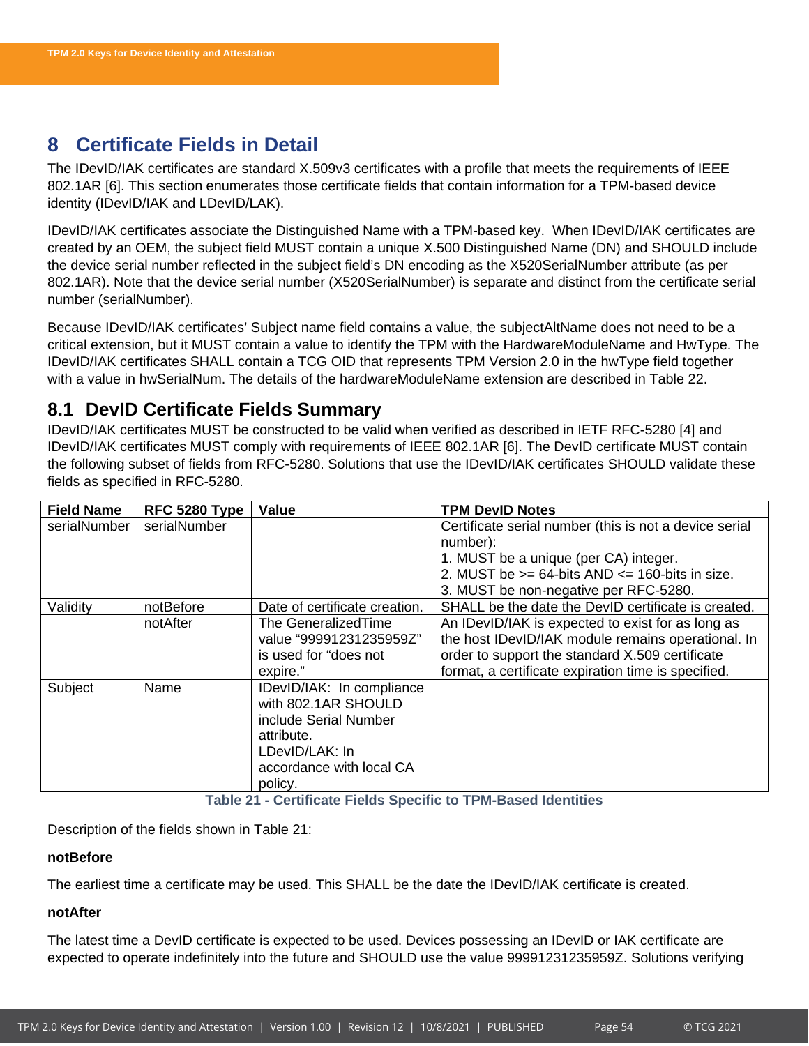# 8 Certificate Fields in Detail

The IDevID/IAK certificates are standard X.509v3 certificates with a profile that meets the requirements of IEEE 802.1AR [6]. This section enumerates those certificate fields that contain information for a TPM-based device identity (IDevID/IAK and LDevID/LAK).

IDevID/IAK certificates associate the Distinguished Name with a TPM-based key. When IDevID/IAK certificates are created by an OEM, the subject field MUST contain a unique X.500 Distinguished Name (DN) and SHOULD include the device serial number reflected in the subject field's DN encoding as the X520SerialNumber attribute (as per 802.1AR). Note that the device serial number (X520SerialNumber) is separate and distinct from the certificate serial number (serialNumber).

Because IDevID/IAK certificates' Subject name field contains a value, the subjectAltName does not need to be a critical extension, but it MUST contain a value to identify the TPM with the HardwareModuleName and HwType. The IDevID/IAK certificates SHALL contain a TCG OID that represents TPM Version 2.0 in the hwType field together with a value in hwSerialNum. The details of the hardwareModuleName extension are described in Table 22.

## 8.1 DevID Certificate Fields Summary

IDevID/IAK certificates MUST be constructed to be valid when verified as described in IETF RFC-5280 [4] and IDevID/IAK certificates MUST comply with requirements of IEEE 802.1AR [6]. The DevID certificate MUST contain the following subset of fields from RFC-5280. Solutions that use the IDevID/IAK certificates SHOULD validate these fields as specified in RFC-5280.

| Field Name | RFC 5280 Type | Value | TPM DevID Notes |
|---|---|---|---|
| serialNumber | serialNumber | | Certificate serial number (this is not a device serial number):<br>1. MUST be a unique (per CA) integer.<br>2. MUST be >= 64-bits AND <= 160-bits in size.<br>3. MUST be non-negative per RFC-5280. |
| Validity | notBefore | Date of certificate creation. | SHALL be the date the DevID certificate is created. |
| | notAfter | The GeneralizedTime value "99991231235959Z" is used for "does not expire." | An IDevID/IAK is expected to exist for as long as the host IDevID/IAK module remains operational. In order to support the standard X.509 certificate format, a certificate expiration time is specified. |
| Subject | Name | IDevID/IAK: In compliance with 802.1AR SHOULD include Serial Number attribute.<br>LDevID/LAK: In accordance with local CA policy. | |

Table 21 - Certificate Fields Specific to TPM-Based Identities

Description of the fields shown in Table 21:

**notBefore**

The earliest time a certificate may be used. This SHALL be the date the IDevID/IAK certificate is created.

**notAfter**

The latest time a DevID certificate is expected to be used. Devices possessing an IDevID or IAK certificate are expected to operate indefinitely into the future and SHOULD use the value 99991231235959Z. Solutions verifying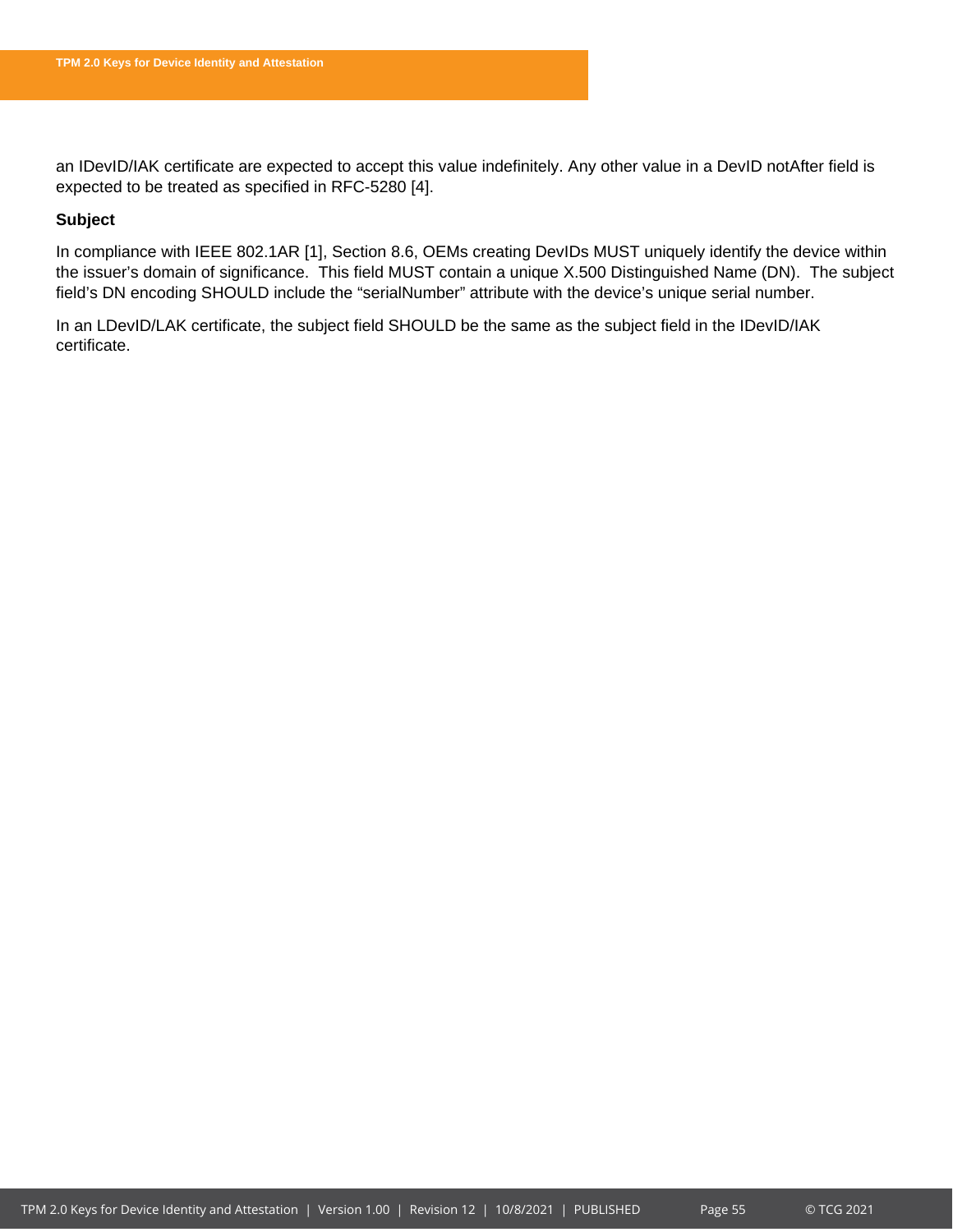an IDevID/IAK certificate are expected to accept this value indefinitely. Any other value in a DevID notAfter field is expected to be treated as specified in RFC-5280 [4].

**Subject**

In compliance with IEEE 802.1AR [1], Section 8.6, OEMs creating DevIDs MUST uniquely identify the device within the issuer's domain of significance. This field MUST contain a unique X.500 Distinguished Name (DN). The subject field's DN encoding SHOULD include the "serialNumber" attribute with the device's unique serial number.

In an LDevID/LAK certificate, the subject field SHOULD be the same as the subject field in the IDevID/IAK certificate.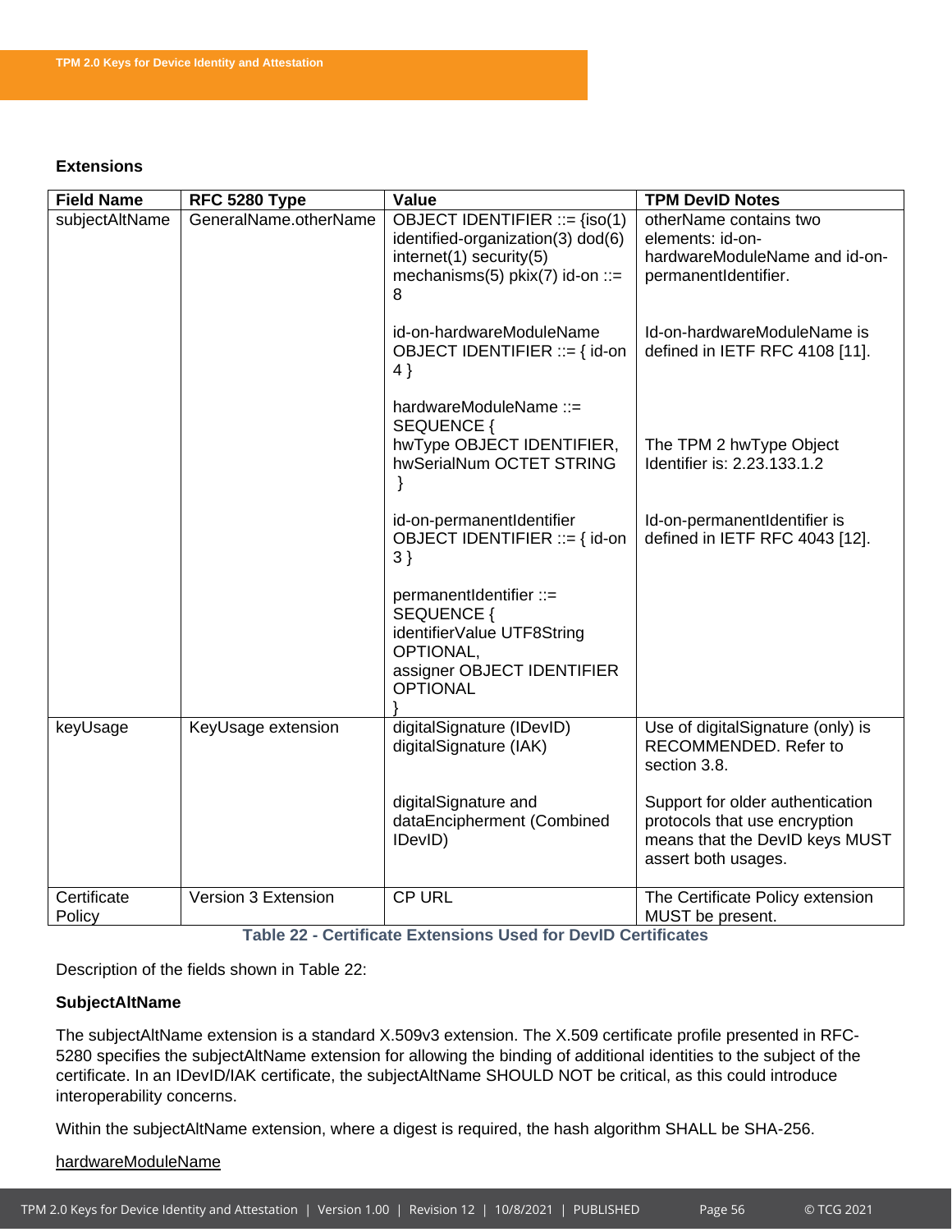**Extensions**

| Field Name | RFC 5280 Type | Value | TPM DevID Notes |
|---|---|---|---|
| subjectAltName | GeneralName.otherName | OBJECT IDENTIFIER ::= {iso(1) identified-organization(3) dod(6) internet(1) security(5) mechanisms(5) pkix(7) id-on ::= 8<br><br>id-on-hardwareModuleName OBJECT IDENTIFIER ::= { id-on 4 }<br><br>hardwareModuleName ::= SEQUENCE {<br>hwType OBJECT IDENTIFIER,<br>hwSerialNum OCTET STRING<br>}<br><br>id-on-permanentIdentifier OBJECT IDENTIFIER ::= { id-on 3 }<br><br>permanentIdentifier ::= SEQUENCE {<br>identifierValue UTF8String OPTIONAL,<br>assigner OBJECT IDENTIFIER OPTIONAL<br>} | otherName contains two elements: id-on-hardwareModuleName and id-on-permanentIdentifier.<br><br>Id-on-hardwareModuleName is defined in IETF RFC 4108 [11].<br><br>The TPM 2 hwType Object Identifier is: 2.23.133.1.2<br><br>Id-on-permanentIdentifier is defined in IETF RFC 4043 [12]. |
| keyUsage | KeyUsage extension | digitalSignature (IDevID)<br>digitalSignature (IAK)<br><br>digitalSignature and dataEncipherment (Combined IDevID) | Use of digitalSignature (only) is RECOMMENDED. Refer to section 3.8.<br><br>Support for older authentication protocols that use encryption means that the DevID keys MUST assert both usages. |
| Certificate Policy | Version 3 Extension | CP URL | The Certificate Policy extension MUST be present. |

**Table 22 - Certificate Extensions Used for DevID Certificates**

Description of the fields shown in Table 22:

**SubjectAltName**

The subjectAltName extension is a standard X.509v3 extension. The X.509 certificate profile presented in RFC-5280 specifies the subjectAltName extension for allowing the binding of additional identities to the subject of the certificate. In an IDevID/IAK certificate, the subjectAltName SHOULD NOT be critical, as this could introduce interoperability concerns.

Within the subjectAltName extension, where a digest is required, the hash algorithm SHALL be SHA-256.

hardwareModuleName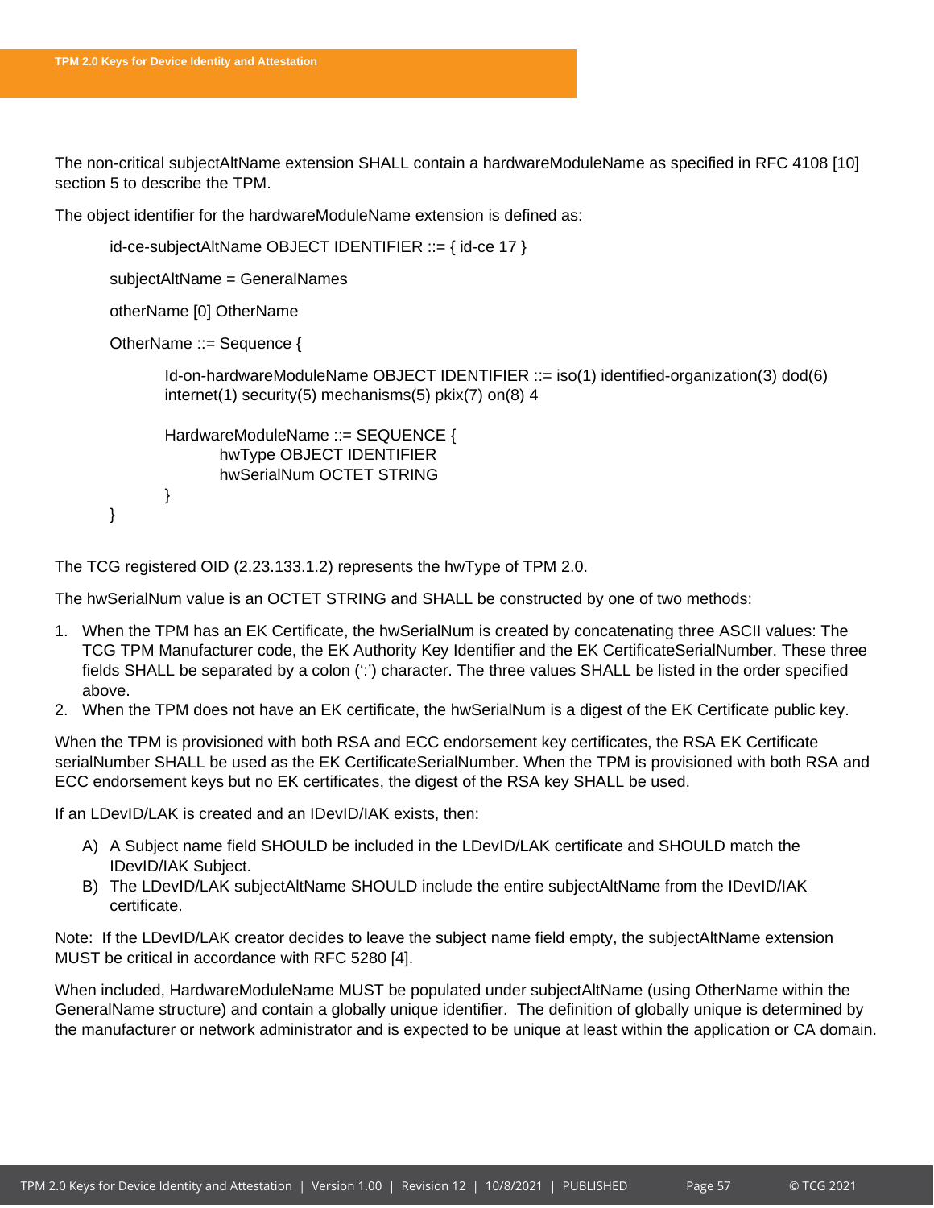The non-critical subjectAltName extension SHALL contain a hardwareModuleName as specified in RFC 4108 [10] section 5 to describe the TPM.

The object identifier for the hardwareModuleName extension is defined as:

```
id-ce-subjectAltName OBJECT IDENTIFIER ::= { id-ce 17 }

subjectAltName = GeneralNames

otherName [0] OtherName

OtherName ::= Sequence {

        Id-on-hardwareModuleName OBJECT IDENTIFIER ::= iso(1) identified-organization(3) dod(6)
        internet(1) security(5) mechanisms(5) pkix(7) on(8) 4

        HardwareModuleName ::= SEQUENCE {
                hwType OBJECT IDENTIFIER
                hwSerialNum OCTET STRING
        }
}
```

The TCG registered OID (2.23.133.1.2) represents the hwType of TPM 2.0.

The hwSerialNum value is an OCTET STRING and SHALL be constructed by one of two methods:

1. When the TPM has an EK Certificate, the hwSerialNum is created by concatenating three ASCII values: The TCG TPM Manufacturer code, the EK Authority Key Identifier and the EK CertificateSerialNumber. These three fields SHALL be separated by a colon (':') character. The three values SHALL be listed in the order specified above.
2. When the TPM does not have an EK certificate, the hwSerialNum is a digest of the EK Certificate public key.

When the TPM is provisioned with both RSA and ECC endorsement key certificates, the RSA EK Certificate serialNumber SHALL be used as the EK CertificateSerialNumber. When the TPM is provisioned with both RSA and ECC endorsement keys but no EK certificates, the digest of the RSA key SHALL be used.

If an LDevID/LAK is created and an IDevID/IAK exists, then:

A) A Subject name field SHOULD be included in the LDevID/LAK certificate and SHOULD match the IDevID/IAK Subject.
B) The LDevID/LAK subjectAltName SHOULD include the entire subjectAltName from the IDevID/IAK certificate.

Note: If the LDevID/LAK creator decides to leave the subject name field empty, the subjectAltName extension MUST be critical in accordance with RFC 5280 [4].

When included, HardwareModuleName MUST be populated under subjectAltName (using OtherName within the GeneralName structure) and contain a globally unique identifier. The definition of globally unique is determined by the manufacturer or network administrator and is expected to be unique at least within the application or CA domain.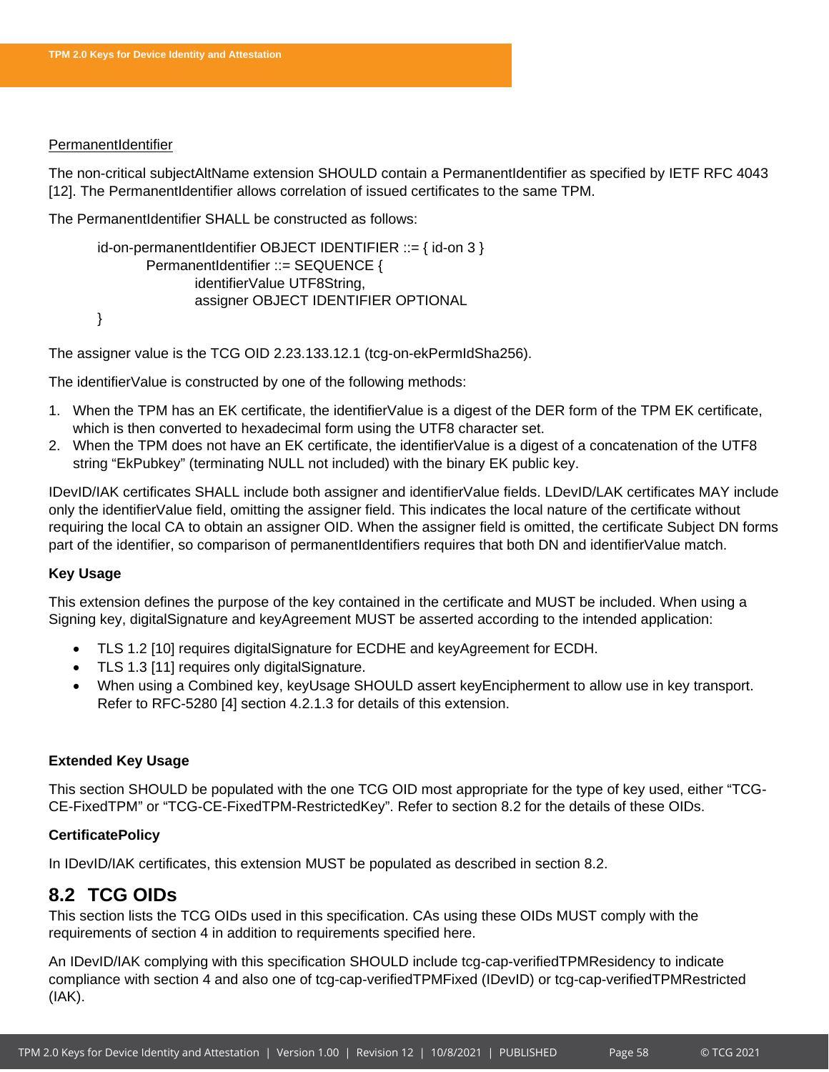PermanentIdentifier

The non-critical subjectAltName extension SHOULD contain a PermanentIdentifier as specified by IETF RFC 4043 [12]. The PermanentIdentifier allows correlation of issued certificates to the same TPM.

The PermanentIdentifier SHALL be constructed as follows:

```
id-on-permanentIdentifier OBJECT IDENTIFIER ::= { id-on 3 }
        PermanentIdentifier ::= SEQUENCE {
                identifierValue UTF8String,
                assigner OBJECT IDENTIFIER OPTIONAL
}
```

The assigner value is the TCG OID 2.23.133.12.1 (tcg-on-ekPermIdSha256).

The identifierValue is constructed by one of the following methods:

1. When the TPM has an EK certificate, the identifierValue is a digest of the DER form of the TPM EK certificate, which is then converted to hexadecimal form using the UTF8 character set.
2. When the TPM does not have an EK certificate, the identifierValue is a digest of a concatenation of the UTF8 string "EkPubkey" (terminating NULL not included) with the binary EK public key.

IDevID/IAK certificates SHALL include both assigner and identifierValue fields. LDevID/LAK certificates MAY include only the identifierValue field, omitting the assigner field. This indicates the local nature of the certificate without requiring the local CA to obtain an assigner OID. When the assigner field is omitted, the certificate Subject DN forms part of the identifier, so comparison of permanentIdentifiers requires that both DN and identifierValue match.

**Key Usage**

This extension defines the purpose of the key contained in the certificate and MUST be included. When using a Signing key, digitalSignature and keyAgreement MUST be asserted according to the intended application:

- TLS 1.2 [10] requires digitalSignature for ECDHE and keyAgreement for ECDH.
- TLS 1.3 [11] requires only digitalSignature.
- When using a Combined key, keyUsage SHOULD assert keyEncipherment to allow use in key transport. Refer to RFC-5280 [4] section 4.2.1.3 for details of this extension.

**Extended Key Usage**

This section SHOULD be populated with the one TCG OID most appropriate for the type of key used, either "TCG-CE-FixedTPM" or "TCG-CE-FixedTPM-RestrictedKey". Refer to section 8.2 for the details of these OIDs.

**CertificatePolicy**

In IDevID/IAK certificates, this extension MUST be populated as described in section 8.2.

## 8.2 TCG OIDs

This section lists the TCG OIDs used in this specification. CAs using these OIDs MUST comply with the requirements of section 4 in addition to requirements specified here.

An IDevID/IAK complying with this specification SHOULD include tcg-cap-verifiedTPMResidency to indicate compliance with section 4 and also one of tcg-cap-verifiedTPMFixed (IDevID) or tcg-cap-verifiedTPMRestricted (IAK).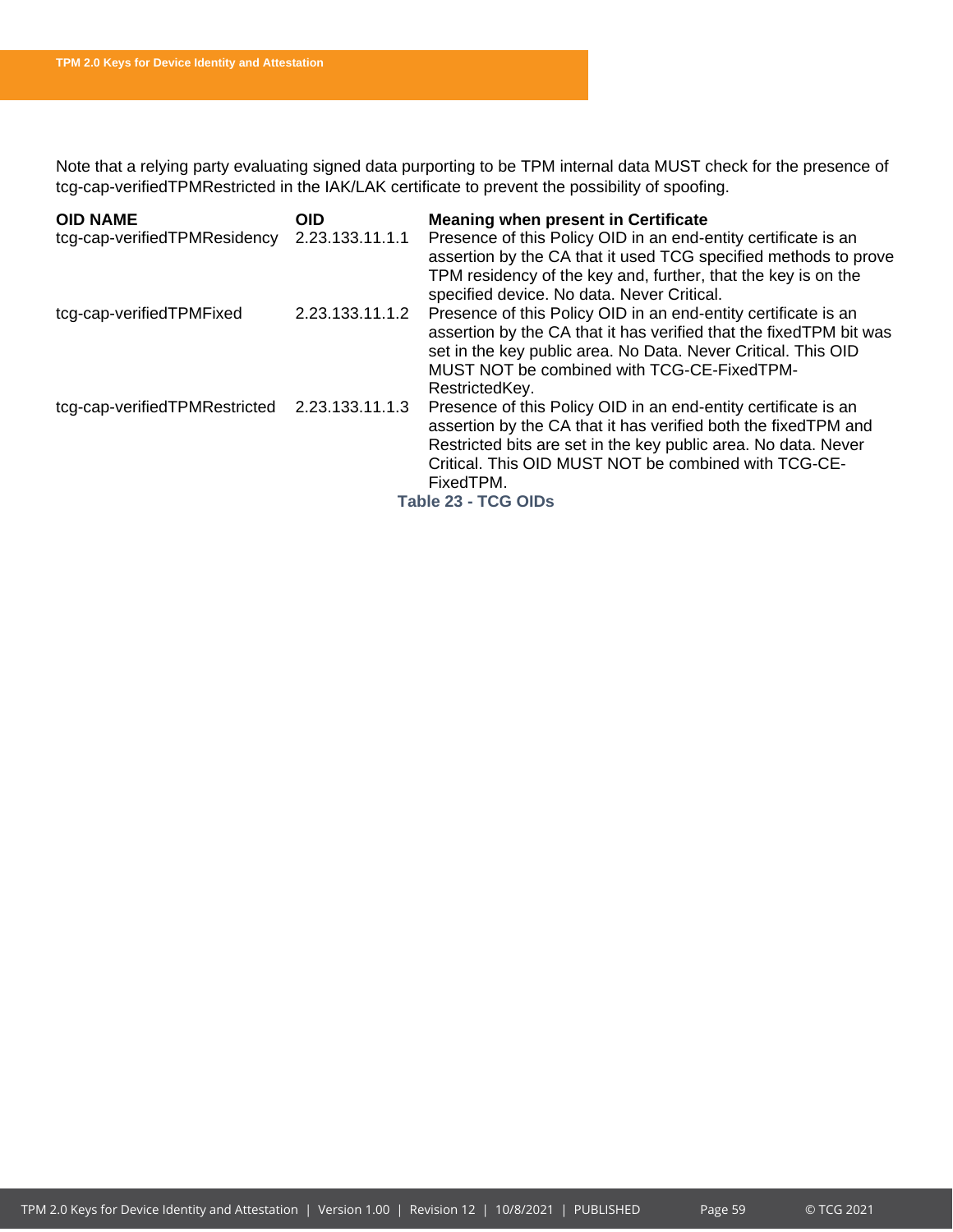Note that a relying party evaluating signed data purporting to be TPM internal data MUST check for the presence of tcg-cap-verifiedTPMRestricted in the IAK/LAK certificate to prevent the possibility of spoofing.

| OID NAME | OID | Meaning when present in Certificate |
|---|---|---|
| tcg-cap-verifiedTPMResidency | 2.23.133.11.1.1 | Presence of this Policy OID in an end-entity certificate is an assertion by the CA that it used TCG specified methods to prove TPM residency of the key and, further, that the key is on the specified device. No data. Never Critical. |
| tcg-cap-verifiedTPMFixed | 2.23.133.11.1.2 | Presence of this Policy OID in an end-entity certificate is an assertion by the CA that it has verified that the fixedTPM bit was set in the key public area. No Data. Never Critical. This OID MUST NOT be combined with TCG-CE-FixedTPM-RestrictedKey. |
| tcg-cap-verifiedTPMRestricted | 2.23.133.11.1.3 | Presence of this Policy OID in an end-entity certificate is an assertion by the CA that it has verified both the fixedTPM and Restricted bits are set in the key public area. No data. Never Critical. This OID MUST NOT be combined with TCG-CE-FixedTPM. |

**Table 23 - TCG OIDs**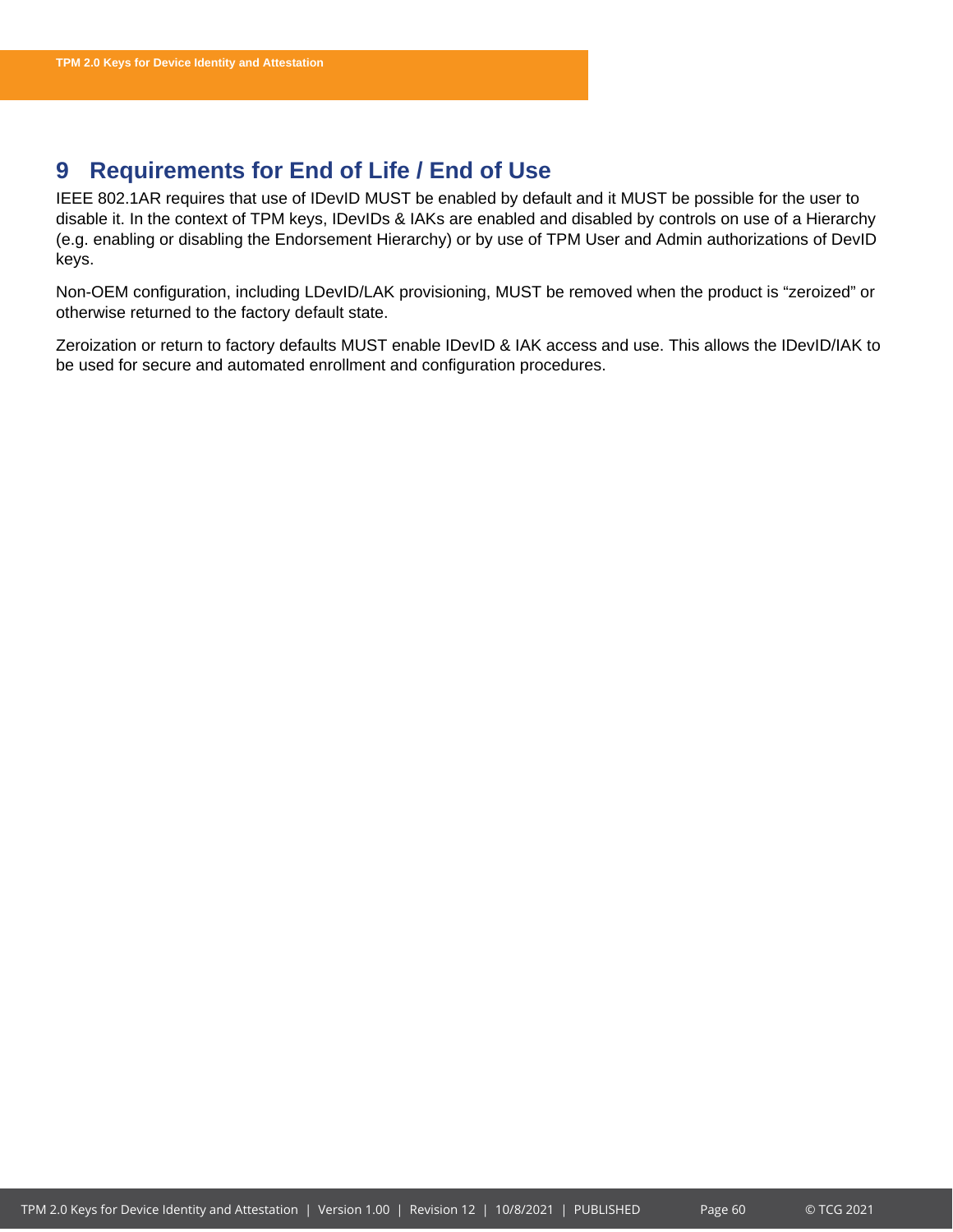# 9 Requirements for End of Life / End of Use

IEEE 802.1AR requires that use of IDevID MUST be enabled by default and it MUST be possible for the user to disable it. In the context of TPM keys, IDevIDs & IAKs are enabled and disabled by controls on use of a Hierarchy (e.g. enabling or disabling the Endorsement Hierarchy) or by use of TPM User and Admin authorizations of DevID keys.

Non-OEM configuration, including LDevID/LAK provisioning, MUST be removed when the product is “zeroized” or otherwise returned to the factory default state.

Zeroization or return to factory defaults MUST enable IDevID & IAK access and use. This allows the IDevID/IAK to be used for secure and automated enrollment and configuration procedures.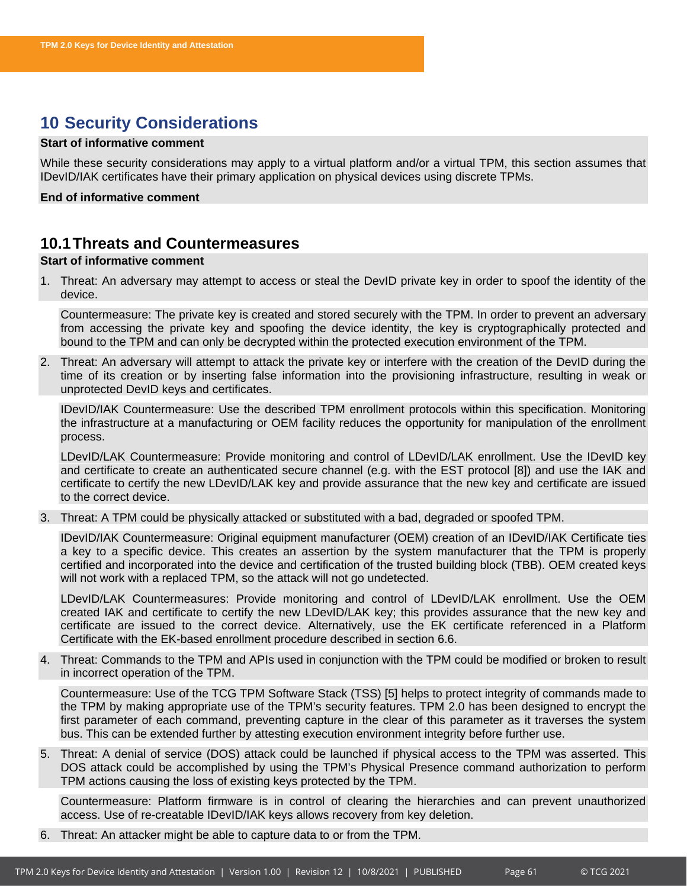# 10 Security Considerations

**Start of informative comment**

While these security considerations may apply to a virtual platform and/or a virtual TPM, this section assumes that IDevID/IAK certificates have their primary application on physical devices using discrete TPMs.

**End of informative comment**

## 10.1 Threats and Countermeasures

**Start of informative comment**

1. Threat: An adversary may attempt to access or steal the DevID private key in order to spoof the identity of the device.

   Countermeasure: The private key is created and stored securely with the TPM. In order to prevent an adversary from accessing the private key and spoofing the device identity, the key is cryptographically protected and bound to the TPM and can only be decrypted within the protected execution environment of the TPM.

2. Threat: An adversary will attempt to attack the private key or interfere with the creation of the DevID during the time of its creation or by inserting false information into the provisioning infrastructure, resulting in weak or unprotected DevID keys and certificates.

   IDevID/IAK Countermeasure: Use the described TPM enrollment protocols within this specification. Monitoring the infrastructure at a manufacturing or OEM facility reduces the opportunity for manipulation of the enrollment process.

   LDevID/LAK Countermeasure: Provide monitoring and control of LDevID/LAK enrollment. Use the IDevID key and certificate to create an authenticated secure channel (e.g. with the EST protocol [8]) and use the IAK and certificate to certify the new LDevID/LAK key and provide assurance that the new key and certificate are issued to the correct device.

3. Threat: A TPM could be physically attacked or substituted with a bad, degraded or spoofed TPM.

   IDevID/IAK Countermeasure: Original equipment manufacturer (OEM) creation of an IDevID/IAK Certificate ties a key to a specific device. This creates an assertion by the system manufacturer that the TPM is properly certified and incorporated into the device and certification of the trusted building block (TBB). OEM created keys will not work with a replaced TPM, so the attack will not go undetected.

   LDevID/LAK Countermeasures: Provide monitoring and control of LDevID/LAK enrollment. Use the OEM created IAK and certificate to certify the new LDevID/LAK key; this provides assurance that the new key and certificate are issued to the correct device. Alternatively, use the EK certificate referenced in a Platform Certificate with the EK-based enrollment procedure described in section 6.6.

4. Threat: Commands to the TPM and APIs used in conjunction with the TPM could be modified or broken to result in incorrect operation of the TPM.

   Countermeasure: Use of the TCG TPM Software Stack (TSS) [5] helps to protect integrity of commands made to the TPM by making appropriate use of the TPM's security features. TPM 2.0 has been designed to encrypt the first parameter of each command, preventing capture in the clear of this parameter as it traverses the system bus. This can be extended further by attesting execution environment integrity before further use.

5. Threat: A denial of service (DOS) attack could be launched if physical access to the TPM was asserted. This DOS attack could be accomplished by using the TPM's Physical Presence command authorization to perform TPM actions causing the loss of existing keys protected by the TPM.

   Countermeasure: Platform firmware is in control of clearing the hierarchies and can prevent unauthorized access. Use of re-creatable IDevID/IAK keys allows recovery from key deletion.

6. Threat: An attacker might be able to capture data to or from the TPM.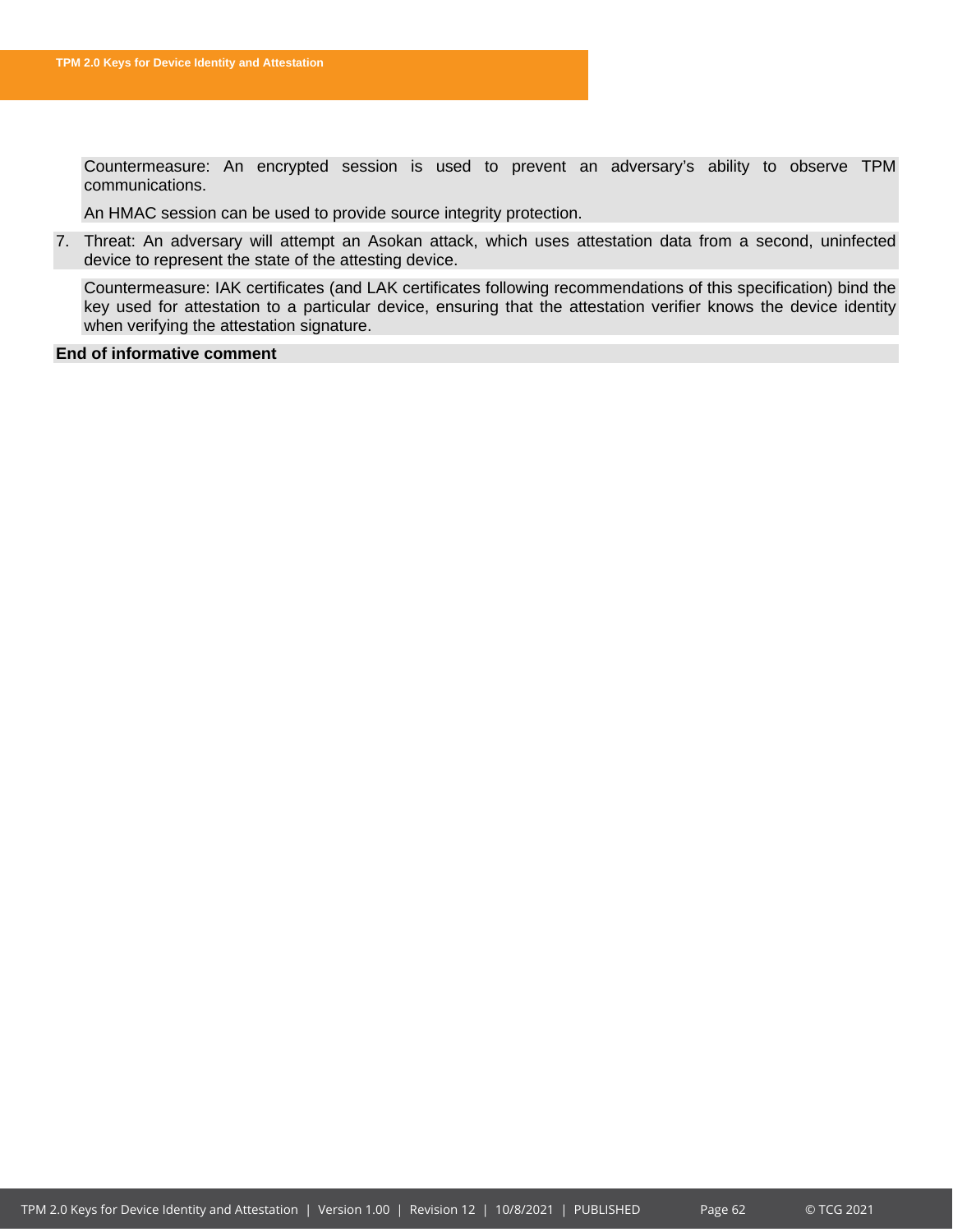Countermeasure: An encrypted session is used to prevent an adversary's ability to observe TPM communications.

An HMAC session can be used to provide source integrity protection.

7. Threat: An adversary will attempt an Asokan attack, which uses attestation data from a second, uninfected device to represent the state of the attesting device.

   Countermeasure: IAK certificates (and LAK certificates following recommendations of this specification) bind the key used for attestation to a particular device, ensuring that the attestation verifier knows the device identity when verifying the attestation signature.

**End of informative comment**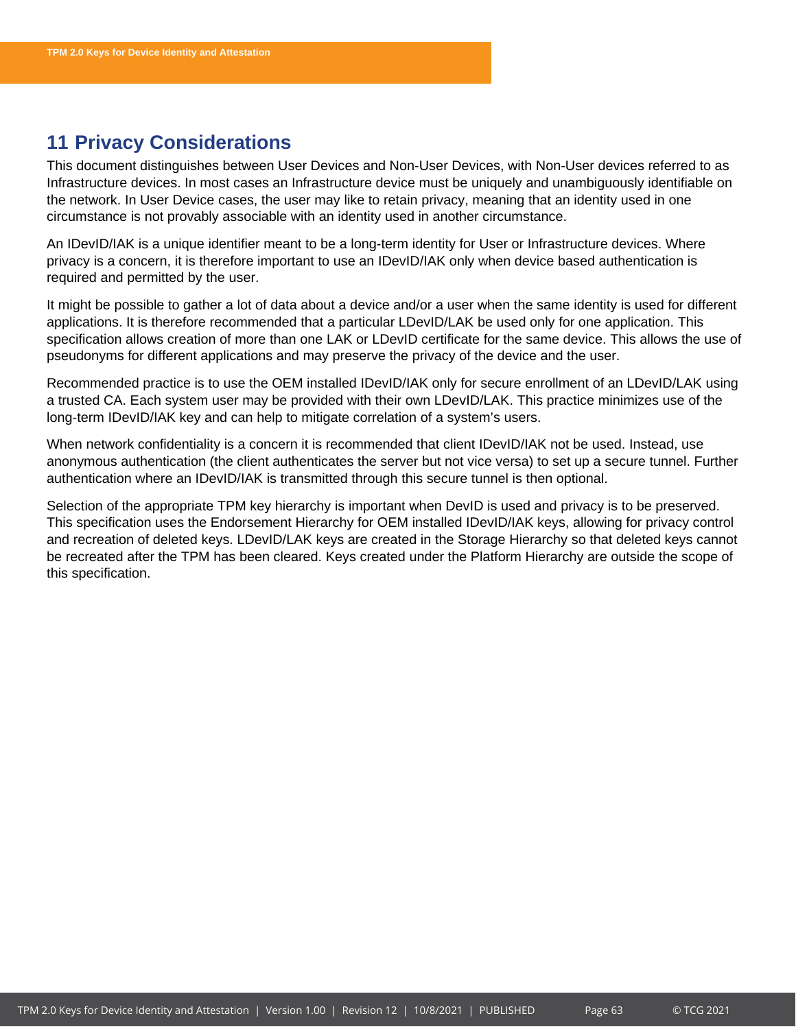# 11 Privacy Considerations

This document distinguishes between User Devices and Non-User Devices, with Non-User devices referred to as Infrastructure devices. In most cases an Infrastructure device must be uniquely and unambiguously identifiable on the network. In User Device cases, the user may like to retain privacy, meaning that an identity used in one circumstance is not provably associable with an identity used in another circumstance.

An IDevID/IAK is a unique identifier meant to be a long-term identity for User or Infrastructure devices. Where privacy is a concern, it is therefore important to use an IDevID/IAK only when device based authentication is required and permitted by the user.

It might be possible to gather a lot of data about a device and/or a user when the same identity is used for different applications. It is therefore recommended that a particular LDevID/LAK be used only for one application. This specification allows creation of more than one LAK or LDevID certificate for the same device. This allows the use of pseudonyms for different applications and may preserve the privacy of the device and the user.

Recommended practice is to use the OEM installed IDevID/IAK only for secure enrollment of an LDevID/LAK using a trusted CA. Each system user may be provided with their own LDevID/LAK. This practice minimizes use of the long-term IDevID/IAK key and can help to mitigate correlation of a system's users.

When network confidentiality is a concern it is recommended that client IDevID/IAK not be used. Instead, use anonymous authentication (the client authenticates the server but not vice versa) to set up a secure tunnel. Further authentication where an IDevID/IAK is transmitted through this secure tunnel is then optional.

Selection of the appropriate TPM key hierarchy is important when DevID is used and privacy is to be preserved. This specification uses the Endorsement Hierarchy for OEM installed IDevID/IAK keys, allowing for privacy control and recreation of deleted keys. LDevID/LAK keys are created in the Storage Hierarchy so that deleted keys cannot be recreated after the TPM has been cleared. Keys created under the Platform Hierarchy are outside the scope of this specification.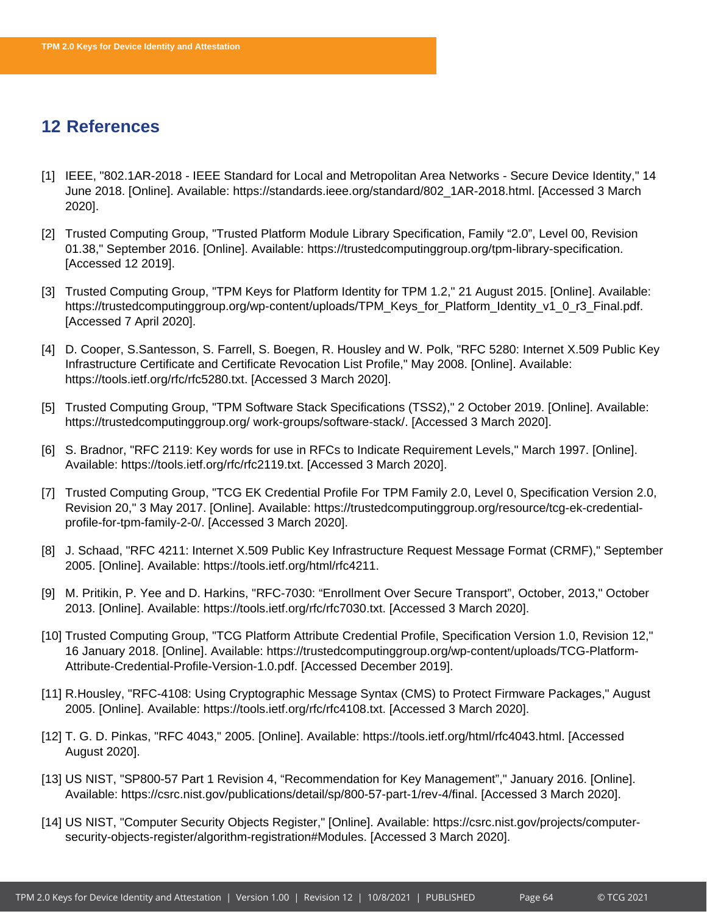# 12 References

[1] IEEE, "802.1AR-2018 - IEEE Standard for Local and Metropolitan Area Networks - Secure Device Identity," 14 June 2018. [Online]. Available: https://standards.ieee.org/standard/802_1AR-2018.html. [Accessed 3 March 2020].

[2] Trusted Computing Group, "Trusted Platform Module Library Specification, Family "2.0", Level 00, Revision 01.38," September 2016. [Online]. Available: https://trustedcomputinggroup.org/tpm-library-specification. [Accessed 12 2019].

[3] Trusted Computing Group, "TPM Keys for Platform Identity for TPM 1.2," 21 August 2015. [Online]. Available: https://trustedcomputinggroup.org/wp-content/uploads/TPM_Keys_for_Platform_Identity_v1_0_r3_Final.pdf. [Accessed 7 April 2020].

[4] D. Cooper, S.Santesson, S. Farrell, S. Boegen, R. Housley and W. Polk, "RFC 5280: Internet X.509 Public Key Infrastructure Certificate and Certificate Revocation List Profile," May 2008. [Online]. Available: https://tools.ietf.org/rfc/rfc5280.txt. [Accessed 3 March 2020].

[5] Trusted Computing Group, "TPM Software Stack Specifications (TSS2)," 2 October 2019. [Online]. Available: https://trustedcomputinggroup.org/ work-groups/software-stack/. [Accessed 3 March 2020].

[6] S. Bradnor, "RFC 2119: Key words for use in RFCs to Indicate Requirement Levels," March 1997. [Online]. Available: https://tools.ietf.org/rfc/rfc2119.txt. [Accessed 3 March 2020].

[7] Trusted Computing Group, "TCG EK Credential Profile For TPM Family 2.0, Level 0, Specification Version 2.0, Revision 20," 3 May 2017. [Online]. Available: https://trustedcomputinggroup.org/resource/tcg-ek-credential-profile-for-tpm-family-2-0/. [Accessed 3 March 2020].

[8] J. Schaad, "RFC 4211: Internet X.509 Public Key Infrastructure Request Message Format (CRMF)," September 2005. [Online]. Available: https://tools.ietf.org/html/rfc4211.

[9] M. Pritikin, P. Yee and D. Harkins, "RFC-7030: "Enrollment Over Secure Transport", October, 2013," October 2013. [Online]. Available: https://tools.ietf.org/rfc/rfc7030.txt. [Accessed 3 March 2020].

[10] Trusted Computing Group, "TCG Platform Attribute Credential Profile, Specification Version 1.0, Revision 12," 16 January 2018. [Online]. Available: https://trustedcomputinggroup.org/wp-content/uploads/TCG-Platform-Attribute-Credential-Profile-Version-1.0.pdf. [Accessed December 2019].

[11] R.Housley, "RFC-4108: Using Cryptographic Message Syntax (CMS) to Protect Firmware Packages," August 2005. [Online]. Available: https://tools.ietf.org/rfc/rfc4108.txt. [Accessed 3 March 2020].

[12] T. G. D. Pinkas, "RFC 4043," 2005. [Online]. Available: https://tools.ietf.org/html/rfc4043.html. [Accessed August 2020].

[13] US NIST, "SP800-57 Part 1 Revision 4, "Recommendation for Key Management"," January 2016. [Online]. Available: https://csrc.nist.gov/publications/detail/sp/800-57-part-1/rev-4/final. [Accessed 3 March 2020].

[14] US NIST, "Computer Security Objects Register," [Online]. Available: https://csrc.nist.gov/projects/computer-security-objects-register/algorithm-registration#Modules. [Accessed 3 March 2020].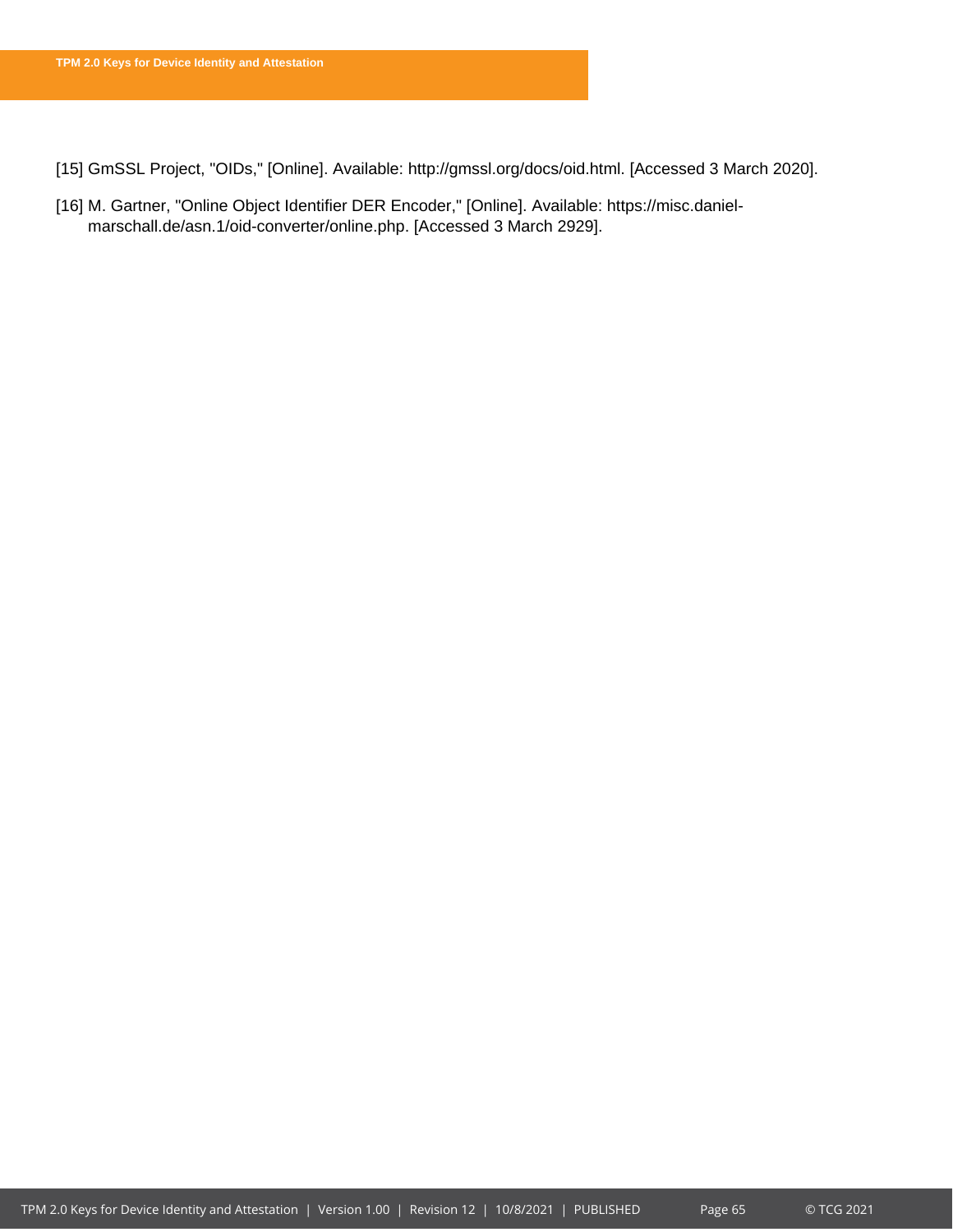[15] GmSSL Project, "OIDs," [Online]. Available: http://gmssl.org/docs/oid.html. [Accessed 3 March 2020].

[16] M. Gartner, "Online Object Identifier DER Encoder," [Online]. Available: https://misc.daniel-marschall.de/asn.1/oid-converter/online.php. [Accessed 3 March 2929].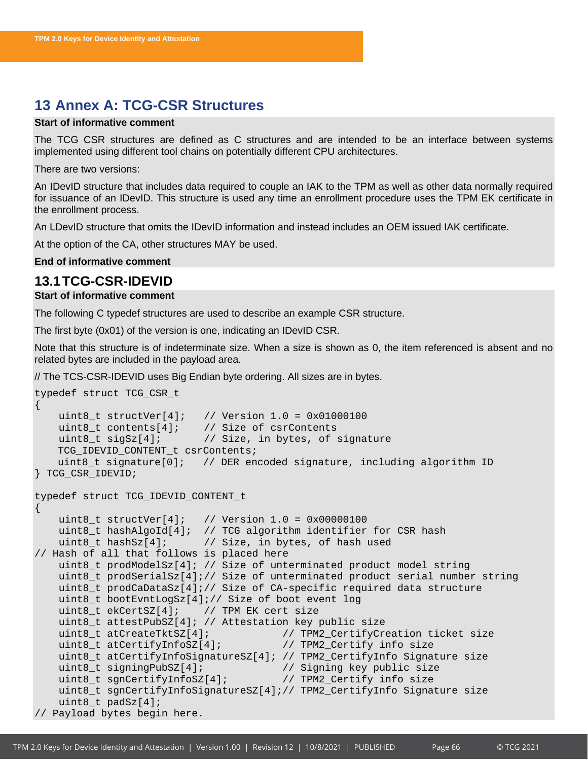# 13 Annex A: TCG-CSR Structures

**Start of informative comment**

The TCG CSR structures are defined as C structures and are intended to be an interface between systems implemented using different tool chains on potentially different CPU architectures.

There are two versions:

An IDevID structure that includes data required to couple an IAK to the TPM as well as other data normally required for issuance of an IDevID. This structure is used any time an enrollment procedure uses the TPM EK certificate in the enrollment process.

An LDevID structure that omits the IDevID information and instead includes an OEM issued IAK certificate.

At the option of the CA, other structures MAY be used.

**End of informative comment**

## 13.1 TCG-CSR-IDEVID

**Start of informative comment**

The following C typedef structures are used to describe an example CSR structure.

The first byte (0x01) of the version is one, indicating an IDevID CSR.

Note that this structure is of indeterminate size. When a size is shown as 0, the item referenced is absent and no related bytes are included in the payload area.

// The TCS-CSR-IDEVID uses Big Endian byte ordering. All sizes are in bytes.

```
typedef struct TCG_CSR_t
{
    uint8_t structVer[4];   // Version 1.0 = 0x01000100
    uint8_t contents[4];    // Size of csrContents
    uint8_t sigSz[4];       // Size, in bytes, of signature
    TCG_IDEVID_CONTENT_t csrContents;
    uint8_t signature[0];   // DER encoded signature, including algorithm ID
} TCG_CSR_IDEVID;

typedef struct TCG_IDEVID_CONTENT_t
{
    uint8_t structVer[4];   // Version 1.0 = 0x00000100
    uint8_t hashAlgoId[4];  // TCG algorithm identifier for CSR hash
    uint8_t hashSz[4];      // Size, in bytes, of hash used
// Hash of all that follows is placed here
    uint8_t prodModelSz[4]; // Size of unterminated product model string
    uint8_t prodSerialSz[4];// Size of unterminated product serial number string
    uint8_t prodCaDataSz[4];// Size of CA-specific required data structure
    uint8_t bootEvntLogSz[4];// Size of boot event log
    uint8_t ekCertSZ[4];    // TPM EK cert size
    uint8_t attestPubSZ[4]; // Attestation key public size
    uint8_t atCreateTktSZ[4];            // TPM2_CertifyCreation ticket size
    uint8_t atCertifyInfoSZ[4];          // TPM2_Certify info size
    uint8_t atCertifyInfoSignatureSZ[4]; // TPM2_CertifyInfo Signature size
    uint8_t signingPubSZ[4];             // Signing key public size
    uint8_t sgnCertifyInfoSZ[4];         // TPM2_Certify info size
    uint8_t sgnCertifyInfoSignatureSZ[4];// TPM2_CertifyInfo Signature size
    uint8_t padSz[4];
// Payload bytes begin here.
```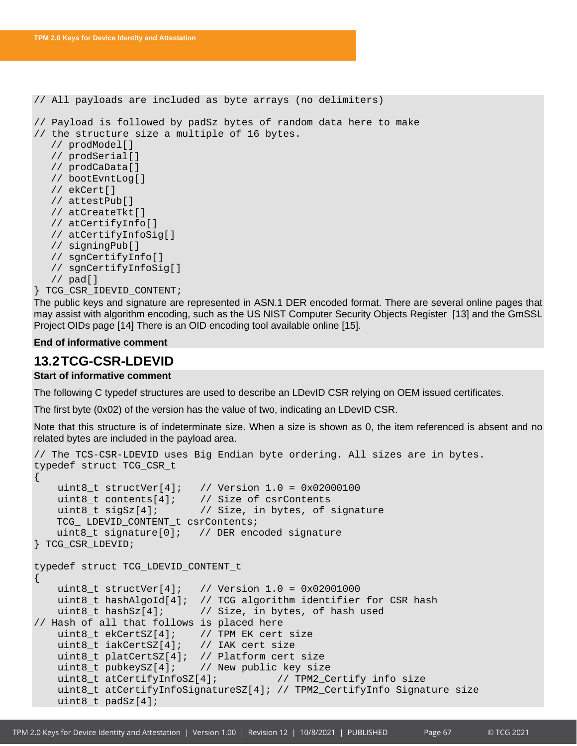```
// All payloads are included as byte arrays (no delimiters)

// Payload is followed by padSz bytes of random data here to make
// the structure size a multiple of 16 bytes.
   // prodModel[]
   // prodSerial[]
   // prodCaData[]
   // bootEvntLog[]
   // ekCert[]
   // attestPub[]
   // atCreateTkt[]
   // atCertifyInfo[]
   // atCertifyInfoSig[]
   // signingPub[]
   // sgnCertifyInfo[]
   // sgnCertifyInfoSig[]
   // pad[]
} TCG_CSR_IDEVID_CONTENT;
```

The public keys and signature are represented in ASN.1 DER encoded format. There are several online pages that may assist with algorithm encoding, such as the US NIST Computer Security Objects Register [13] and the GmSSL Project OIDs page [14] There is an OID encoding tool available online [15].

**End of informative comment**

## 13.2 TCG-CSR-LDEVID

**Start of informative comment**

The following C typedef structures are used to describe an LDevID CSR relying on OEM issued certificates.

The first byte (0x02) of the version has the value of two, indicating an LDevID CSR.

Note that this structure is of indeterminate size. When a size is shown as 0, the item referenced is absent and no related bytes are included in the payload area.

```
// The TCS-CSR-LDEVID uses Big Endian byte ordering. All sizes are in bytes.
typedef struct TCG_CSR_t
{
    uint8_t structVer[4];   // Version 1.0 = 0x02000100
    uint8_t contents[4];    // Size of csrContents
    uint8_t sigSz[4];       // Size, in bytes, of signature
    TCG_ LDEVID_CONTENT_t csrContents;
    uint8_t signature[0];   // DER encoded signature
} TCG_CSR_LDEVID;

typedef struct TCG_LDEVID_CONTENT_t
{
    uint8_t structVer[4];   // Version 1.0 = 0x02001000
    uint8_t hashAlgoId[4];  // TCG algorithm identifier for CSR hash
    uint8_t hashSz[4];      // Size, in bytes, of hash used
// Hash of all that follows is placed here
    uint8_t ekCertSZ[4];    // TPM EK cert size
    uint8_t iakCertSZ[4];   // IAK cert size
    uint8_t platCertSZ[4];  // Platform cert size
    uint8_t pubkeySZ[4];    // New public key size
    uint8_t atCertifyInfoSZ[4];          // TPM2_Certify info size
    uint8_t atCertifyInfoSignatureSZ[4]; // TPM2_CertifyInfo Signature size
    uint8_t padSz[4];
```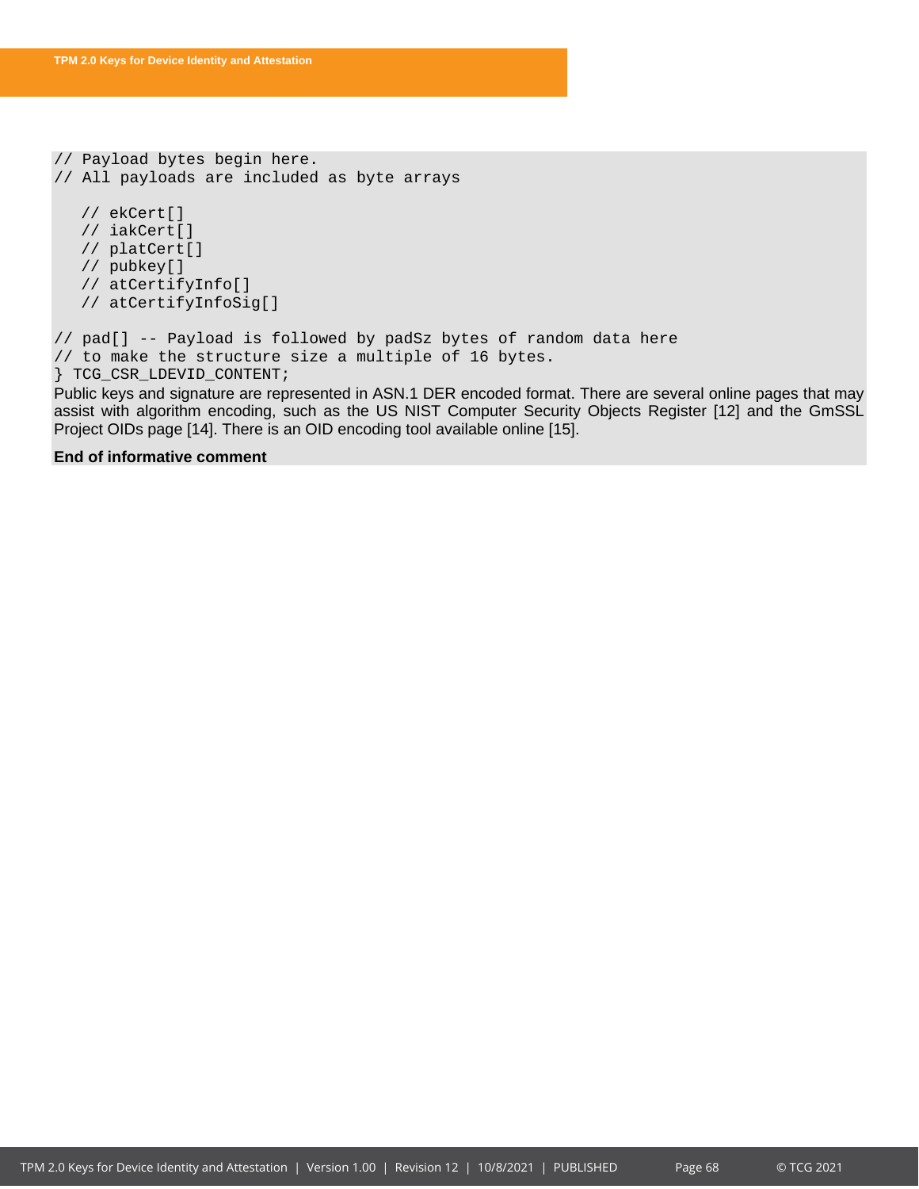```
// Payload bytes begin here.
// All payloads are included as byte arrays

   // ekCert[]
   // iakCert[]
   // platCert[]
   // pubkey[]
   // atCertifyInfo[]
   // atCertifyInfoSig[]

// pad[] -- Payload is followed by padSz bytes of random data here
// to make the structure size a multiple of 16 bytes.
} TCG_CSR_LDEVID_CONTENT;
```

Public keys and signature are represented in ASN.1 DER encoded format. There are several online pages that may assist with algorithm encoding, such as the US NIST Computer Security Objects Register [12] and the GmSSL Project OIDs page [14]. There is an OID encoding tool available online [15].

**End of informative comment**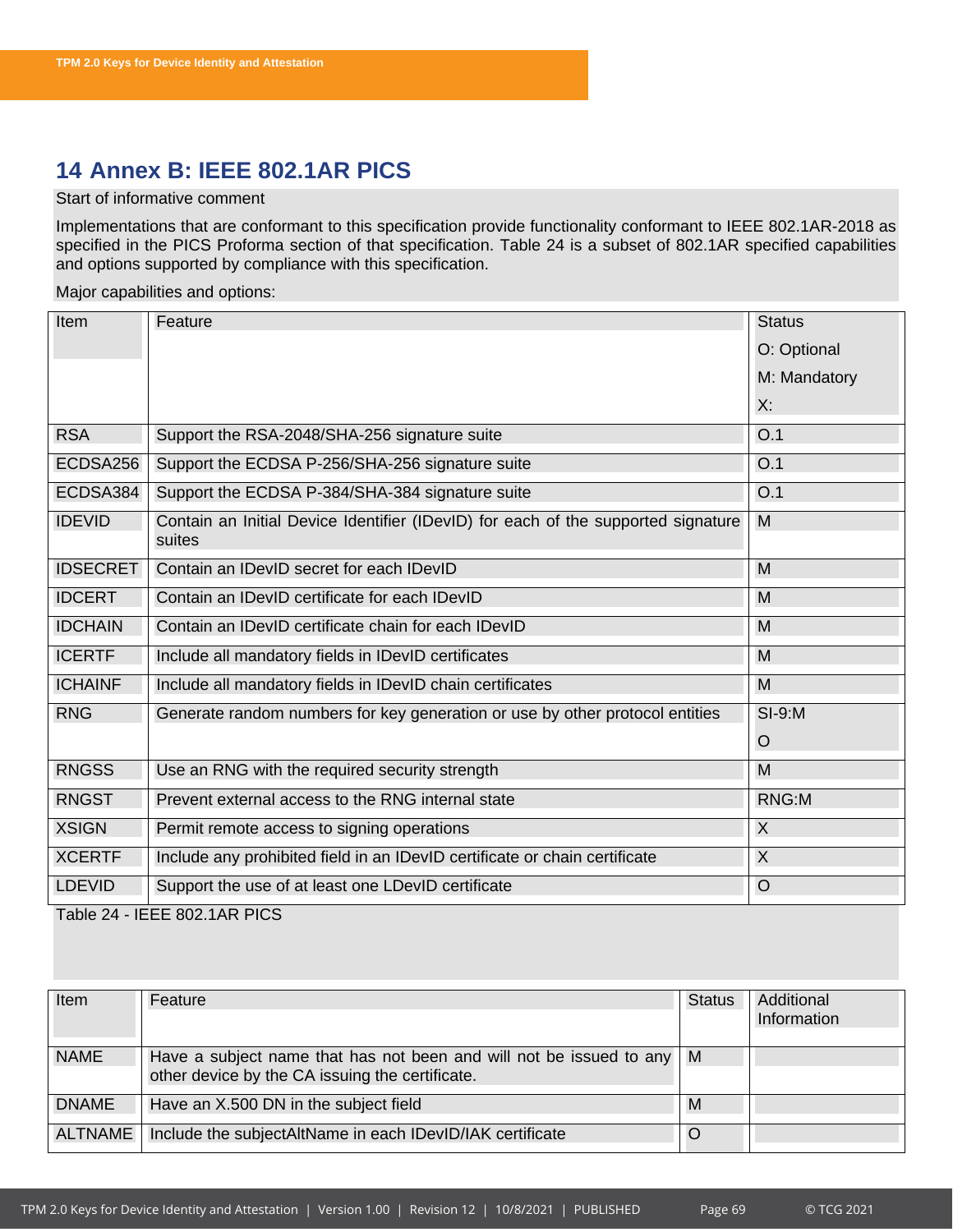# 14 Annex B: IEEE 802.1AR PICS

Start of informative comment

Implementations that are conformant to this specification provide functionality conformant to IEEE 802.1AR-2018 as specified in the PICS Proforma section of that specification. Table 24 is a subset of 802.1AR specified capabilities and options supported by compliance with this specification.

Major capabilities and options:

| Item | Feature | Status<br>O: Optional<br>M: Mandatory<br>X: |
|---|---|---|
| RSA | Support the RSA-2048/SHA-256 signature suite | O.1 |
| ECDSA256 | Support the ECDSA P-256/SHA-256 signature suite | O.1 |
| ECDSA384 | Support the ECDSA P-384/SHA-384 signature suite | O.1 |
| IDEVID | Contain an Initial Device Identifier (IDevID) for each of the supported signature suites | M |
| IDSECRET | Contain an IDevID secret for each IDevID | M |
| IDCERT | Contain an IDevID certificate for each IDevID | M |
| IDCHAIN | Contain an IDevID certificate chain for each IDevID | M |
| ICERTF | Include all mandatory fields in IDevID certificates | M |
| ICHAINF | Include all mandatory fields in IDevID chain certificates | M |
| RNG | Generate random numbers for key generation or use by other protocol entities | SI-9:M<br>O |
| RNGSS | Use an RNG with the required security strength | M |
| RNGST | Prevent external access to the RNG internal state | RNG:M |
| XSIGN | Permit remote access to signing operations | X |
| XCERTF | Include any prohibited field in an IDevID certificate or chain certificate | X |
| LDEVID | Support the use of at least one LDevID certificate | O |

Table 24 - IEEE 802.1AR PICS

| Item | Feature | Status | Additional Information |
|---|---|---|---|
| NAME | Have a subject name that has not been and will not be issued to any other device by the CA issuing the certificate. | M | |
| DNAME | Have an X.500 DN in the subject field | M | |
| ALTNAME | Include the subjectAltName in each IDevID/IAK certificate | O | |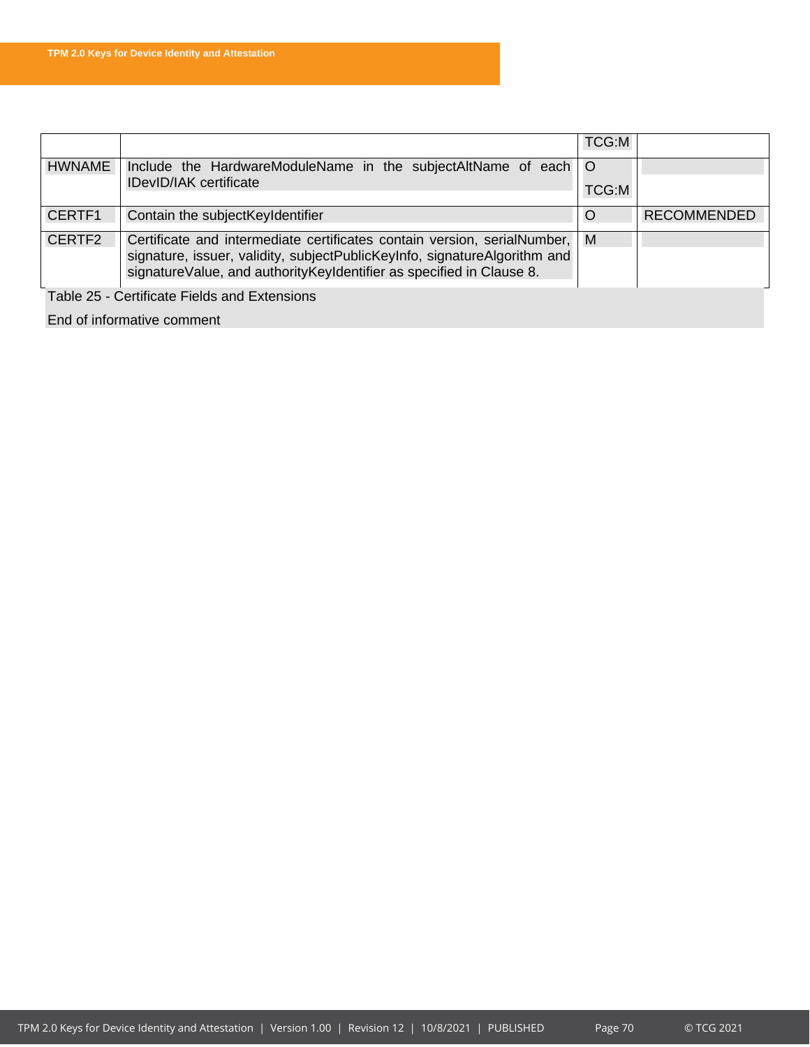| | | | |
|---|---|---|---|
| | | TCG:M | |
| HWNAME | Include the HardwareModuleName in the subjectAltName of each IDevID/IAK certificate | O<br>TCG:M | |
| CERTF1 | Contain the subjectKeyIdentifier | O | RECOMMENDED |
| CERTF2 | Certificate and intermediate certificates contain version, serialNumber, signature, issuer, validity, subjectPublicKeyInfo, signatureAlgorithm and signatureValue, and authorityKeyIdentifier as specified in Clause 8. | M | |

Table 25 - Certificate Fields and Extensions

End of informative comment